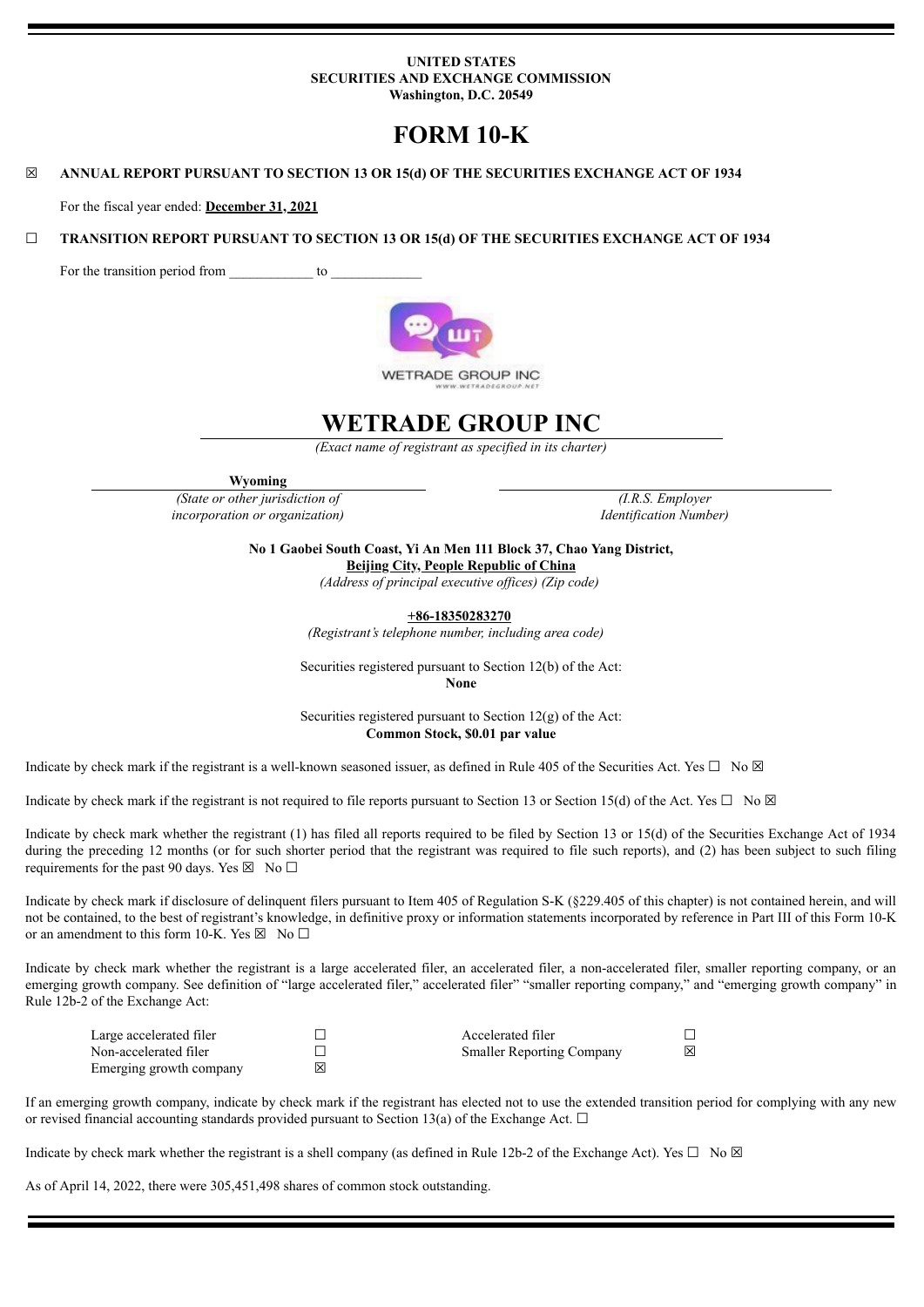**UNITED STATES**
**SECURITIES AND EXCHANGE COMMISSION**
**Washington, D.C. 20549**

# FORM 10-K

☒ **ANNUAL REPORT PURSUANT TO SECTION 13 OR 15(d) OF THE SECURITIES EXCHANGE ACT OF 1934**

For the fiscal year ended: **December 31, 2021**

☐ **TRANSITION REPORT PURSUANT TO SECTION 13 OR 15(d) OF THE SECURITIES EXCHANGE ACT OF 1934**

For the transition period from ____________ to ____________

# WETRADE GROUP INC

*(Exact name of registrant as specified in its charter)*

| **Wyoming** | |
|---|---|
| *(State or other jurisdiction of incorporation or organization)* | *(I.R.S. Employer Identification Number)* |

**No 1 Gaobei South Coast, Yi An Men 111 Block 37, Chao Yang District, Beijing City, People Republic of China**
*(Address of principal executive offices) (Zip code)*

**+86-18350283270**
*(Registrant's telephone number, including area code)*

Securities registered pursuant to Section 12(b) of the Act:
**None**

Securities registered pursuant to Section 12(g) of the Act:
**Common Stock, $0.01 par value**

Indicate by check mark if the registrant is a well-known seasoned issuer, as defined in Rule 405 of the Securities Act. Yes ☐ No ☒

Indicate by check mark if the registrant is not required to file reports pursuant to Section 13 or Section 15(d) of the Act. Yes ☐ No ☒

Indicate by check mark whether the registrant (1) has filed all reports required to be filed by Section 13 or 15(d) of the Securities Exchange Act of 1934 during the preceding 12 months (or for such shorter period that the registrant was required to file such reports), and (2) has been subject to such filing requirements for the past 90 days. Yes ☒ No ☐

Indicate by check mark if disclosure of delinquent filers pursuant to Item 405 of Regulation S-K (§229.405 of this chapter) is not contained herein, and will not be contained, to the best of registrant's knowledge, in definitive proxy or information statements incorporated by reference in Part III of this Form 10-K or an amendment to this form 10-K. Yes ☒ No ☐

Indicate by check mark whether the registrant is a large accelerated filer, an accelerated filer, a non-accelerated filer, smaller reporting company, or an emerging growth company. See definition of "large accelerated filer," accelerated filer" "smaller reporting company," and "emerging growth company" in Rule 12b-2 of the Exchange Act:

| | | | |
|---|---|---|---|
| Large accelerated filer | ☐ | Accelerated filer | ☐ |
| Non-accelerated filer | ☐ | Smaller Reporting Company | ☒ |
| Emerging growth company | ☒ | | |

If an emerging growth company, indicate by check mark if the registrant has elected not to use the extended transition period for complying with any new or revised financial accounting standards provided pursuant to Section 13(a) of the Exchange Act. ☐

Indicate by check mark whether the registrant is a shell company (as defined in Rule 12b-2 of the Exchange Act). Yes ☐ No ☒

As of April 14, 2022, there were 305,451,498 shares of common stock outstanding.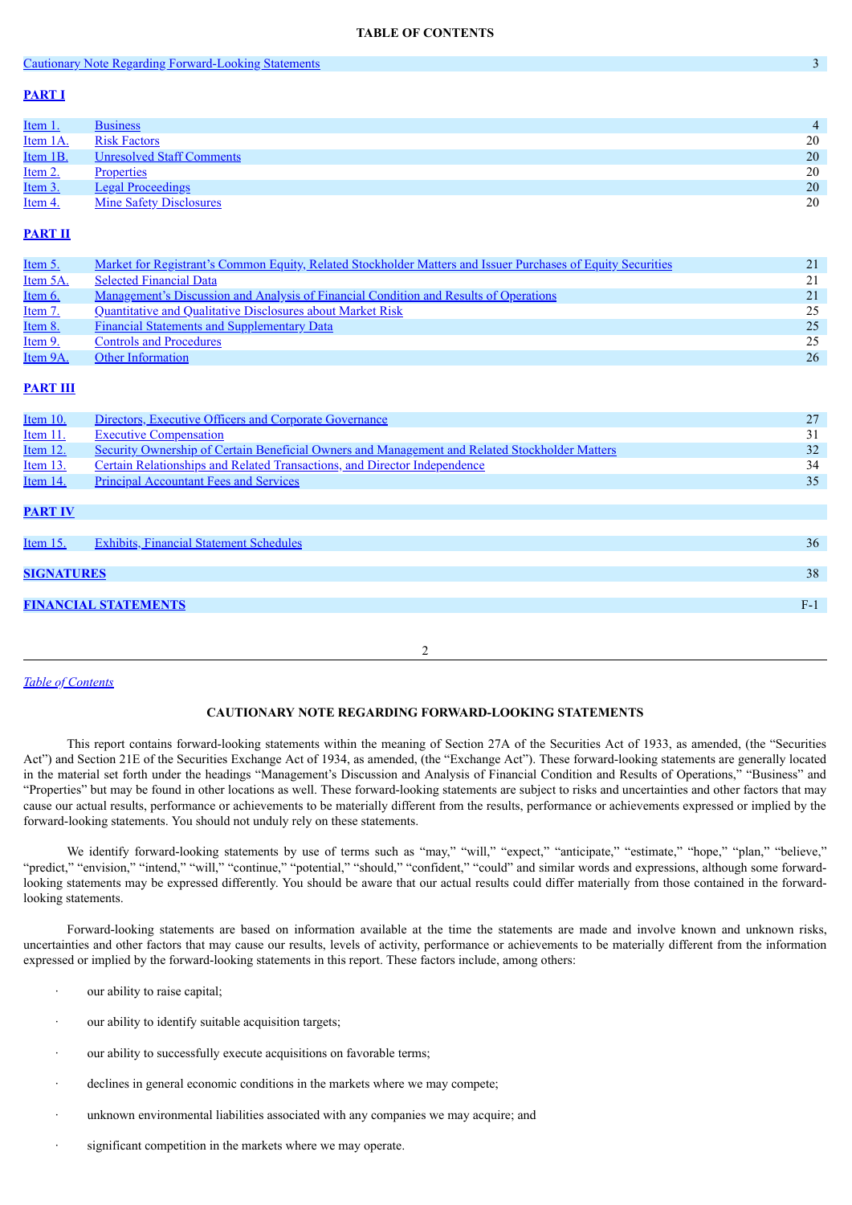## TABLE OF CONTENTS

| | | |
|---|---|---|
| Cautionary Note Regarding Forward-Looking Statements | | 3 |
| **PART I** | | |
| Item 1. | Business | 4 |
| Item 1A. | Risk Factors | 20 |
| Item 1B. | Unresolved Staff Comments | 20 |
| Item 2. | Properties | 20 |
| Item 3. | Legal Proceedings | 20 |
| Item 4. | Mine Safety Disclosures | 20 |
| **PART II** | | |
| Item 5. | Market for Registrant's Common Equity, Related Stockholder Matters and Issuer Purchases of Equity Securities | 21 |
| Item 5A. | Selected Financial Data | 21 |
| Item 6. | Management's Discussion and Analysis of Financial Condition and Results of Operations | 21 |
| Item 7. | Quantitative and Qualitative Disclosures about Market Risk | 25 |
| Item 8. | Financial Statements and Supplementary Data | 25 |
| Item 9. | Controls and Procedures | 25 |
| Item 9A. | Other Information | 26 |
| **PART III** | | |
| Item 10. | Directors, Executive Officers and Corporate Governance | 27 |
| Item 11. | Executive Compensation | 31 |
| Item 12. | Security Ownership of Certain Beneficial Owners and Management and Related Stockholder Matters | 32 |
| Item 13. | Certain Relationships and Related Transactions, and Director Independence | 34 |
| Item 14. | Principal Accountant Fees and Services | 35 |
| **PART IV** | | |
| Item 15. | Exhibits, Financial Statement Schedules | 36 |
| **SIGNATURES** | | 38 |
| **FINANCIAL STATEMENTS** | | F-1 |

*Table of Contents*

## CAUTIONARY NOTE REGARDING FORWARD-LOOKING STATEMENTS

This report contains forward-looking statements within the meaning of Section 27A of the Securities Act of 1933, as amended, (the "Securities Act") and Section 21E of the Securities Exchange Act of 1934, as amended, (the "Exchange Act"). These forward-looking statements are generally located in the material set forth under the headings "Management's Discussion and Analysis of Financial Condition and Results of Operations," "Business" and "Properties" but may be found in other locations as well. These forward-looking statements are subject to risks and uncertainties and other factors that may cause our actual results, performance or achievements to be materially different from the results, performance or achievements expressed or implied by the forward-looking statements. You should not unduly rely on these statements.

We identify forward-looking statements by use of terms such as "may," "will," "expect," "anticipate," "estimate," "hope," "plan," "believe," "predict," "envision," "intend," "will," "continue," "potential," "should," "confident," "could" and similar words and expressions, although some forward-looking statements may be expressed differently. You should be aware that our actual results could differ materially from those contained in the forward-looking statements.

Forward-looking statements are based on information available at the time the statements are made and involve known and unknown risks, uncertainties and other factors that may cause our results, levels of activity, performance or achievements to be materially different from the information expressed or implied by the forward-looking statements in this report. These factors include, among others:

- our ability to raise capital;
- our ability to identify suitable acquisition targets;
- our ability to successfully execute acquisitions on favorable terms;
- declines in general economic conditions in the markets where we may compete;
- unknown environmental liabilities associated with any companies we may acquire; and
- significant competition in the markets where we may operate.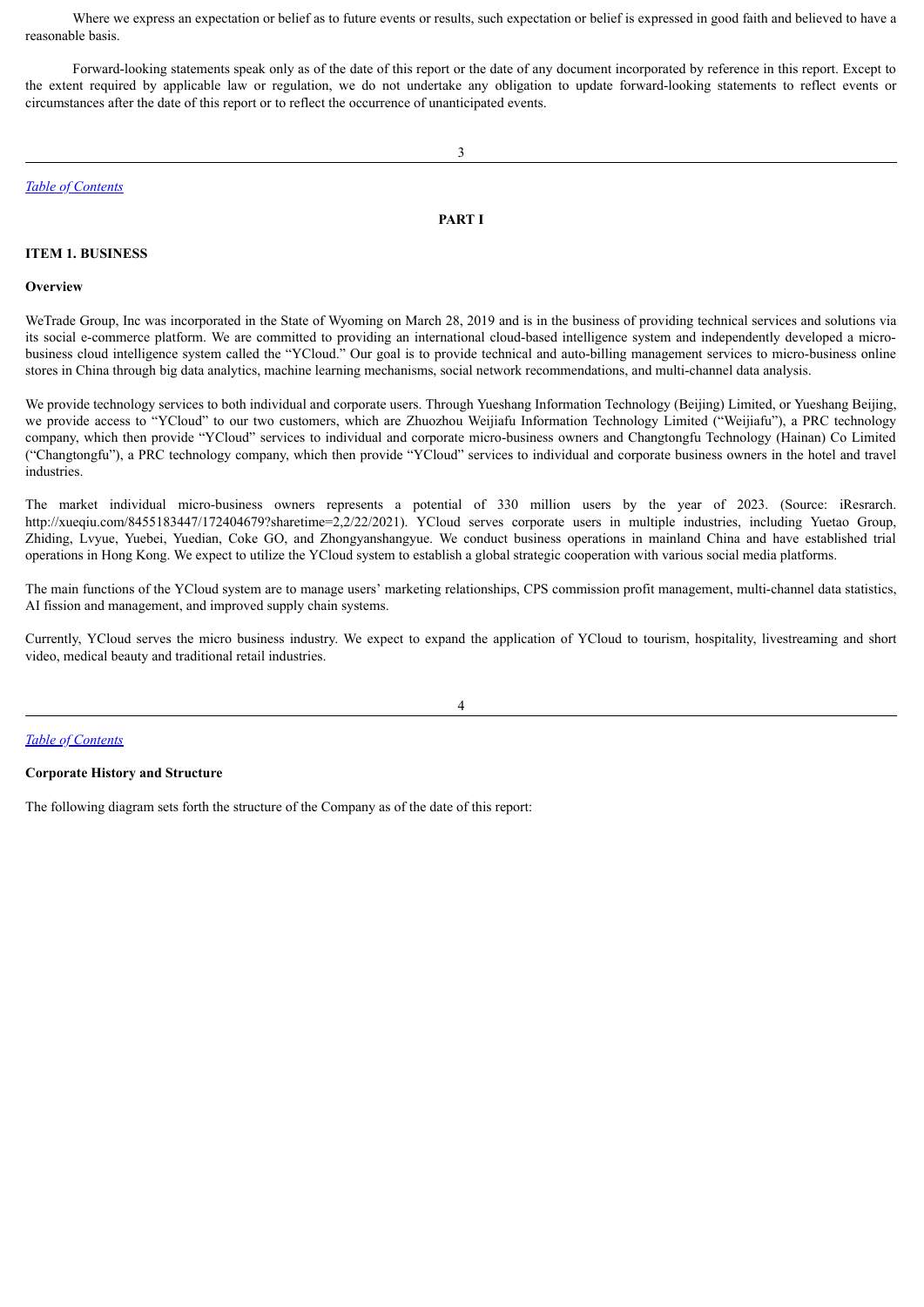Where we express an expectation or belief as to future events or results, such expectation or belief is expressed in good faith and believed to have a reasonable basis.

Forward-looking statements speak only as of the date of this report or the date of any document incorporated by reference in this report. Except to the extent required by applicable law or regulation, we do not undertake any obligation to update forward-looking statements to reflect events or circumstances after the date of this report or to reflect the occurrence of unanticipated events.

*Table of Contents*

# PART I

## ITEM 1. BUSINESS

### Overview

WeTrade Group, Inc was incorporated in the State of Wyoming on March 28, 2019 and is in the business of providing technical services and solutions via its social e-commerce platform. We are committed to providing an international cloud-based intelligence system and independently developed a micro-business cloud intelligence system called the "YCloud." Our goal is to provide technical and auto-billing management services to micro-business online stores in China through big data analytics, machine learning mechanisms, social network recommendations, and multi-channel data analysis.

We provide technology services to both individual and corporate users. Through Yueshang Information Technology (Beijing) Limited, or Yueshang Beijing, we provide access to "YCloud" to our two customers, which are Zhuozhou Weijiafu Information Technology Limited ("Weijiafu"), a PRC technology company, which then provide "YCloud" services to individual and corporate micro-business owners and Changtongfu Technology (Hainan) Co Limited ("Changtongfu"), a PRC technology company, which then provide "YCloud" services to individual and corporate business owners in the hotel and travel industries.

The market individual micro-business owners represents a potential of 330 million users by the year of 2023. (Source: iResrarch. http://xueqiu.com/8455183447/172404679?sharetime=2,2/22/2021). YCloud serves corporate users in multiple industries, including Yuetao Group, Zhiding, Lvyue, Yuebei, Yuedian, Coke GO, and Zhongyanshangyue. We conduct business operations in mainland China and have established trial operations in Hong Kong. We expect to utilize the YCloud system to establish a global strategic cooperation with various social media platforms.

The main functions of the YCloud system are to manage users' marketing relationships, CPS commission profit management, multi-channel data statistics, AI fission and management, and improved supply chain systems.

Currently, YCloud serves the micro business industry. We expect to expand the application of YCloud to tourism, hospitality, livestreaming and short video, medical beauty and traditional retail industries.

*Table of Contents*

### Corporate History and Structure

The following diagram sets forth the structure of the Company as of the date of this report: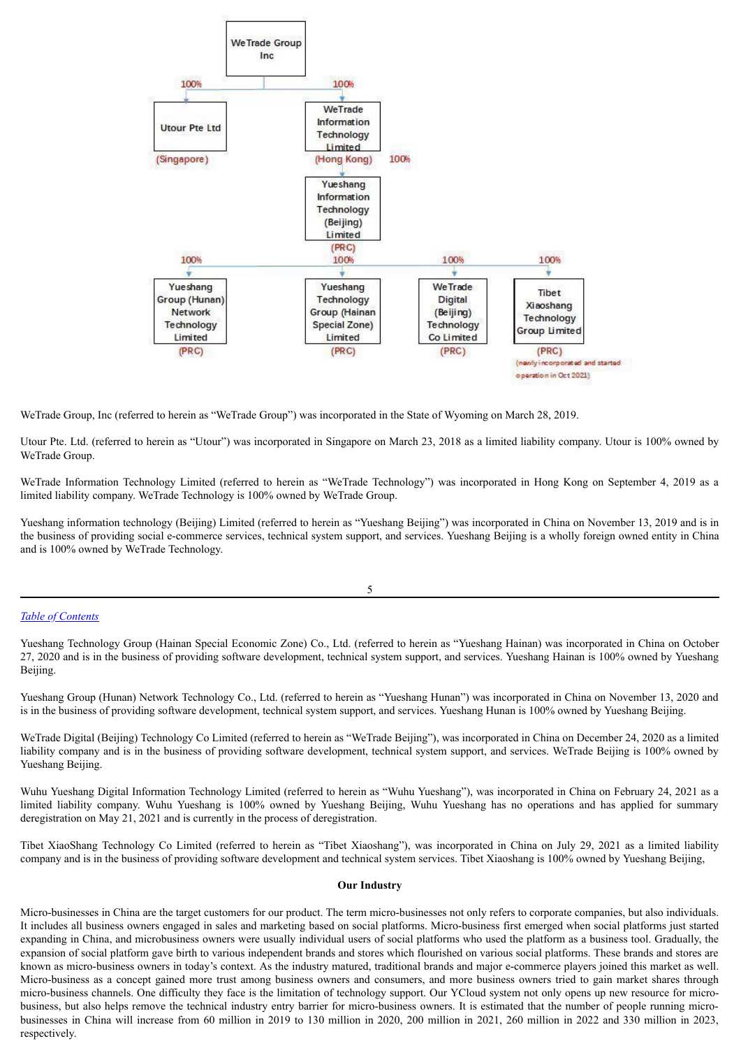- WeTrade Group Inc
  - 100% — Utour Pte Ltd (Singapore)
  - 100% — WeTrade Information Technology Limited (Hong Kong)
    - 100% — Yueshang Information Technology (Beijing) Limited (PRC)
      - 100% — Yueshang Group (Hunan) Network Technology Limited (PRC)
      - 100% — Yueshang Technology Group (Hainan Special Zone) Limited (PRC)
      - 100% — WeTrade Digital (Beijing) Technology Co Limited (PRC)
      - 100% — Tibet Xiaoshang Technology Group Limited (PRC) (newly incorporated and started operation in Oct 2021)

WeTrade Group, Inc (referred to herein as "WeTrade Group") was incorporated in the State of Wyoming on March 28, 2019.

Utour Pte. Ltd. (referred to herein as "Utour") was incorporated in Singapore on March 23, 2018 as a limited liability company. Utour is 100% owned by WeTrade Group.

WeTrade Information Technology Limited (referred to herein as "WeTrade Technology") was incorporated in Hong Kong on September 4, 2019 as a limited liability company. WeTrade Technology is 100% owned by WeTrade Group.

Yueshang information technology (Beijing) Limited (referred to herein as "Yueshang Beijing") was incorporated in China on November 13, 2019 and is in the business of providing social e-commerce services, technical system support, and services. Yueshang Beijing is a wholly foreign owned entity in China and is 100% owned by WeTrade Technology.

Yueshang Technology Group (Hainan Special Economic Zone) Co., Ltd. (referred to herein as "Yueshang Hainan) was incorporated in China on October 27, 2020 and is in the business of providing software development, technical system support, and services. Yueshang Hainan is 100% owned by Yueshang Beijing.

Yueshang Group (Hunan) Network Technology Co., Ltd. (referred to herein as "Yueshang Hunan") was incorporated in China on November 13, 2020 and is in the business of providing software development, technical system support, and services. Yueshang Hunan is 100% owned by Yueshang Beijing.

WeTrade Digital (Beijing) Technology Co Limited (referred to herein as "WeTrade Beijing"), was incorporated in China on December 24, 2020 as a limited liability company and is in the business of providing software development, technical system support, and services. WeTrade Beijing is 100% owned by Yueshang Beijing.

Wuhu Yueshang Digital Information Technology Limited (referred to herein as "Wuhu Yueshang"), was incorporated in China on February 24, 2021 as a limited liability company. Wuhu Yueshang is 100% owned by Yueshang Beijing, Wuhu Yueshang has no operations and has applied for summary deregistration on May 21, 2021 and is currently in the process of deregistration.

Tibet XiaoShang Technology Co Limited (referred to herein as "Tibet Xiaoshang"), was incorporated in China on July 29, 2021 as a limited liability company and is in the business of providing software development and technical system services. Tibet Xiaoshang is 100% owned by Yueshang Beijing,

**Our Industry**

Micro-businesses in China are the target customers for our product. The term micro-businesses not only refers to corporate companies, but also individuals. It includes all business owners engaged in sales and marketing based on social platforms. Micro-business first emerged when social platforms just started expanding in China, and microbusiness owners were usually individual users of social platforms who used the platform as a business tool. Gradually, the expansion of social platform gave birth to various independent brands and stores which flourished on various social platforms. These brands and stores are known as micro-business owners in today's context. As the industry matured, traditional brands and major e-commerce players joined this market as well. Micro-business as a concept gained more trust among business owners and consumers, and more business owners tried to gain market shares through micro-business channels. One difficulty they face is the limitation of technology support. Our YCloud system not only opens up new resource for micro-business, but also helps remove the technical industry entry barrier for micro-business owners. It is estimated that the number of people running micro-businesses in China will increase from 60 million in 2019 to 130 million in 2020, 200 million in 2021, 260 million in 2022 and 330 million in 2023, respectively.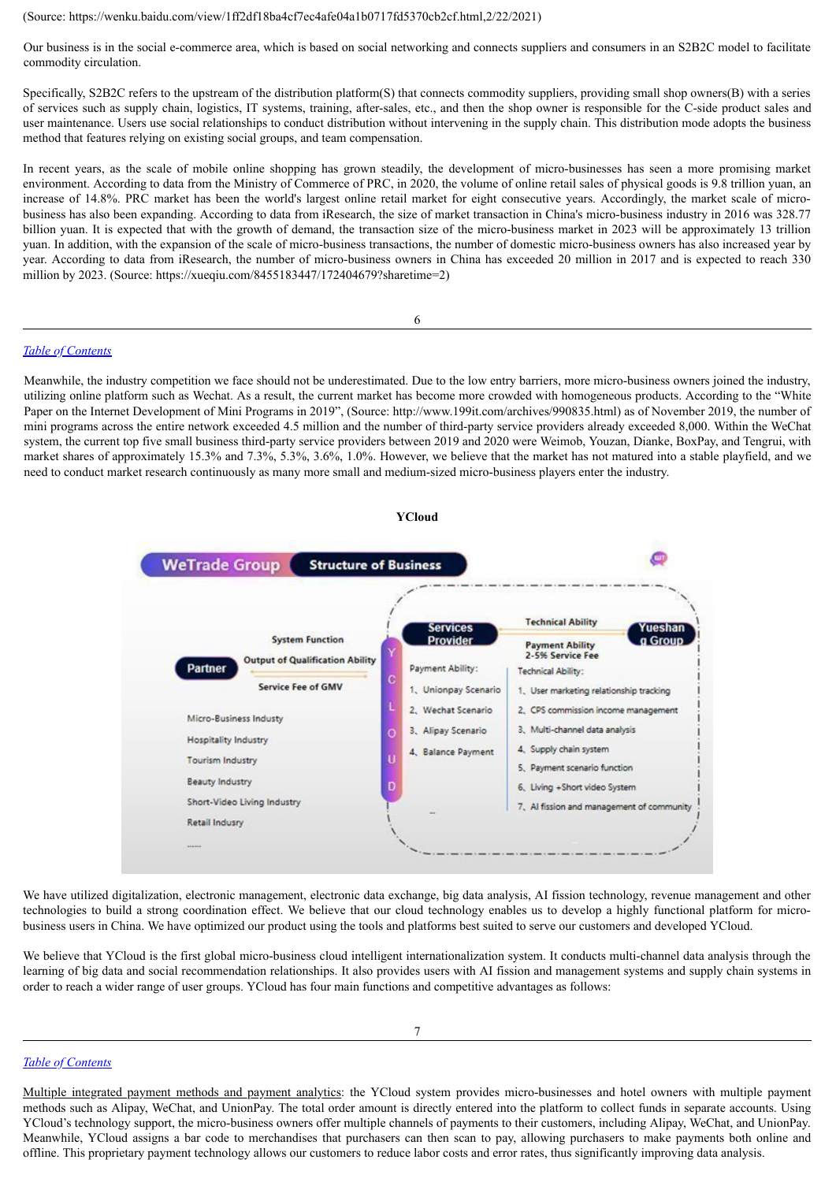(Source: https://wenku.baidu.com/view/1ff2df18ba4cf7ec4afe04a1b0717fd5370cb2cf.html,2/22/2021)

Our business is in the social e-commerce area, which is based on social networking and connects suppliers and consumers in an S2B2C model to facilitate commodity circulation.

Specifically, S2B2C refers to the upstream of the distribution platform(S) that connects commodity suppliers, providing small shop owners(B) with a series of services such as supply chain, logistics, IT systems, training, after-sales, etc., and then the shop owner is responsible for the C-side product sales and user maintenance. Users use social relationships to conduct distribution without intervening in the supply chain. This distribution mode adopts the business method that features relying on existing social groups, and team compensation.

In recent years, as the scale of mobile online shopping has grown steadily, the development of micro-businesses has seen a more promising market environment. According to data from the Ministry of Commerce of PRC, in 2020, the volume of online retail sales of physical goods is 9.8 trillion yuan, an increase of 14.8%. PRC market has been the world's largest online retail market for eight consecutive years. Accordingly, the market scale of micro-business has also been expanding. According to data from iResearch, the size of market transaction in China's micro-business industry in 2016 was 328.77 billion yuan. It is expected that with the growth of demand, the transaction size of the micro-business market in 2023 will be approximately 13 trillion yuan. In addition, with the expansion of the scale of micro-business transactions, the number of domestic micro-business owners has also increased year by year. According to data from iResearch, the number of micro-business owners in China has exceeded 20 million in 2017 and is expected to reach 330 million by 2023. (Source: https://xueqiu.com/8455183447/172404679?sharetime=2)

[Table of Contents](#)

Meanwhile, the industry competition we face should not be underestimated. Due to the low entry barriers, more micro-business owners joined the industry, utilizing online platform such as Wechat. As a result, the current market has become more crowded with homogeneous products. According to the "White Paper on the Internet Development of Mini Programs in 2019", (Source: http://www.199it.com/archives/990835.html) as of November 2019, the number of mini programs across the entire network exceeded 4.5 million and the number of third-party service providers already exceeded 8,000. Within the WeChat system, the current top five small business third-party service providers between 2019 and 2020 were Weimob, Youzan, Dianke, BoxPay, and Tengrui, with market shares of approximately 15.3% and 7.3%, 5.3%, 3.6%, 1.0%. However, we believe that the market has not matured into a stable playfield, and we need to conduct market research continuously as many more small and medium-sized micro-business players enter the industry.

**YCloud**

WeTrade Group — Structure of Business

Partner: System Function; Output of Qualification Ability; Service Fee of GMV

Micro-Business Industy
Hospitality Industry
Tourism Industry
Beauty Industry
Short-Video Living Industry
Retail Industry
......

YCLOUD — Services Provider — Payment Ability: 2-5% Service Fee; Technical Ability — Yueshang Group

Payment Ability:
1、Unionpay Scenario
2、Wechat Scenario
3、Alipay Scenario
4、Balance Payment

Technical Ability:
1、User marketing relationship tracking
2、CPS commission income management
3、Multi-channel data analysis
4、Supply chain system
5、Payment scenario function
6、Living +Short video System
7、AI fission and management of community

We have utilized digitalization, electronic management, electronic data exchange, big data analysis, AI fission technology, revenue management and other technologies to build a strong coordination effect. We believe that our cloud technology enables us to develop a highly functional platform for micro-business users in China. We have optimized our product using the tools and platforms best suited to serve our customers and developed YCloud.

We believe that YCloud is the first global micro-business cloud intelligent internationalization system. It conducts multi-channel data analysis through the learning of big data and social recommendation relationships. It also provides users with AI fission and management systems and supply chain systems in order to reach a wider range of user groups. YCloud has four main functions and competitive advantages as follows:

[Table of Contents](#)

Multiple integrated payment methods and payment analytics: the YCloud system provides micro-businesses and hotel owners with multiple payment methods such as Alipay, WeChat, and UnionPay. The total order amount is directly entered into the platform to collect funds in separate accounts. Using YCloud's technology support, the micro-business owners offer multiple channels of payments to their customers, including Alipay, WeChat, and UnionPay. Meanwhile, YCloud assigns a bar code to merchandises that purchasers can then scan to pay, allowing purchasers to make payments both online and offline. This proprietary payment technology allows our customers to reduce labor costs and error rates, thus significantly improving data analysis.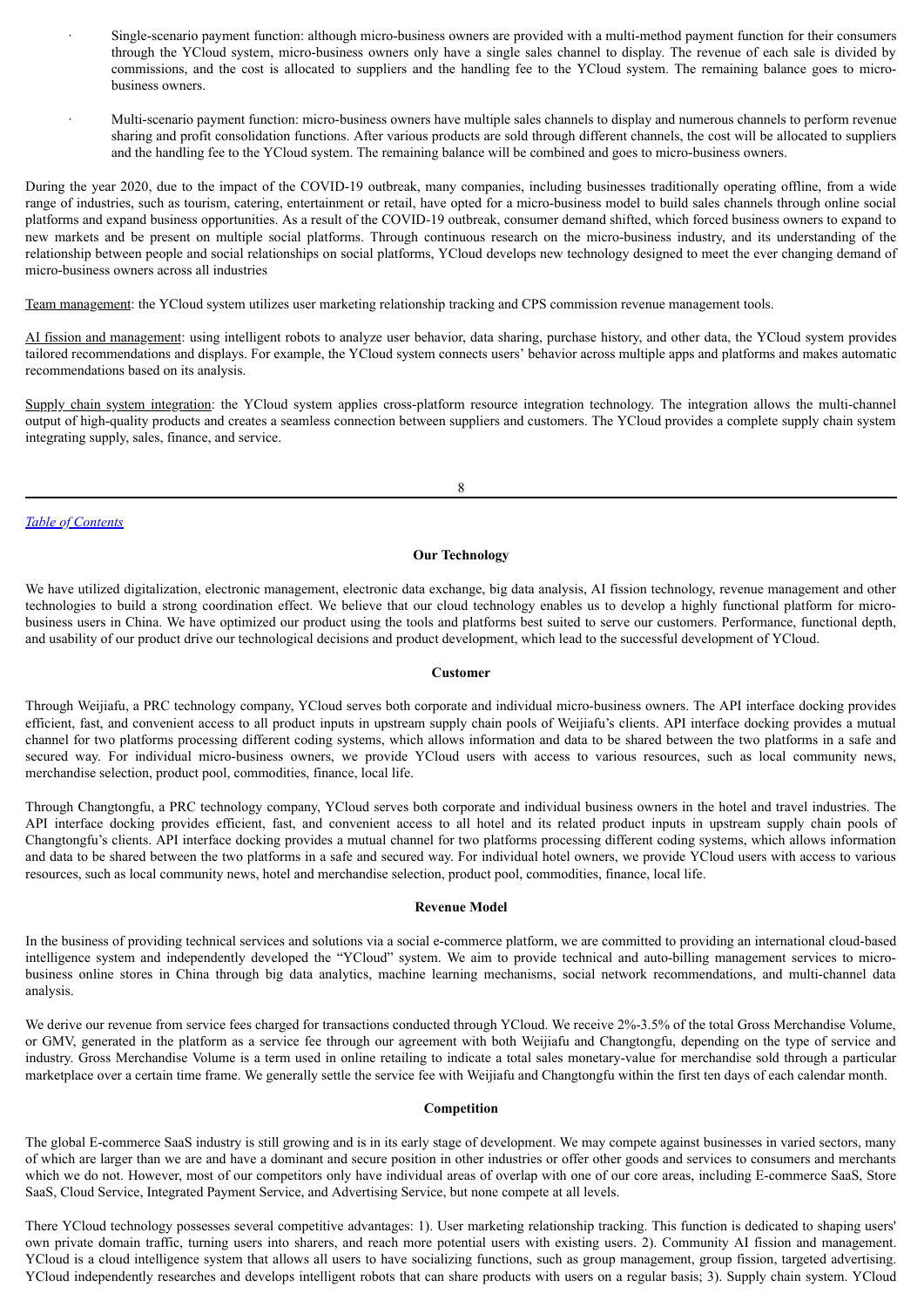- Single-scenario payment function: although micro-business owners are provided with a multi-method payment function for their consumers through the YCloud system, micro-business owners only have a single sales channel to display. The revenue of each sale is divided by commissions, and the cost is allocated to suppliers and the handling fee to the YCloud system. The remaining balance goes to micro-business owners.

- Multi-scenario payment function: micro-business owners have multiple sales channels to display and numerous channels to perform revenue sharing and profit consolidation functions. After various products are sold through different channels, the cost will be allocated to suppliers and the handling fee to the YCloud system. The remaining balance will be combined and goes to micro-business owners.

During the year 2020, due to the impact of the COVID-19 outbreak, many companies, including businesses traditionally operating offline, from a wide range of industries, such as tourism, catering, entertainment or retail, have opted for a micro-business model to build sales channels through online social platforms and expand business opportunities. As a result of the COVID-19 outbreak, consumer demand shifted, which forced business owners to expand to new markets and be present on multiple social platforms. Through continuous research on the micro-business industry, and its understanding of the relationship between people and social relationships on social platforms, YCloud develops new technology designed to meet the ever changing demand of micro-business owners across all industries

Team management: the YCloud system utilizes user marketing relationship tracking and CPS commission revenue management tools.

AI fission and management: using intelligent robots to analyze user behavior, data sharing, purchase history, and other data, the YCloud system provides tailored recommendations and displays. For example, the YCloud system connects users' behavior across multiple apps and platforms and makes automatic recommendations based on its analysis.

Supply chain system integration: the YCloud system applies cross-platform resource integration technology. The integration allows the multi-channel output of high-quality products and creates a seamless connection between suppliers and customers. The YCloud provides a complete supply chain system integrating supply, sales, finance, and service.

### Our Technology

We have utilized digitalization, electronic management, electronic data exchange, big data analysis, AI fission technology, revenue management and other technologies to build a strong coordination effect. We believe that our cloud technology enables us to develop a highly functional platform for micro-business users in China. We have optimized our product using the tools and platforms best suited to serve our customers. Performance, functional depth, and usability of our product drive our technological decisions and product development, which lead to the successful development of YCloud.

### Customer

Through Weijiafu, a PRC technology company, YCloud serves both corporate and individual micro-business owners. The API interface docking provides efficient, fast, and convenient access to all product inputs in upstream supply chain pools of Weijiafu's clients. API interface docking provides a mutual channel for two platforms processing different coding systems, which allows information and data to be shared between the two platforms in a safe and secured way. For individual micro-business owners, we provide YCloud users with access to various resources, such as local community news, merchandise selection, product pool, commodities, finance, local life.

Through Changtongfu, a PRC technology company, YCloud serves both corporate and individual business owners in the hotel and travel industries. The API interface docking provides efficient, fast, and convenient access to all hotel and its related product inputs in upstream supply chain pools of Changtongfu's clients. API interface docking provides a mutual channel for two platforms processing different coding systems, which allows information and data to be shared between the two platforms in a safe and secured way. For individual hotel owners, we provide YCloud users with access to various resources, such as local community news, hotel and merchandise selection, product pool, commodities, finance, local life.

### Revenue Model

In the business of providing technical services and solutions via a social e-commerce platform, we are committed to providing an international cloud-based intelligence system and independently developed the "YCloud" system. We aim to provide technical and auto-billing management services to micro-business online stores in China through big data analytics, machine learning mechanisms, social network recommendations, and multi-channel data analysis.

We derive our revenue from service fees charged for transactions conducted through YCloud. We receive 2%-3.5% of the total Gross Merchandise Volume, or GMV, generated in the platform as a service fee through our agreement with both Weijiafu and Changtongfu, depending on the type of service and industry. Gross Merchandise Volume is a term used in online retailing to indicate a total sales monetary-value for merchandise sold through a particular marketplace over a certain time frame. We generally settle the service fee with Weijiafu and Changtongfu within the first ten days of each calendar month.

### Competition

The global E-commerce SaaS industry is still growing and is in its early stage of development. We may compete against businesses in varied sectors, many of which are larger than we are and have a dominant and secure position in other industries or offer other goods and services to consumers and merchants which we do not. However, most of our competitors only have individual areas of overlap with one of our core areas, including E-commerce SaaS, Store SaaS, Cloud Service, Integrated Payment Service, and Advertising Service, but none compete at all levels.

There YCloud technology possesses several competitive advantages: 1). User marketing relationship tracking. This function is dedicated to shaping users' own private domain traffic, turning users into sharers, and reach more potential users with existing users. 2). Community AI fission and management. YCloud is a cloud intelligence system that allows all users to have socializing functions, such as group management, group fission, targeted advertising. YCloud independently researches and develops intelligent robots that can share products with users on a regular basis; 3). Supply chain system. YCloud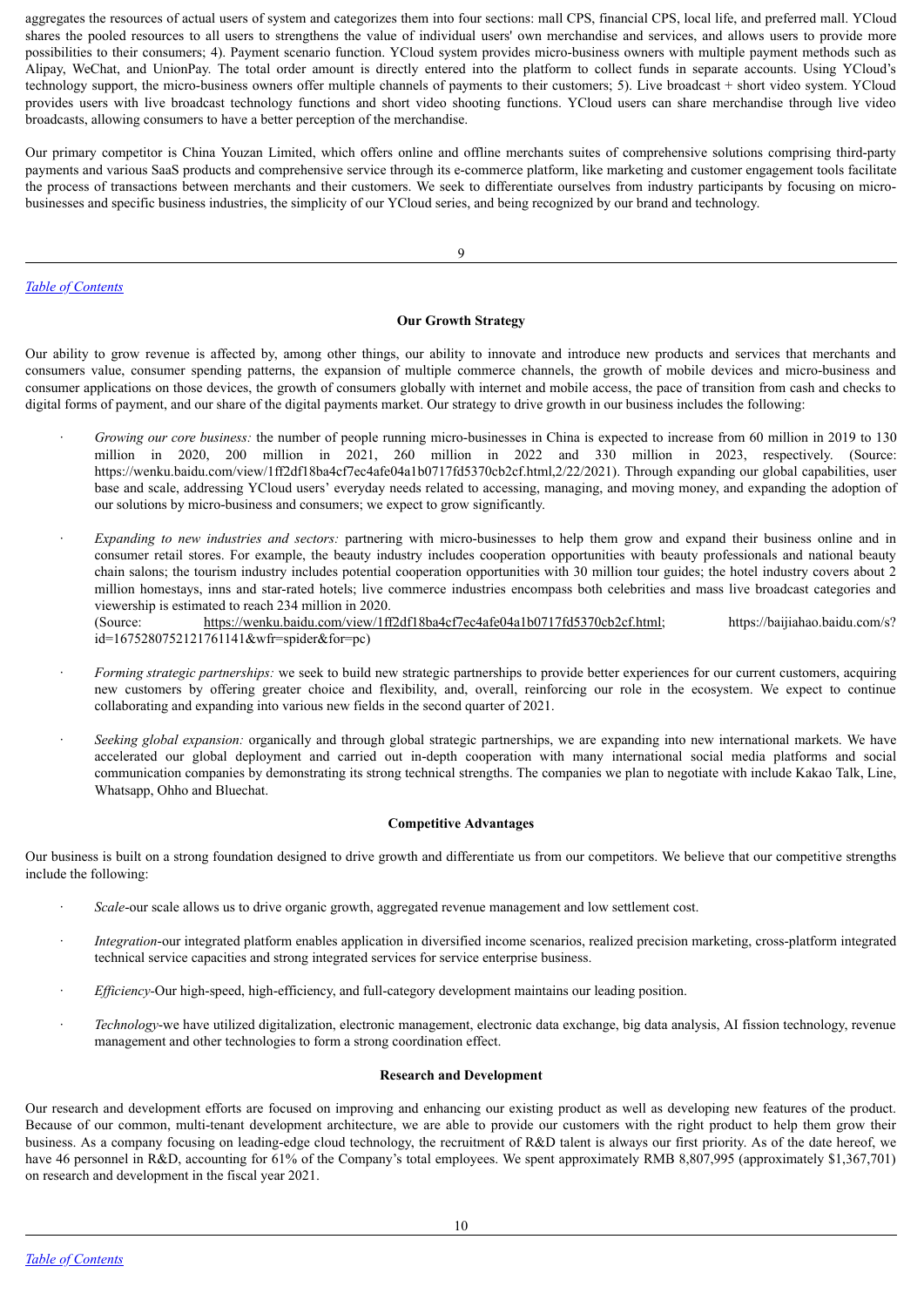aggregates the resources of actual users of system and categorizes them into four sections: mall CPS, financial CPS, local life, and preferred mall. YCloud shares the pooled resources to all users to strengthens the value of individual users' own merchandise and services, and allows users to provide more possibilities to their consumers; 4). Payment scenario function. YCloud system provides micro-business owners with multiple payment methods such as Alipay, WeChat, and UnionPay. The total order amount is directly entered into the platform to collect funds in separate accounts. Using YCloud's technology support, the micro-business owners offer multiple channels of payments to their customers; 5). Live broadcast + short video system. YCloud provides users with live broadcast technology functions and short video shooting functions. YCloud users can share merchandise through live video broadcasts, allowing consumers to have a better perception of the merchandise.

Our primary competitor is China Youzan Limited, which offers online and offline merchants suites of comprehensive solutions comprising third-party payments and various SaaS products and comprehensive service through its e-commerce platform, like marketing and customer engagement tools facilitate the process of transactions between merchants and their customers. We seek to differentiate ourselves from industry participants by focusing on micro-businesses and specific business industries, the simplicity of our YCloud series, and being recognized by our brand and technology.

## Our Growth Strategy

Our ability to grow revenue is affected by, among other things, our ability to innovate and introduce new products and services that merchants and consumers value, consumer spending patterns, the expansion of multiple commerce channels, the growth of mobile devices and micro-business and consumer applications on those devices, the growth of consumers globally with internet and mobile access, the pace of transition from cash and checks to digital forms of payment, and our share of the digital payments market. Our strategy to drive growth in our business includes the following:

- *Growing our core business:* the number of people running micro-businesses in China is expected to increase from 60 million in 2019 to 130 million in 2020, 200 million in 2021, 260 million in 2022 and 330 million in 2023, respectively. (Source: https://wenku.baidu.com/view/1ff2df18ba4cf7ec4afe04a1b0717fd5370cb2cf.html,2/22/2021). Through expanding our global capabilities, user base and scale, addressing YCloud users' everyday needs related to accessing, managing, and moving money, and expanding the adoption of our solutions by micro-business and consumers; we expect to grow significantly.

- *Expanding to new industries and sectors:* partnering with micro-businesses to help them grow and expand their business online and in consumer retail stores. For example, the beauty industry includes cooperation opportunities with beauty professionals and national beauty chain salons; the tourism industry includes potential cooperation opportunities with 30 million tour guides; the hotel industry covers about 2 million homestays, inns and star-rated hotels; live commerce industries encompass both celebrities and mass live broadcast categories and viewership is estimated to reach 234 million in 2020.
  (Source: https://wenku.baidu.com/view/1ff2df18ba4cf7ec4afe04a1b0717fd5370cb2cf.html; https://baijiahao.baidu.com/s?id=1675280752121761141&wfr=spider&for=pc)

- *Forming strategic partnerships:* we seek to build new strategic partnerships to provide better experiences for our current customers, acquiring new customers by offering greater choice and flexibility, and, overall, reinforcing our role in the ecosystem. We expect to continue collaborating and expanding into various new fields in the second quarter of 2021.

- *Seeking global expansion:* organically and through global strategic partnerships, we are expanding into new international markets. We have accelerated our global deployment and carried out in-depth cooperation with many international social media platforms and social communication companies by demonstrating its strong technical strengths. The companies we plan to negotiate with include Kakao Talk, Line, Whatsapp, Ohho and Bluechat.

## Competitive Advantages

Our business is built on a strong foundation designed to drive growth and differentiate us from our competitors. We believe that our competitive strengths include the following:

- *Scale*-our scale allows us to drive organic growth, aggregated revenue management and low settlement cost.

- *Integration*-our integrated platform enables application in diversified income scenarios, realized precision marketing, cross-platform integrated technical service capacities and strong integrated services for service enterprise business.

- *Efficiency*-Our high-speed, high-efficiency, and full-category development maintains our leading position.

- *Technology*-we have utilized digitalization, electronic management, electronic data exchange, big data analysis, AI fission technology, revenue management and other technologies to form a strong coordination effect.

## Research and Development

Our research and development efforts are focused on improving and enhancing our existing product as well as developing new features of the product. Because of our common, multi-tenant development architecture, we are able to provide our customers with the right product to help them grow their business. As a company focusing on leading-edge cloud technology, the recruitment of R&D talent is always our first priority. As of the date hereof, we have 46 personnel in R&D, accounting for 61% of the Company's total employees. We spent approximately RMB 8,807,995 (approximately $1,367,701) on research and development in the fiscal year 2021.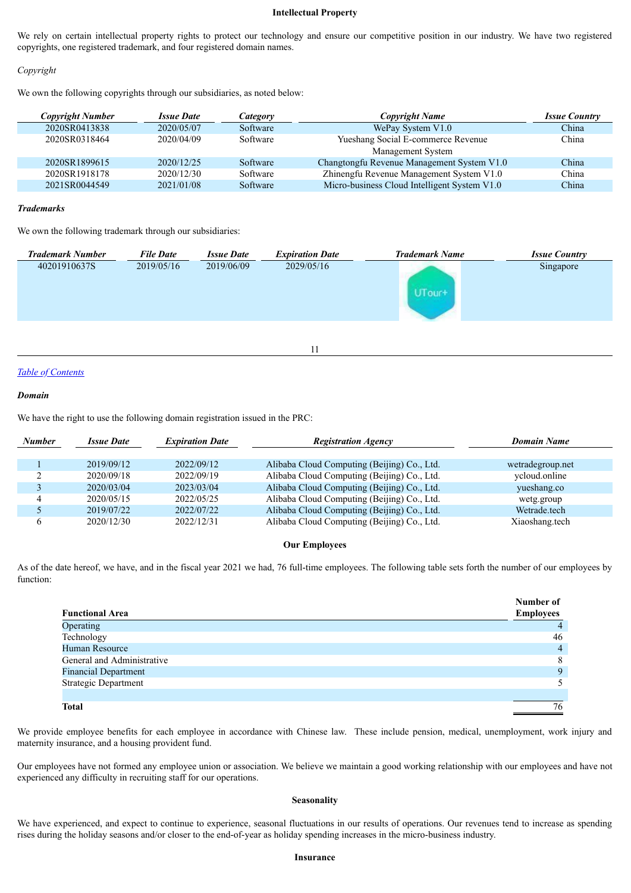### Intellectual Property

We rely on certain intellectual property rights to protect our technology and ensure our competitive position in our industry. We have two registered copyrights, one registered trademark, and four registered domain names.

*Copyright*

We own the following copyrights through our subsidiaries, as noted below:

| *Copyright Number* | *Issue Date* | *Category* | *Copyright Name* | *Issue Country* |
|---|---|---|---|---|
| 2020SR0413838 | 2020/05/07 | Software | WePay System V1.0 | China |
| 2020SR0318464 | 2020/04/09 | Software | Yueshang Social E-commerce Revenue Management System | China |
| 2020SR1899615 | 2020/12/25 | Software | Changtongfu Revenue Management System V1.0 | China |
| 2020SR1918178 | 2020/12/30 | Software | Zhinengfu Revenue Management System V1.0 | China |
| 2021SR0044549 | 2021/01/08 | Software | Micro-business Cloud Intelligent System V1.0 | China |

***Trademarks***

We own the following trademark through our subsidiaries:

| *Trademark Number* | *File Date* | *Issue Date* | *Expiration Date* | *Trademark Name* | *Issue Country* |
|---|---|---|---|---|---|
| 40201910637S | 2019/05/16 | 2019/06/09 | 2029/05/16 | UTour+ | Singapore |

***Domain***

We have the right to use the following domain registration issued in the PRC:

| *Number* | *Issue Date* | *Expiration Date* | *Registration Agency* | *Domain Name* |
|---|---|---|---|---|
| 1 | 2019/09/12 | 2022/09/12 | Alibaba Cloud Computing (Beijing) Co., Ltd. | wetradegroup.net |
| 2 | 2020/09/18 | 2022/09/19 | Alibaba Cloud Computing (Beijing) Co., Ltd. | ycloud.online |
| 3 | 2020/03/04 | 2023/03/04 | Alibaba Cloud Computing (Beijing) Co., Ltd. | yueshang.co |
| 4 | 2020/05/15 | 2022/05/25 | Alibaba Cloud Computing (Beijing) Co., Ltd. | wetg.group |
| 5 | 2019/07/22 | 2022/07/22 | Alibaba Cloud Computing (Beijing) Co., Ltd. | Wetrade.tech |
| 6 | 2020/12/30 | 2022/12/31 | Alibaba Cloud Computing (Beijing) Co., Ltd. | Xiaoshang.tech |

### Our Employees

As of the date hereof, we have, and in the fiscal year 2021 we had, 76 full-time employees. The following table sets forth the number of our employees by function:

| **Functional Area** | **Number of Employees** |
|---|---|
| Operating | 4 |
| Technology | 46 |
| Human Resource | 4 |
| General and Administrative | 8 |
| Financial Department | 9 |
| Strategic Department | 5 |
| **Total** | 76 |

We provide employee benefits for each employee in accordance with Chinese law. These include pension, medical, unemployment, work injury and maternity insurance, and a housing provident fund.

Our employees have not formed any employee union or association. We believe we maintain a good working relationship with our employees and have not experienced any difficulty in recruiting staff for our operations.

### Seasonality

We have experienced, and expect to continue to experience, seasonal fluctuations in our results of operations. Our revenues tend to increase as spending rises during the holiday seasons and/or closer to the end-of-year as holiday spending increases in the micro-business industry.

### Insurance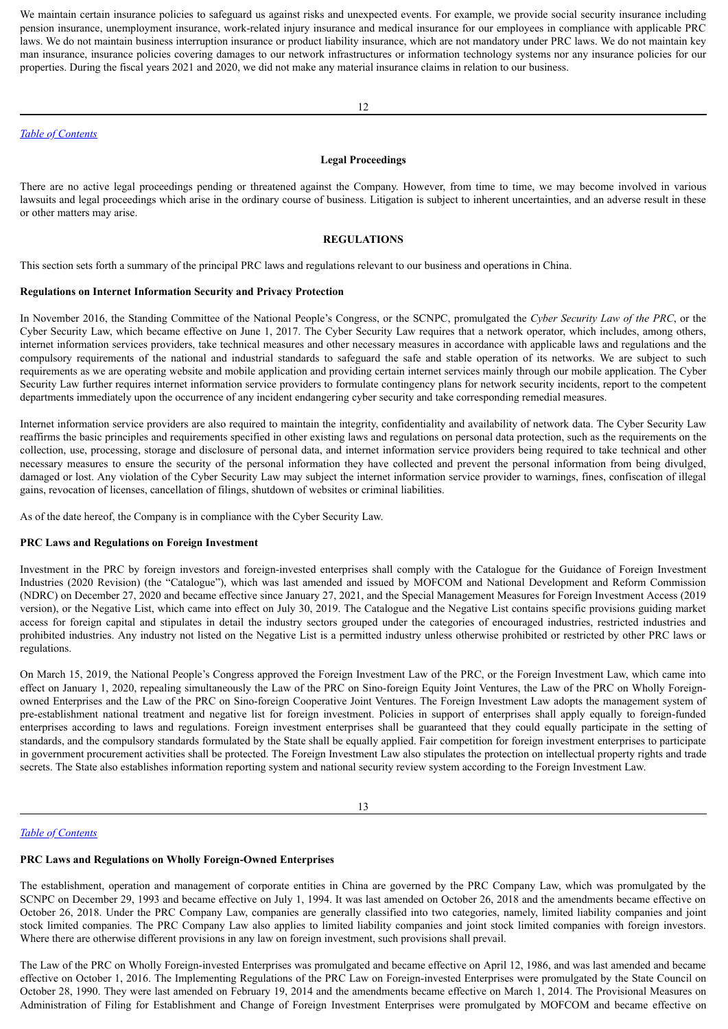We maintain certain insurance policies to safeguard us against risks and unexpected events. For example, we provide social security insurance including pension insurance, unemployment insurance, work-related injury insurance and medical insurance for our employees in compliance with applicable PRC laws. We do not maintain business interruption insurance or product liability insurance, which are not mandatory under PRC laws. We do not maintain key man insurance, insurance policies covering damages to our network infrastructures or information technology systems nor any insurance policies for our properties. During the fiscal years 2021 and 2020, we did not make any material insurance claims in relation to our business.

**Legal Proceedings**

There are no active legal proceedings pending or threatened against the Company. However, from time to time, we may become involved in various lawsuits and legal proceedings which arise in the ordinary course of business. Litigation is subject to inherent uncertainties, and an adverse result in these or other matters may arise.

## REGULATIONS

This section sets forth a summary of the principal PRC laws and regulations relevant to our business and operations in China.

**Regulations on Internet Information Security and Privacy Protection**

In November 2016, the Standing Committee of the National People's Congress, or the SCNPC, promulgated the *Cyber Security Law of the PRC*, or the Cyber Security Law, which became effective on June 1, 2017. The Cyber Security Law requires that a network operator, which includes, among others, internet information services providers, take technical measures and other necessary measures in accordance with applicable laws and regulations and the compulsory requirements of the national and industrial standards to safeguard the safe and stable operation of its networks. We are subject to such requirements as we are operating website and mobile application and providing certain internet services mainly through our mobile application. The Cyber Security Law further requires internet information service providers to formulate contingency plans for network security incidents, report to the competent departments immediately upon the occurrence of any incident endangering cyber security and take corresponding remedial measures.

Internet information service providers are also required to maintain the integrity, confidentiality and availability of network data. The Cyber Security Law reaffirms the basic principles and requirements specified in other existing laws and regulations on personal data protection, such as the requirements on the collection, use, processing, storage and disclosure of personal data, and internet information service providers being required to take technical and other necessary measures to ensure the security of the personal information they have collected and prevent the personal information from being divulged, damaged or lost. Any violation of the Cyber Security Law may subject the internet information service provider to warnings, fines, confiscation of illegal gains, revocation of licenses, cancellation of filings, shutdown of websites or criminal liabilities.

As of the date hereof, the Company is in compliance with the Cyber Security Law.

**PRC Laws and Regulations on Foreign Investment**

Investment in the PRC by foreign investors and foreign-invested enterprises shall comply with the Catalogue for the Guidance of Foreign Investment Industries (2020 Revision) (the "Catalogue"), which was last amended and issued by MOFCOM and National Development and Reform Commission (NDRC) on December 27, 2020 and became effective since January 27, 2021, and the Special Management Measures for Foreign Investment Access (2019 version), or the Negative List, which came into effect on July 30, 2019. The Catalogue and the Negative List contains specific provisions guiding market access for foreign capital and stipulates in detail the industry sectors grouped under the categories of encouraged industries, restricted industries and prohibited industries. Any industry not listed on the Negative List is a permitted industry unless otherwise prohibited or restricted by other PRC laws or regulations.

On March 15, 2019, the National People's Congress approved the Foreign Investment Law of the PRC, or the Foreign Investment Law, which came into effect on January 1, 2020, repealing simultaneously the Law of the PRC on Sino-foreign Equity Joint Ventures, the Law of the PRC on Wholly Foreign-owned Enterprises and the Law of the PRC on Sino-foreign Cooperative Joint Ventures. The Foreign Investment Law adopts the management system of pre-establishment national treatment and negative list for foreign investment. Policies in support of enterprises shall apply equally to foreign-funded enterprises according to laws and regulations. Foreign investment enterprises shall be guaranteed that they could equally participate in the setting of standards, and the compulsory standards formulated by the State shall be equally applied. Fair competition for foreign investment enterprises to participate in government procurement activities shall be protected. The Foreign Investment Law also stipulates the protection on intellectual property rights and trade secrets. The State also establishes information reporting system and national security review system according to the Foreign Investment Law.

**PRC Laws and Regulations on Wholly Foreign-Owned Enterprises**

The establishment, operation and management of corporate entities in China are governed by the PRC Company Law, which was promulgated by the SCNPC on December 29, 1993 and became effective on July 1, 1994. It was last amended on October 26, 2018 and the amendments became effective on October 26, 2018. Under the PRC Company Law, companies are generally classified into two categories, namely, limited liability companies and joint stock limited companies. The PRC Company Law also applies to limited liability companies and joint stock limited companies with foreign investors. Where there are otherwise different provisions in any law on foreign investment, such provisions shall prevail.

The Law of the PRC on Wholly Foreign-invested Enterprises was promulgated and became effective on April 12, 1986, and was last amended and became effective on October 1, 2016. The Implementing Regulations of the PRC Law on Foreign-invested Enterprises were promulgated by the State Council on October 28, 1990. They were last amended on February 19, 2014 and the amendments became effective on March 1, 2014. The Provisional Measures on Administration of Filing for Establishment and Change of Foreign Investment Enterprises were promulgated by MOFCOM and became effective on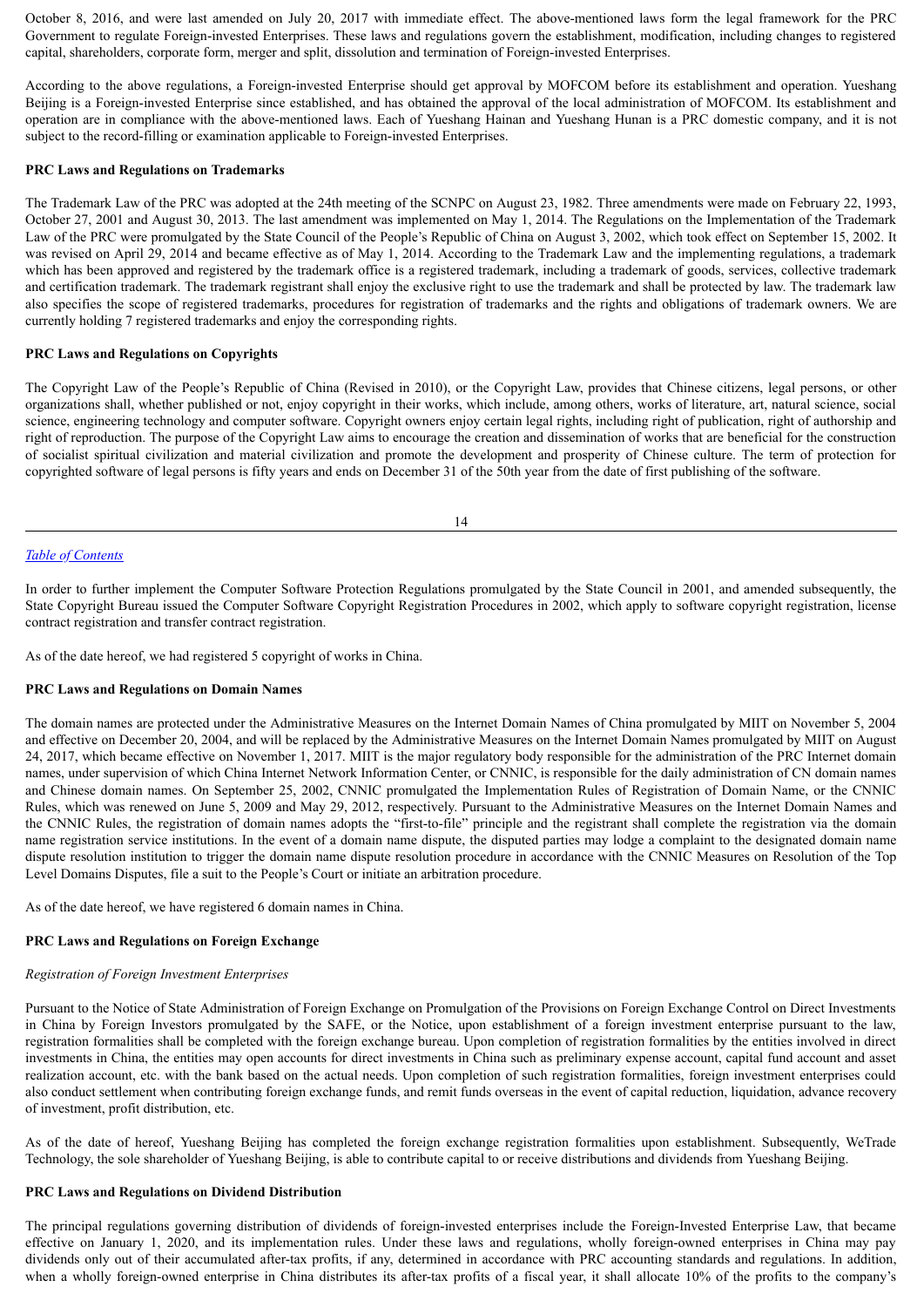October 8, 2016, and were last amended on July 20, 2017 with immediate effect. The above-mentioned laws form the legal framework for the PRC Government to regulate Foreign-invested Enterprises. These laws and regulations govern the establishment, modification, including changes to registered capital, shareholders, corporate form, merger and split, dissolution and termination of Foreign-invested Enterprises.

According to the above regulations, a Foreign-invested Enterprise should get approval by MOFCOM before its establishment and operation. Yueshang Beijing is a Foreign-invested Enterprise since established, and has obtained the approval of the local administration of MOFCOM. Its establishment and operation are in compliance with the above-mentioned laws. Each of Yueshang Hainan and Yueshang Hunan is a PRC domestic company, and it is not subject to the record-filling or examination applicable to Foreign-invested Enterprises.

**PRC Laws and Regulations on Trademarks**

The Trademark Law of the PRC was adopted at the 24th meeting of the SCNPC on August 23, 1982. Three amendments were made on February 22, 1993, October 27, 2001 and August 30, 2013. The last amendment was implemented on May 1, 2014. The Regulations on the Implementation of the Trademark Law of the PRC were promulgated by the State Council of the People's Republic of China on August 3, 2002, which took effect on September 15, 2002. It was revised on April 29, 2014 and became effective as of May 1, 2014. According to the Trademark Law and the implementing regulations, a trademark which has been approved and registered by the trademark office is a registered trademark, including a trademark of goods, services, collective trademark and certification trademark. The trademark registrant shall enjoy the exclusive right to use the trademark and shall be protected by law. The trademark law also specifies the scope of registered trademarks, procedures for registration of trademarks and the rights and obligations of trademark owners. We are currently holding 7 registered trademarks and enjoy the corresponding rights.

**PRC Laws and Regulations on Copyrights**

The Copyright Law of the People's Republic of China (Revised in 2010), or the Copyright Law, provides that Chinese citizens, legal persons, or other organizations shall, whether published or not, enjoy copyright in their works, which include, among others, works of literature, art, natural science, social science, engineering technology and computer software. Copyright owners enjoy certain legal rights, including right of publication, right of authorship and right of reproduction. The purpose of the Copyright Law aims to encourage the creation and dissemination of works that are beneficial for the construction of socialist spiritual civilization and material civilization and promote the development and prosperity of Chinese culture. The term of protection for copyrighted software of legal persons is fifty years and ends on December 31 of the 50th year from the date of first publishing of the software.

In order to further implement the Computer Software Protection Regulations promulgated by the State Council in 2001, and amended subsequently, the State Copyright Bureau issued the Computer Software Copyright Registration Procedures in 2002, which apply to software copyright registration, license contract registration and transfer contract registration.

As of the date hereof, we had registered 5 copyright of works in China.

**PRC Laws and Regulations on Domain Names**

The domain names are protected under the Administrative Measures on the Internet Domain Names of China promulgated by MIIT on November 5, 2004 and effective on December 20, 2004, and will be replaced by the Administrative Measures on the Internet Domain Names promulgated by MIIT on August 24, 2017, which became effective on November 1, 2017. MIIT is the major regulatory body responsible for the administration of the PRC Internet domain names, under supervision of which China Internet Network Information Center, or CNNIC, is responsible for the daily administration of CN domain names and Chinese domain names. On September 25, 2002, CNNIC promulgated the Implementation Rules of Registration of Domain Name, or the CNNIC Rules, which was renewed on June 5, 2009 and May 29, 2012, respectively. Pursuant to the Administrative Measures on the Internet Domain Names and the CNNIC Rules, the registration of domain names adopts the "first-to-file" principle and the registrant shall complete the registration via the domain name registration service institutions. In the event of a domain name dispute, the disputed parties may lodge a complaint to the designated domain name dispute resolution institution to trigger the domain name dispute resolution procedure in accordance with the CNNIC Measures on Resolution of the Top Level Domains Disputes, file a suit to the People's Court or initiate an arbitration procedure.

As of the date hereof, we have registered 6 domain names in China.

**PRC Laws and Regulations on Foreign Exchange**

*Registration of Foreign Investment Enterprises*

Pursuant to the Notice of State Administration of Foreign Exchange on Promulgation of the Provisions on Foreign Exchange Control on Direct Investments in China by Foreign Investors promulgated by the SAFE, or the Notice, upon establishment of a foreign investment enterprise pursuant to the law, registration formalities shall be completed with the foreign exchange bureau. Upon completion of registration formalities by the entities involved in direct investments in China, the entities may open accounts for direct investments in China such as preliminary expense account, capital fund account and asset realization account, etc. with the bank based on the actual needs. Upon completion of such registration formalities, foreign investment enterprises could also conduct settlement when contributing foreign exchange funds, and remit funds overseas in the event of capital reduction, liquidation, advance recovery of investment, profit distribution, etc.

As of the date of hereof, Yueshang Beijing has completed the foreign exchange registration formalities upon establishment. Subsequently, WeTrade Technology, the sole shareholder of Yueshang Beijing, is able to contribute capital to or receive distributions and dividends from Yueshang Beijing.

**PRC Laws and Regulations on Dividend Distribution**

The principal regulations governing distribution of dividends of foreign-invested enterprises include the Foreign-Invested Enterprise Law, that became effective on January 1, 2020, and its implementation rules. Under these laws and regulations, wholly foreign-owned enterprises in China may pay dividends only out of their accumulated after-tax profits, if any, determined in accordance with PRC accounting standards and regulations. In addition, when a wholly foreign-owned enterprise in China distributes its after-tax profits of a fiscal year, it shall allocate 10% of the profits to the company's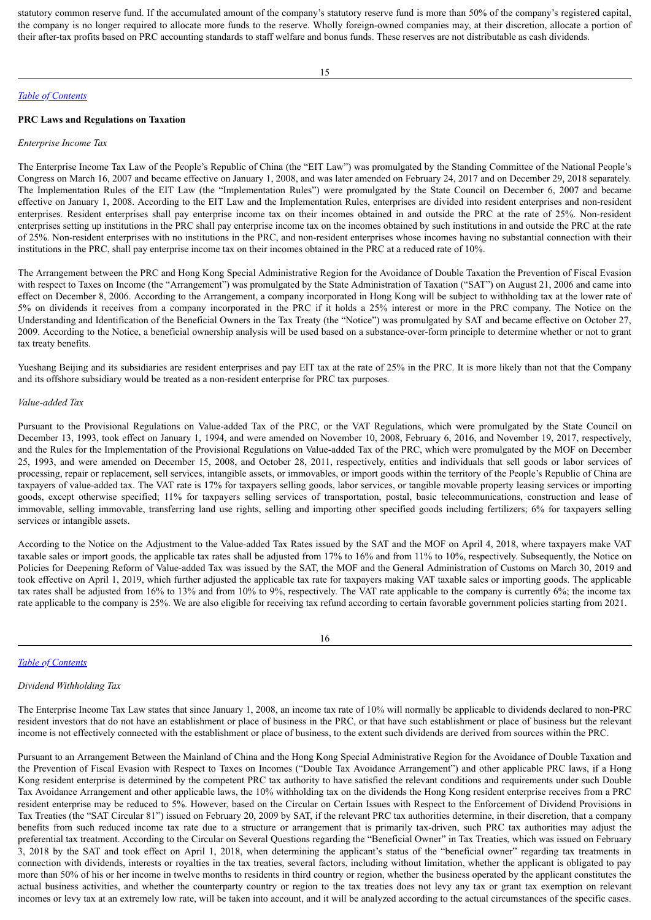statutory common reserve fund. If the accumulated amount of the company's statutory reserve fund is more than 50% of the company's registered capital, the company is no longer required to allocate more funds to the reserve. Wholly foreign-owned companies may, at their discretion, allocate a portion of their after-tax profits based on PRC accounting standards to staff welfare and bonus funds. These reserves are not distributable as cash dividends.

**PRC Laws and Regulations on Taxation**

*Enterprise Income Tax*

The Enterprise Income Tax Law of the People's Republic of China (the "EIT Law") was promulgated by the Standing Committee of the National People's Congress on March 16, 2007 and became effective on January 1, 2008, and was later amended on February 24, 2017 and on December 29, 2018 separately. The Implementation Rules of the EIT Law (the "Implementation Rules") were promulgated by the State Council on December 6, 2007 and became effective on January 1, 2008. According to the EIT Law and the Implementation Rules, enterprises are divided into resident enterprises and non-resident enterprises. Resident enterprises shall pay enterprise income tax on their incomes obtained in and outside the PRC at the rate of 25%. Non-resident enterprises setting up institutions in the PRC shall pay enterprise income tax on the incomes obtained by such institutions in and outside the PRC at the rate of 25%. Non-resident enterprises with no institutions in the PRC, and non-resident enterprises whose incomes having no substantial connection with their institutions in the PRC, shall pay enterprise income tax on their incomes obtained in the PRC at a reduced rate of 10%.

The Arrangement between the PRC and Hong Kong Special Administrative Region for the Avoidance of Double Taxation the Prevention of Fiscal Evasion with respect to Taxes on Income (the "Arrangement") was promulgated by the State Administration of Taxation ("SAT") on August 21, 2006 and came into effect on December 8, 2006. According to the Arrangement, a company incorporated in Hong Kong will be subject to withholding tax at the lower rate of 5% on dividends it receives from a company incorporated in the PRC if it holds a 25% interest or more in the PRC company. The Notice on the Understanding and Identification of the Beneficial Owners in the Tax Treaty (the "Notice") was promulgated by SAT and became effective on October 27, 2009. According to the Notice, a beneficial ownership analysis will be used based on a substance-over-form principle to determine whether or not to grant tax treaty benefits.

Yueshang Beijing and its subsidiaries are resident enterprises and pay EIT tax at the rate of 25% in the PRC. It is more likely than not that the Company and its offshore subsidiary would be treated as a non-resident enterprise for PRC tax purposes.

*Value-added Tax*

Pursuant to the Provisional Regulations on Value-added Tax of the PRC, or the VAT Regulations, which were promulgated by the State Council on December 13, 1993, took effect on January 1, 1994, and were amended on November 10, 2008, February 6, 2016, and November 19, 2017, respectively, and the Rules for the Implementation of the Provisional Regulations on Value-added Tax of the PRC, which were promulgated by the MOF on December 25, 1993, and were amended on December 15, 2008, and October 28, 2011, respectively, entities and individuals that sell goods or labor services of processing, repair or replacement, sell services, intangible assets, or immovables, or import goods within the territory of the People's Republic of China are taxpayers of value-added tax. The VAT rate is 17% for taxpayers selling goods, labor services, or tangible movable property leasing services or importing goods, except otherwise specified; 11% for taxpayers selling services of transportation, postal, basic telecommunications, construction and lease of immovable, selling immovable, transferring land use rights, selling and importing other specified goods including fertilizers; 6% for taxpayers selling services or intangible assets.

According to the Notice on the Adjustment to the Value-added Tax Rates issued by the SAT and the MOF on April 4, 2018, where taxpayers make VAT taxable sales or import goods, the applicable tax rates shall be adjusted from 17% to 16% and from 11% to 10%, respectively. Subsequently, the Notice on Policies for Deepening Reform of Value-added Tax was issued by the SAT, the MOF and the General Administration of Customs on March 30, 2019 and took effective on April 1, 2019, which further adjusted the applicable tax rate for taxpayers making VAT taxable sales or importing goods. The applicable tax rates shall be adjusted from 16% to 13% and from 10% to 9%, respectively. The VAT rate applicable to the company is currently 6%; the income tax rate applicable to the company is 25%. We are also eligible for receiving tax refund according to certain favorable government policies starting from 2021.

*Dividend Withholding Tax*

The Enterprise Income Tax Law states that since January 1, 2008, an income tax rate of 10% will normally be applicable to dividends declared to non-PRC resident investors that do not have an establishment or place of business in the PRC, or that have such establishment or place of business but the relevant income is not effectively connected with the establishment or place of business, to the extent such dividends are derived from sources within the PRC.

Pursuant to an Arrangement Between the Mainland of China and the Hong Kong Special Administrative Region for the Avoidance of Double Taxation and the Prevention of Fiscal Evasion with Respect to Taxes on Incomes ("Double Tax Avoidance Arrangement") and other applicable PRC laws, if a Hong Kong resident enterprise is determined by the competent PRC tax authority to have satisfied the relevant conditions and requirements under such Double Tax Avoidance Arrangement and other applicable laws, the 10% withholding tax on the dividends the Hong Kong resident enterprise receives from a PRC resident enterprise may be reduced to 5%. However, based on the Circular on Certain Issues with Respect to the Enforcement of Dividend Provisions in Tax Treaties (the "SAT Circular 81") issued on February 20, 2009 by SAT, if the relevant PRC tax authorities determine, in their discretion, that a company benefits from such reduced income tax rate due to a structure or arrangement that is primarily tax-driven, such PRC tax authorities may adjust the preferential tax treatment. According to the Circular on Several Questions regarding the "Beneficial Owner" in Tax Treaties, which was issued on February 3, 2018 by the SAT and took effect on April 1, 2018, when determining the applicant's status of the "beneficial owner" regarding tax treatments in connection with dividends, interests or royalties in the tax treaties, several factors, including without limitation, whether the applicant is obligated to pay more than 50% of his or her income in twelve months to residents in third country or region, whether the business operated by the applicant constitutes the actual business activities, and whether the counterparty country or region to the tax treaties does not levy any tax or grant tax exemption on relevant incomes or levy tax at an extremely low rate, will be taken into account, and it will be analyzed according to the actual circumstances of the specific cases.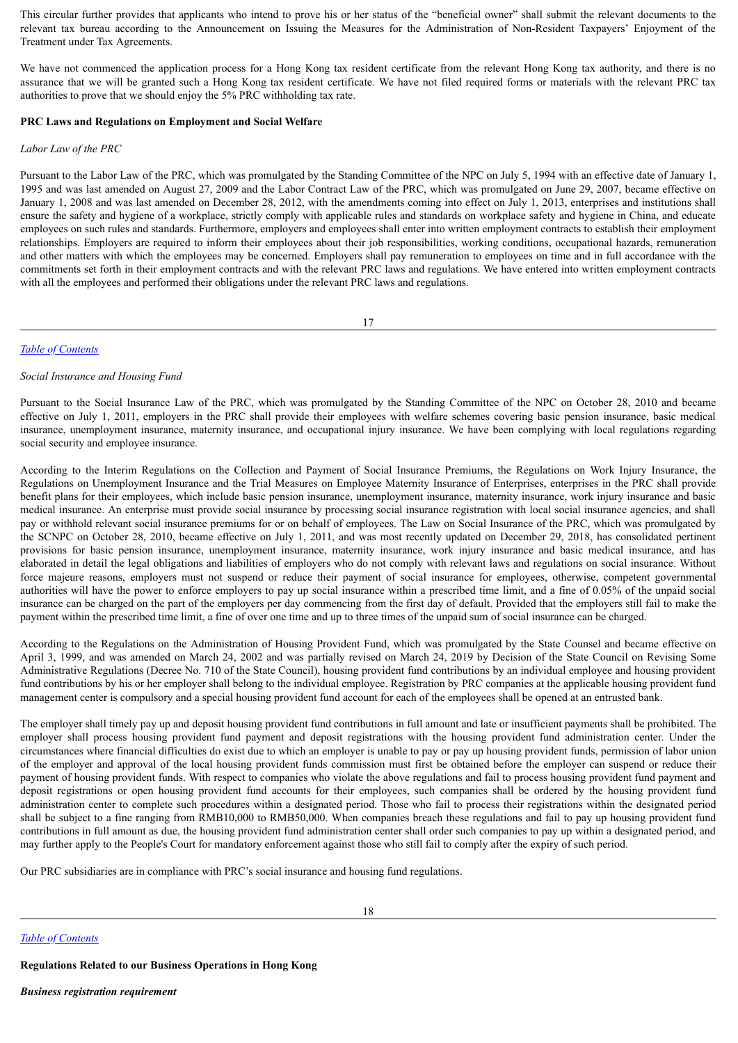This circular further provides that applicants who intend to prove his or her status of the "beneficial owner" shall submit the relevant documents to the relevant tax bureau according to the Announcement on Issuing the Measures for the Administration of Non-Resident Taxpayers' Enjoyment of the Treatment under Tax Agreements.

We have not commenced the application process for a Hong Kong tax resident certificate from the relevant Hong Kong tax authority, and there is no assurance that we will be granted such a Hong Kong tax resident certificate. We have not filed required forms or materials with the relevant PRC tax authorities to prove that we should enjoy the 5% PRC withholding tax rate.

**PRC Laws and Regulations on Employment and Social Welfare**

*Labor Law of the PRC*

Pursuant to the Labor Law of the PRC, which was promulgated by the Standing Committee of the NPC on July 5, 1994 with an effective date of January 1, 1995 and was last amended on August 27, 2009 and the Labor Contract Law of the PRC, which was promulgated on June 29, 2007, became effective on January 1, 2008 and was last amended on December 28, 2012, with the amendments coming into effect on July 1, 2013, enterprises and institutions shall ensure the safety and hygiene of a workplace, strictly comply with applicable rules and standards on workplace safety and hygiene in China, and educate employees on such rules and standards. Furthermore, employers and employees shall enter into written employment contracts to establish their employment relationships. Employers are required to inform their employees about their job responsibilities, working conditions, occupational hazards, remuneration and other matters with which the employees may be concerned. Employers shall pay remuneration to employees on time and in full accordance with the commitments set forth in their employment contracts and with the relevant PRC laws and regulations. We have entered into written employment contracts with all the employees and performed their obligations under the relevant PRC laws and regulations.

*Social Insurance and Housing Fund*

Pursuant to the Social Insurance Law of the PRC, which was promulgated by the Standing Committee of the NPC on October 28, 2010 and became effective on July 1, 2011, employers in the PRC shall provide their employees with welfare schemes covering basic pension insurance, basic medical insurance, unemployment insurance, maternity insurance, and occupational injury insurance. We have been complying with local regulations regarding social security and employee insurance.

According to the Interim Regulations on the Collection and Payment of Social Insurance Premiums, the Regulations on Work Injury Insurance, the Regulations on Unemployment Insurance and the Trial Measures on Employee Maternity Insurance of Enterprises, enterprises in the PRC shall provide benefit plans for their employees, which include basic pension insurance, unemployment insurance, maternity insurance, work injury insurance and basic medical insurance. An enterprise must provide social insurance by processing social insurance registration with local social insurance agencies, and shall pay or withhold relevant social insurance premiums for or on behalf of employees. The Law on Social Insurance of the PRC, which was promulgated by the SCNPC on October 28, 2010, became effective on July 1, 2011, and was most recently updated on December 29, 2018, has consolidated pertinent provisions for basic pension insurance, unemployment insurance, maternity insurance, work injury insurance and basic medical insurance, and has elaborated in detail the legal obligations and liabilities of employers who do not comply with relevant laws and regulations on social insurance. Without force majeure reasons, employers must not suspend or reduce their payment of social insurance for employees, otherwise, competent governmental authorities will have the power to enforce employers to pay up social insurance within a prescribed time limit, and a fine of 0.05% of the unpaid social insurance can be charged on the part of the employers per day commencing from the first day of default. Provided that the employers still fail to make the payment within the prescribed time limit, a fine of over one time and up to three times of the unpaid sum of social insurance can be charged.

According to the Regulations on the Administration of Housing Provident Fund, which was promulgated by the State Counsel and became effective on April 3, 1999, and was amended on March 24, 2002 and was partially revised on March 24, 2019 by Decision of the State Council on Revising Some Administrative Regulations (Decree No. 710 of the State Council), housing provident fund contributions by an individual employee and housing provident fund contributions by his or her employer shall belong to the individual employee. Registration by PRC companies at the applicable housing provident fund management center is compulsory and a special housing provident fund account for each of the employees shall be opened at an entrusted bank.

The employer shall timely pay up and deposit housing provident fund contributions in full amount and late or insufficient payments shall be prohibited. The employer shall process housing provident fund payment and deposit registrations with the housing provident fund administration center. Under the circumstances where financial difficulties do exist due to which an employer is unable to pay or pay up housing provident funds, permission of labor union of the employer and approval of the local housing provident funds commission must first be obtained before the employer can suspend or reduce their payment of housing provident funds. With respect to companies who violate the above regulations and fail to process housing provident fund payment and deposit registrations or open housing provident fund accounts for their employees, such companies shall be ordered by the housing provident fund administration center to complete such procedures within a designated period. Those who fail to process their registrations within the designated period shall be subject to a fine ranging from RMB10,000 to RMB50,000. When companies breach these regulations and fail to pay up housing provident fund contributions in full amount as due, the housing provident fund administration center shall order such companies to pay up within a designated period, and may further apply to the People's Court for mandatory enforcement against those who still fail to comply after the expiry of such period.

Our PRC subsidiaries are in compliance with PRC's social insurance and housing fund regulations.

**Regulations Related to our Business Operations in Hong Kong**

***Business registration requirement***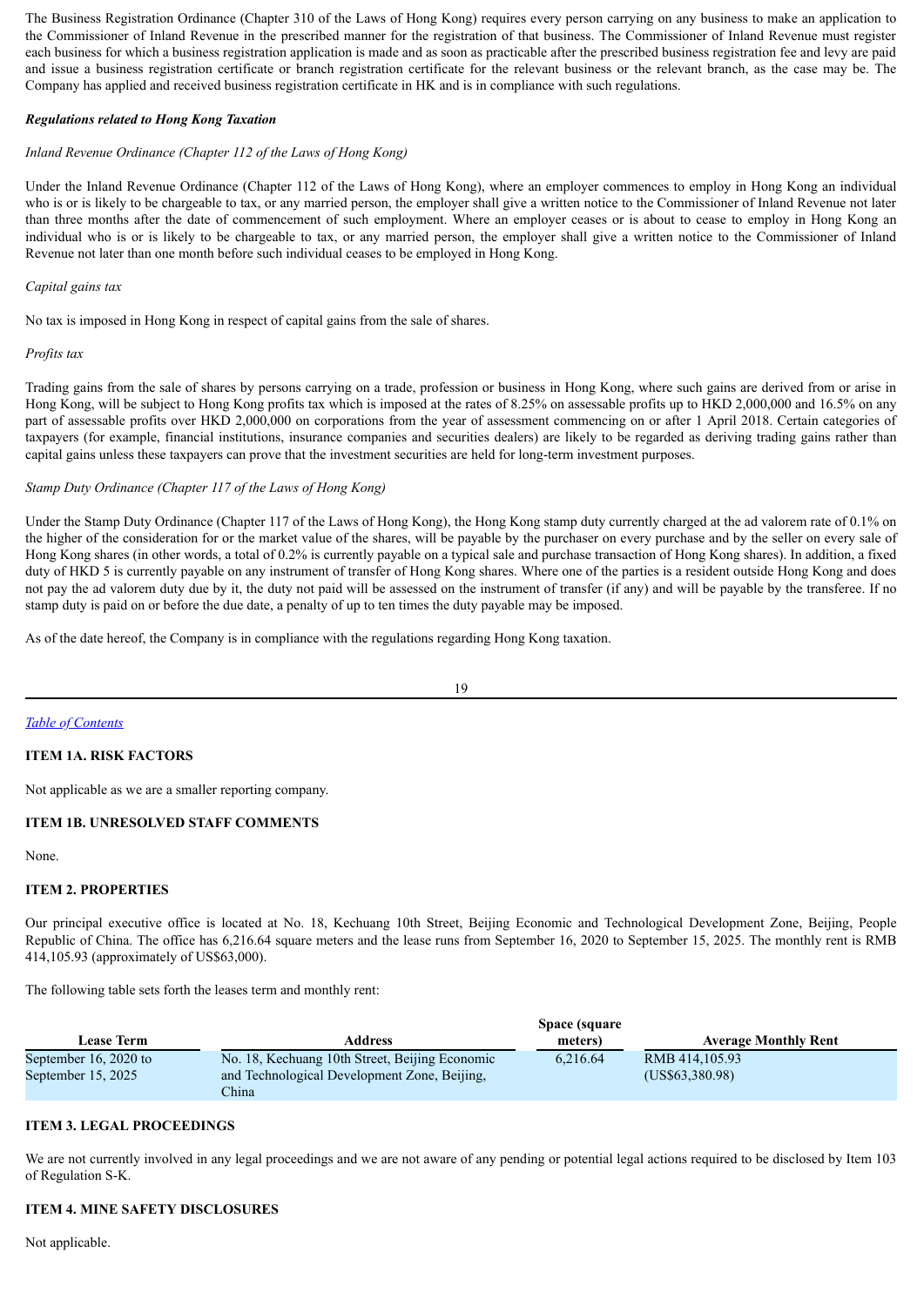The Business Registration Ordinance (Chapter 310 of the Laws of Hong Kong) requires every person carrying on any business to make an application to the Commissioner of Inland Revenue in the prescribed manner for the registration of that business. The Commissioner of Inland Revenue must register each business for which a business registration application is made and as soon as practicable after the prescribed business registration fee and levy are paid and issue a business registration certificate or branch registration certificate for the relevant business or the relevant branch, as the case may be. The Company has applied and received business registration certificate in HK and is in compliance with such regulations.

***Regulations related to Hong Kong Taxation***

*Inland Revenue Ordinance (Chapter 112 of the Laws of Hong Kong)*

Under the Inland Revenue Ordinance (Chapter 112 of the Laws of Hong Kong), where an employer commences to employ in Hong Kong an individual who is or is likely to be chargeable to tax, or any married person, the employer shall give a written notice to the Commissioner of Inland Revenue not later than three months after the date of commencement of such employment. Where an employer ceases or is about to cease to employ in Hong Kong an individual who is or is likely to be chargeable to tax, or any married person, the employer shall give a written notice to the Commissioner of Inland Revenue not later than one month before such individual ceases to be employed in Hong Kong.

*Capital gains tax*

No tax is imposed in Hong Kong in respect of capital gains from the sale of shares.

*Profits tax*

Trading gains from the sale of shares by persons carrying on a trade, profession or business in Hong Kong, where such gains are derived from or arise in Hong Kong, will be subject to Hong Kong profits tax which is imposed at the rates of 8.25% on assessable profits up to HKD 2,000,000 and 16.5% on any part of assessable profits over HKD 2,000,000 on corporations from the year of assessment commencing on or after 1 April 2018. Certain categories of taxpayers (for example, financial institutions, insurance companies and securities dealers) are likely to be regarded as deriving trading gains rather than capital gains unless these taxpayers can prove that the investment securities are held for long-term investment purposes.

*Stamp Duty Ordinance (Chapter 117 of the Laws of Hong Kong)*

Under the Stamp Duty Ordinance (Chapter 117 of the Laws of Hong Kong), the Hong Kong stamp duty currently charged at the ad valorem rate of 0.1% on the higher of the consideration for or the market value of the shares, will be payable by the purchaser on every purchase and by the seller on every sale of Hong Kong shares (in other words, a total of 0.2% is currently payable on a typical sale and purchase transaction of Hong Kong shares). In addition, a fixed duty of HKD 5 is currently payable on any instrument of transfer of Hong Kong shares. Where one of the parties is a resident outside Hong Kong and does not pay the ad valorem duty due by it, the duty not paid will be assessed on the instrument of transfer (if any) and will be payable by the transferee. If no stamp duty is paid on or before the due date, a penalty of up to ten times the duty payable may be imposed.

As of the date hereof, the Company is in compliance with the regulations regarding Hong Kong taxation.

[Table of Contents](#)

## ITEM 1A. RISK FACTORS

Not applicable as we are a smaller reporting company.

## ITEM 1B. UNRESOLVED STAFF COMMENTS

None.

## ITEM 2. PROPERTIES

Our principal executive office is located at No. 18, Kechuang 10th Street, Beijing Economic and Technological Development Zone, Beijing, People Republic of China. The office has 6,216.64 square meters and the lease runs from September 16, 2020 to September 15, 2025. The monthly rent is RMB 414,105.93 (approximately of US$63,000).

The following table sets forth the leases term and monthly rent:

| Lease Term | Address | Space (square meters) | Average Monthly Rent |
|---|---|---|---|
| September 16, 2020 to September 15, 2025 | No. 18, Kechuang 10th Street, Beijing Economic and Technological Development Zone, Beijing, China | 6,216.64 | RMB 414,105.93 (US$63,380.98) |

## ITEM 3. LEGAL PROCEEDINGS

We are not currently involved in any legal proceedings and we are not aware of any pending or potential legal actions required to be disclosed by Item 103 of Regulation S-K.

## ITEM 4. MINE SAFETY DISCLOSURES

Not applicable.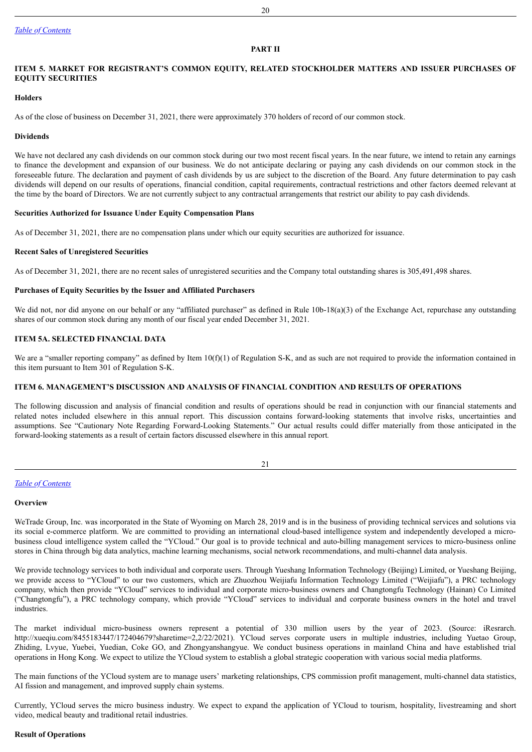## PART II

## ITEM 5. MARKET FOR REGISTRANT'S COMMON EQUITY, RELATED STOCKHOLDER MATTERS AND ISSUER PURCHASES OF EQUITY SECURITIES

**Holders**

As of the close of business on December 31, 2021, there were approximately 370 holders of record of our common stock.

**Dividends**

We have not declared any cash dividends on our common stock during our two most recent fiscal years. In the near future, we intend to retain any earnings to finance the development and expansion of our business. We do not anticipate declaring or paying any cash dividends on our common stock in the foreseeable future. The declaration and payment of cash dividends by us are subject to the discretion of the Board. Any future determination to pay cash dividends will depend on our results of operations, financial condition, capital requirements, contractual restrictions and other factors deemed relevant at the time by the board of Directors. We are not currently subject to any contractual arrangements that restrict our ability to pay cash dividends.

**Securities Authorized for Issuance Under Equity Compensation Plans**

As of December 31, 2021, there are no compensation plans under which our equity securities are authorized for issuance.

**Recent Sales of Unregistered Securities**

As of December 31, 2021, there are no recent sales of unregistered securities and the Company total outstanding shares is 305,491,498 shares.

**Purchases of Equity Securities by the Issuer and Affiliated Purchasers**

We did not, nor did anyone on our behalf or any "affiliated purchaser" as defined in Rule 10b-18(a)(3) of the Exchange Act, repurchase any outstanding shares of our common stock during any month of our fiscal year ended December 31, 2021.

## ITEM 5A. SELECTED FINANCIAL DATA

We are a "smaller reporting company" as defined by Item 10(f)(1) of Regulation S-K, and as such are not required to provide the information contained in this item pursuant to Item 301 of Regulation S-K.

## ITEM 6. MANAGEMENT'S DISCUSSION AND ANALYSIS OF FINANCIAL CONDITION AND RESULTS OF OPERATIONS

The following discussion and analysis of financial condition and results of operations should be read in conjunction with our financial statements and related notes included elsewhere in this annual report. This discussion contains forward-looking statements that involve risks, uncertainties and assumptions. See "Cautionary Note Regarding Forward-Looking Statements." Our actual results could differ materially from those anticipated in the forward-looking statements as a result of certain factors discussed elsewhere in this annual report.

**Overview**

WeTrade Group, Inc. was incorporated in the State of Wyoming on March 28, 2019 and is in the business of providing technical services and solutions via its social e-commerce platform. We are committed to providing an international cloud-based intelligence system and independently developed a micro-business cloud intelligence system called the "YCloud." Our goal is to provide technical and auto-billing management services to micro-business online stores in China through big data analytics, machine learning mechanisms, social network recommendations, and multi-channel data analysis.

We provide technology services to both individual and corporate users. Through Yueshang Information Technology (Beijing) Limited, or Yueshang Beijing, we provide access to "YCloud" to our two customers, which are Zhuozhou Weijiafu Information Technology Limited ("Weijiafu"), a PRC technology company, which then provide "YCloud" services to individual and corporate micro-business owners and Changtongfu Technology (Hainan) Co Limited ("Changtongfu"), a PRC technology company, which provide "YCloud" services to individual and corporate business owners in the hotel and travel industries.

The market individual micro-business owners represent a potential of 330 million users by the year of 2023. (Source: iResrarch. http://xueqiu.com/8455183447/172404679?sharetime=2,2/22/2021). YCloud serves corporate users in multiple industries, including Yuetao Group, Zhiding, Lvyue, Yuebei, Yuedian, Coke GO, and Zhongyanshangyue. We conduct business operations in mainland China and have established trial operations in Hong Kong. We expect to utilize the YCloud system to establish a global strategic cooperation with various social media platforms.

The main functions of the YCloud system are to manage users' marketing relationships, CPS commission profit management, multi-channel data statistics, AI fission and management, and improved supply chain systems.

Currently, YCloud serves the micro business industry. We expect to expand the application of YCloud to tourism, hospitality, livestreaming and short video, medical beauty and traditional retail industries.

**Result of Operations**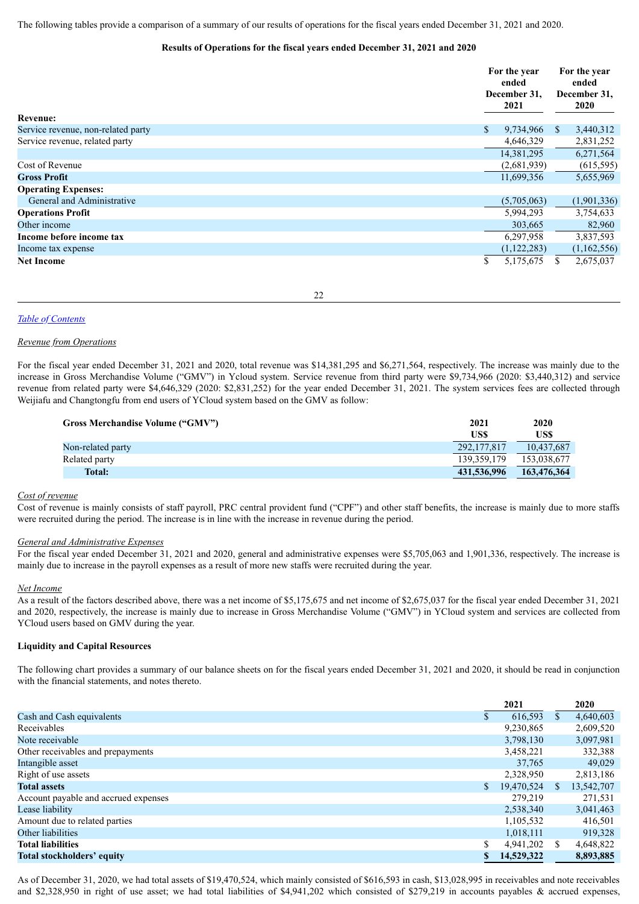The following tables provide a comparison of a summary of our results of operations for the fiscal years ended December 31, 2021 and 2020.

**Results of Operations for the fiscal years ended December 31, 2021 and 2020**

| | For the year ended December 31, 2021 | For the year ended December 31, 2020 |
|---|---|---|
| **Revenue:** | | |
| Service revenue, non-related party | $ 9,734,966 | $ 3,440,312 |
| Service revenue, related party | 4,646,329 | 2,831,252 |
| | 14,381,295 | 6,271,564 |
| Cost of Revenue | (2,681,939) | (615,595) |
| **Gross Profit** | 11,699,356 | 5,655,969 |
| **Operating Expenses:** | | |
| General and Administrative | (5,705,063) | (1,901,336) |
| **Operations Profit** | 5,994,293 | 3,754,633 |
| Other income | 303,665 | 82,960 |
| **Income before income tax** | 6,297,958 | 3,837,593 |
| Income tax expense | (1,122,283) | (1,162,556) |
| **Net Income** | $ 5,175,675 | $ 2,675,037 |

[Table of Contents](#)

*Revenue from Operations*

For the fiscal year ended December 31, 2021 and 2020, total revenue was $14,381,295 and $6,271,564, respectively. The increase was mainly due to the increase in Gross Merchandise Volume ("GMV") in Ycloud system. Service revenue from third party were $9,734,966 (2020: $3,440,312) and service revenue from related party were $4,646,329 (2020: $2,831,252) for the year ended December 31, 2021. The system services fees are collected through Weijiafu and Changtongfu from end users of YCloud system based on the GMV as follow:

| **Gross Merchandise Volume ("GMV")** | **2021 US$** | **2020 US$** |
|---|---|---|
| Non-related party | 292,177,817 | 10,437,687 |
| Related party | 139,359,179 | 153,038,677 |
| **Total:** | **431,536,996** | **163,476,364** |

*Cost of revenue*

Cost of revenue is mainly consists of staff payroll, PRC central provident fund ("CPF") and other staff benefits, the increase is mainly due to more staffs were recruited during the period. The increase is in line with the increase in revenue during the period.

*General and Administrative Expenses*

For the fiscal year ended December 31, 2021 and 2020, general and administrative expenses were $5,705,063 and 1,901,336, respectively. The increase is mainly due to increase in the payroll expenses as a result of more new staffs were recruited during the year.

*Net Income*

As a result of the factors described above, there was a net income of $5,175,675 and net income of $2,675,037 for the fiscal year ended December 31, 2021 and 2020, respectively, the increase is mainly due to increase in Gross Merchandise Volume ("GMV") in YCloud system and services are collected from YCloud users based on GMV during the year.

**Liquidity and Capital Resources**

The following chart provides a summary of our balance sheets on for the fiscal years ended December 31, 2021 and 2020, it should be read in conjunction with the financial statements, and notes thereto.

| | 2021 | 2020 |
|---|---|---|
| Cash and Cash equivalents | $ 616,593 | $ 4,640,603 |
| Receivables | 9,230,865 | 2,609,520 |
| Note receivable | 3,798,130 | 3,097,981 |
| Other receivables and prepayments | 3,458,221 | 332,388 |
| Intangible asset | 37,765 | 49,029 |
| Right of use assets | 2,328,950 | 2,813,186 |
| **Total assets** | $ 19,470,524 | $ 13,542,707 |
| Account payable and accrued expenses | 279,219 | 271,531 |
| Lease liability | 2,538,340 | 3,041,463 |
| Amount due to related parties | 1,105,532 | 416,501 |
| Other liabilities | 1,018,111 | 919,328 |
| **Total liabilities** | $ 4,941,202 | $ 4,648,822 |
| **Total stockholders' equity** | **$ 14,529,322** | **8,893,885** |

As of December 31, 2020, we had total assets of $19,470,524, which mainly consisted of $616,593 in cash, $13,028,995 in receivables and note receivables and $2,328,950 in right of use asset; we had total liabilities of $4,941,202 which consisted of $279,219 in accounts payables & accrued expenses,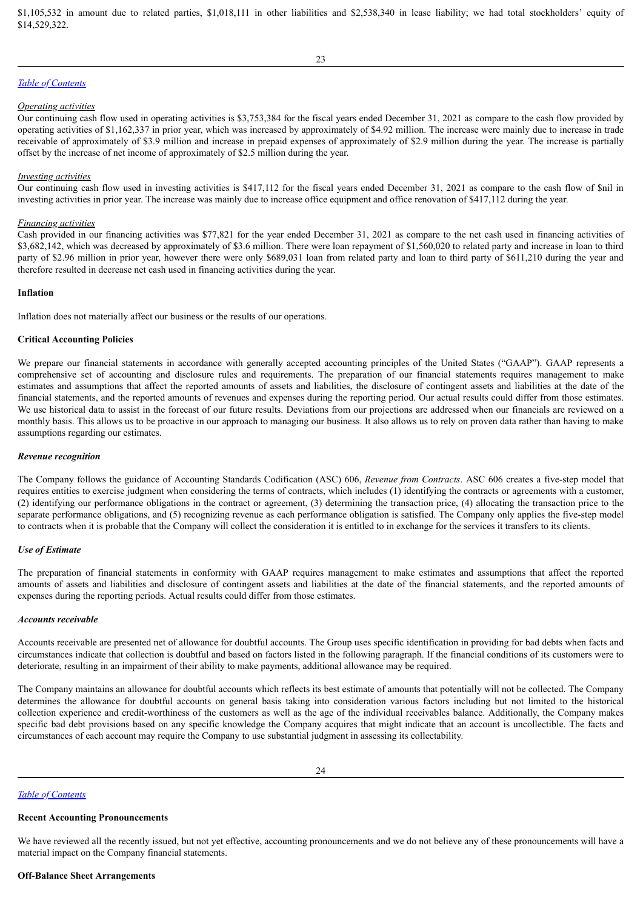$1,105,532 in amount due to related parties, $1,018,111 in other liabilities and $2,538,340 in lease liability; we had total stockholders' equity of $14,529,322.

*Operating activities*

Our continuing cash flow used in operating activities is $3,753,384 for the fiscal years ended December 31, 2021 as compare to the cash flow provided by operating activities of $1,162,337 in prior year, which was increased by approximately of $4.92 million. The increase were mainly due to increase in trade receivable of approximately of $3.9 million and increase in prepaid expenses of approximately of $2.9 million during the year. The increase is partially offset by the increase of net income of approximately of $2.5 million during the year.

*Investing activities*

Our continuing cash flow used in investing activities is $417,112 for the fiscal years ended December 31, 2021 as compare to the cash flow of $nil in investing activities in prior year. The increase was mainly due to increase office equipment and office renovation of $417,112 during the year.

*Financing activities*

Cash provided in our financing activities was $77,821 for the year ended December 31, 2021 as compare to the net cash used in financing activities of $3,682,142, which was decreased by approximately of $3.6 million. There were loan repayment of $1,560,020 to related party and increase in loan to third party of $2.96 million in prior year, however there were only $689,031 loan from related party and loan to third party of $611,210 during the year and therefore resulted in decrease net cash used in financing activities during the year.

**Inflation**

Inflation does not materially affect our business or the results of our operations.

**Critical Accounting Policies**

We prepare our financial statements in accordance with generally accepted accounting principles of the United States ("GAAP"). GAAP represents a comprehensive set of accounting and disclosure rules and requirements. The preparation of our financial statements requires management to make estimates and assumptions that affect the reported amounts of assets and liabilities, the disclosure of contingent assets and liabilities at the date of the financial statements, and the reported amounts of revenues and expenses during the reporting period. Our actual results could differ from those estimates. We use historical data to assist in the forecast of our future results. Deviations from our projections are addressed when our financials are reviewed on a monthly basis. This allows us to be proactive in our approach to managing our business. It also allows us to rely on proven data rather than having to make assumptions regarding our estimates.

***Revenue recognition***

The Company follows the guidance of Accounting Standards Codification (ASC) 606, *Revenue from Contracts*. ASC 606 creates a five-step model that requires entities to exercise judgment when considering the terms of contracts, which includes (1) identifying the contracts or agreements with a customer, (2) identifying our performance obligations in the contract or agreement, (3) determining the transaction price, (4) allocating the transaction price to the separate performance obligations, and (5) recognizing revenue as each performance obligation is satisfied. The Company only applies the five-step model to contracts when it is probable that the Company will collect the consideration it is entitled to in exchange for the services it transfers to its clients.

***Use of Estimate***

The preparation of financial statements in conformity with GAAP requires management to make estimates and assumptions that affect the reported amounts of assets and liabilities and disclosure of contingent assets and liabilities at the date of the financial statements, and the reported amounts of expenses during the reporting periods. Actual results could differ from those estimates.

***Accounts receivable***

Accounts receivable are presented net of allowance for doubtful accounts. The Group uses specific identification in providing for bad debts when facts and circumstances indicate that collection is doubtful and based on factors listed in the following paragraph. If the financial conditions of its customers were to deteriorate, resulting in an impairment of their ability to make payments, additional allowance may be required.

The Company maintains an allowance for doubtful accounts which reflects its best estimate of amounts that potentially will not be collected. The Company determines the allowance for doubtful accounts on general basis taking into consideration various factors including but not limited to the historical collection experience and credit-worthiness of the customers as well as the age of the individual receivables balance. Additionally, the Company makes specific bad debt provisions based on any specific knowledge the Company acquires that might indicate that an account is uncollectible. The facts and circumstances of each account may require the Company to use substantial judgment in assessing its collectability.

**Recent Accounting Pronouncements**

We have reviewed all the recently issued, but not yet effective, accounting pronouncements and we do not believe any of these pronouncements will have a material impact on the Company financial statements.

**Off-Balance Sheet Arrangements**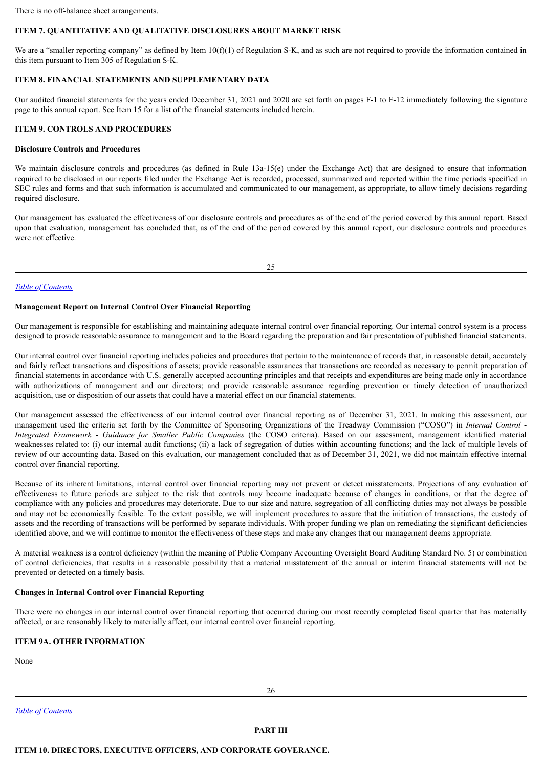There is no off-balance sheet arrangements.

## ITEM 7. QUANTITATIVE AND QUALITATIVE DISCLOSURES ABOUT MARKET RISK

We are a "smaller reporting company" as defined by Item 10(f)(1) of Regulation S-K, and as such are not required to provide the information contained in this item pursuant to Item 305 of Regulation S-K.

## ITEM 8. FINANCIAL STATEMENTS AND SUPPLEMENTARY DATA

Our audited financial statements for the years ended December 31, 2021 and 2020 are set forth on pages F-1 to F-12 immediately following the signature page to this annual report. See Item 15 for a list of the financial statements included herein.

## ITEM 9. CONTROLS AND PROCEDURES

### Disclosure Controls and Procedures

We maintain disclosure controls and procedures (as defined in Rule 13a-15(e) under the Exchange Act) that are designed to ensure that information required to be disclosed in our reports filed under the Exchange Act is recorded, processed, summarized and reported within the time periods specified in SEC rules and forms and that such information is accumulated and communicated to our management, as appropriate, to allow timely decisions regarding required disclosure.

Our management has evaluated the effectiveness of our disclosure controls and procedures as of the end of the period covered by this annual report. Based upon that evaluation, management has concluded that, as of the end of the period covered by this annual report, our disclosure controls and procedures were not effective.

*Table of Contents*

### Management Report on Internal Control Over Financial Reporting

Our management is responsible for establishing and maintaining adequate internal control over financial reporting. Our internal control system is a process designed to provide reasonable assurance to management and to the Board regarding the preparation and fair presentation of published financial statements.

Our internal control over financial reporting includes policies and procedures that pertain to the maintenance of records that, in reasonable detail, accurately and fairly reflect transactions and dispositions of assets; provide reasonable assurances that transactions are recorded as necessary to permit preparation of financial statements in accordance with U.S. generally accepted accounting principles and that receipts and expenditures are being made only in accordance with authorizations of management and our directors; and provide reasonable assurance regarding prevention or timely detection of unauthorized acquisition, use or disposition of our assets that could have a material effect on our financial statements.

Our management assessed the effectiveness of our internal control over financial reporting as of December 31, 2021. In making this assessment, our management used the criteria set forth by the Committee of Sponsoring Organizations of the Treadway Commission ("COSO") in *Internal Control - Integrated Framework - Guidance for Smaller Public Companies* (the COSO criteria). Based on our assessment, management identified material weaknesses related to: (i) our internal audit functions; (ii) a lack of segregation of duties within accounting functions; and the lack of multiple levels of review of our accounting data. Based on this evaluation, our management concluded that as of December 31, 2021, we did not maintain effective internal control over financial reporting.

Because of its inherent limitations, internal control over financial reporting may not prevent or detect misstatements. Projections of any evaluation of effectiveness to future periods are subject to the risk that controls may become inadequate because of changes in conditions, or that the degree of compliance with any policies and procedures may deteriorate. Due to our size and nature, segregation of all conflicting duties may not always be possible and may not be economically feasible. To the extent possible, we will implement procedures to assure that the initiation of transactions, the custody of assets and the recording of transactions will be performed by separate individuals. With proper funding we plan on remediating the significant deficiencies identified above, and we will continue to monitor the effectiveness of these steps and make any changes that our management deems appropriate.

A material weakness is a control deficiency (within the meaning of Public Company Accounting Oversight Board Auditing Standard No. 5) or combination of control deficiencies, that results in a reasonable possibility that a material misstatement of the annual or interim financial statements will not be prevented or detected on a timely basis.

### Changes in Internal Control over Financial Reporting

There were no changes in our internal control over financial reporting that occurred during our most recently completed fiscal quarter that has materially affected, or are reasonably likely to materially affect, our internal control over financial reporting.

## ITEM 9A. OTHER INFORMATION

None

*Table of Contents*

# PART III

## ITEM 10. DIRECTORS, EXECUTIVE OFFICERS, AND CORPORATE GOVERANCE.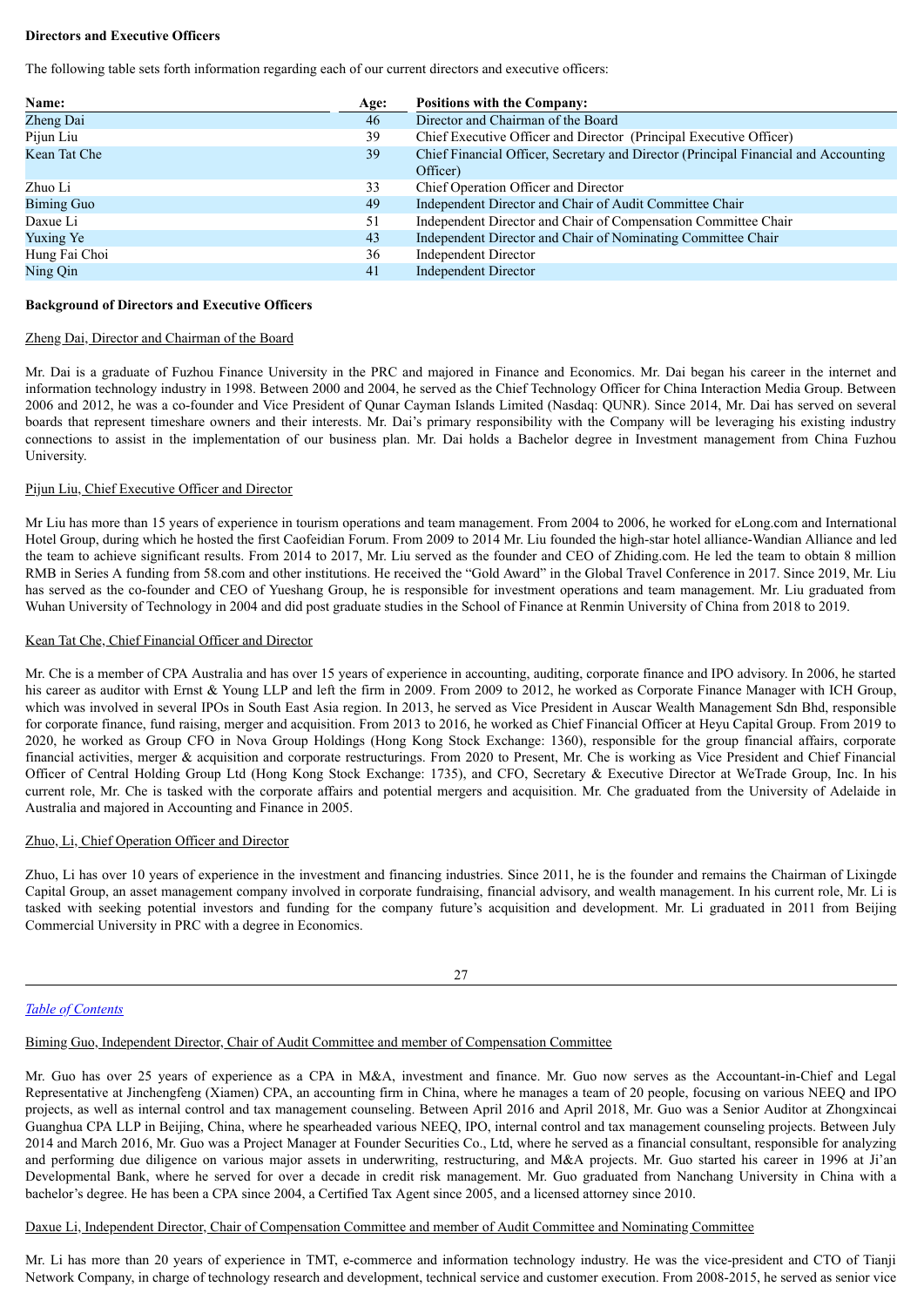**Directors and Executive Officers**

The following table sets forth information regarding each of our current directors and executive officers:

| Name: | Age: | Positions with the Company: |
|---|---|---|
| Zheng Dai | 46 | Director and Chairman of the Board |
| Pijun Liu | 39 | Chief Executive Officer and Director (Principal Executive Officer) |
| Kean Tat Che | 39 | Chief Financial Officer, Secretary and Director (Principal Financial and Accounting Officer) |
| Zhuo Li | 33 | Chief Operation Officer and Director |
| Biming Guo | 49 | Independent Director and Chair of Audit Committee Chair |
| Daxue Li | 51 | Independent Director and Chair of Compensation Committee Chair |
| Yuxing Ye | 43 | Independent Director and Chair of Nominating Committee Chair |
| Hung Fai Choi | 36 | Independent Director |
| Ning Qin | 41 | Independent Director |

**Background of Directors and Executive Officers**

Zheng Dai, Director and Chairman of the Board

Mr. Dai is a graduate of Fuzhou Finance University in the PRC and majored in Finance and Economics. Mr. Dai began his career in the internet and information technology industry in 1998. Between 2000 and 2004, he served as the Chief Technology Officer for China Interaction Media Group. Between 2006 and 2012, he was a co-founder and Vice President of Qunar Cayman Islands Limited (Nasdaq: QUNR). Since 2014, Mr. Dai has served on several boards that represent timeshare owners and their interests. Mr. Dai's primary responsibility with the Company will be leveraging his existing industry connections to assist in the implementation of our business plan. Mr. Dai holds a Bachelor degree in Investment management from China Fuzhou University.

Pijun Liu, Chief Executive Officer and Director

Mr Liu has more than 15 years of experience in tourism operations and team management. From 2004 to 2006, he worked for eLong.com and International Hotel Group, during which he hosted the first Caofeidian Forum. From 2009 to 2014 Mr. Liu founded the high-star hotel alliance-Wandian Alliance and led the team to achieve significant results. From 2014 to 2017, Mr. Liu served as the founder and CEO of Zhiding.com. He led the team to obtain 8 million RMB in Series A funding from 58.com and other institutions. He received the "Gold Award" in the Global Travel Conference in 2017. Since 2019, Mr. Liu has served as the co-founder and CEO of Yueshang Group, he is responsible for investment operations and team management. Mr. Liu graduated from Wuhan University of Technology in 2004 and did post graduate studies in the School of Finance at Renmin University of China from 2018 to 2019.

Kean Tat Che, Chief Financial Officer and Director

Mr. Che is a member of CPA Australia and has over 15 years of experience in accounting, auditing, corporate finance and IPO advisory. In 2006, he started his career as auditor with Ernst & Young LLP and left the firm in 2009. From 2009 to 2012, he worked as Corporate Finance Manager with ICH Group, which was involved in several IPOs in South East Asia region. In 2013, he served as Vice President in Auscar Wealth Management Sdn Bhd, responsible for corporate finance, fund raising, merger and acquisition. From 2013 to 2016, he worked as Chief Financial Officer at Heyu Capital Group. From 2019 to 2020, he worked as Group CFO in Nova Group Holdings (Hong Kong Stock Exchange: 1360), responsible for the group financial affairs, corporate financial activities, merger & acquisition and corporate restructurings. From 2020 to Present, Mr. Che is working as Vice President and Chief Financial Officer of Central Holding Group Ltd (Hong Kong Stock Exchange: 1735), and CFO, Secretary & Executive Director at WeTrade Group, Inc. In his current role, Mr. Che is tasked with the corporate affairs and potential mergers and acquisition. Mr. Che graduated from the University of Adelaide in Australia and majored in Accounting and Finance in 2005.

Zhuo, Li, Chief Operation Officer and Director

Zhuo, Li has over 10 years of experience in the investment and financing industries. Since 2011, he is the founder and remains the Chairman of Lixingde Capital Group, an asset management company involved in corporate fundraising, financial advisory, and wealth management. In his current role, Mr. Li is tasked with seeking potential investors and funding for the company future's acquisition and development. Mr. Li graduated in 2011 from Beijing Commercial University in PRC with a degree in Economics.

*Table of Contents*

Biming Guo, Independent Director, Chair of Audit Committee and member of Compensation Committee

Mr. Guo has over 25 years of experience as a CPA in M&A, investment and finance. Mr. Guo now serves as the Accountant-in-Chief and Legal Representative at Jinchengfeng (Xiamen) CPA, an accounting firm in China, where he manages a team of 20 people, focusing on various NEEQ and IPO projects, as well as internal control and tax management counseling. Between April 2016 and April 2018, Mr. Guo was a Senior Auditor at Zhongxincai Guanghua CPA LLP in Beijing, China, where he spearheaded various NEEQ, IPO, internal control and tax management counseling projects. Between July 2014 and March 2016, Mr. Guo was a Project Manager at Founder Securities Co., Ltd, where he served as a financial consultant, responsible for analyzing and performing due diligence on various major assets in underwriting, restructuring, and M&A projects. Mr. Guo started his career in 1996 at Ji'an Developmental Bank, where he served for over a decade in credit risk management. Mr. Guo graduated from Nanchang University in China with a bachelor's degree. He has been a CPA since 2004, a Certified Tax Agent since 2005, and a licensed attorney since 2010.

Daxue Li, Independent Director, Chair of Compensation Committee and member of Audit Committee and Nominating Committee

Mr. Li has more than 20 years of experience in TMT, e-commerce and information technology industry. He was the vice-president and CTO of Tianji Network Company, in charge of technology research and development, technical service and customer execution. From 2008-2015, he served as senior vice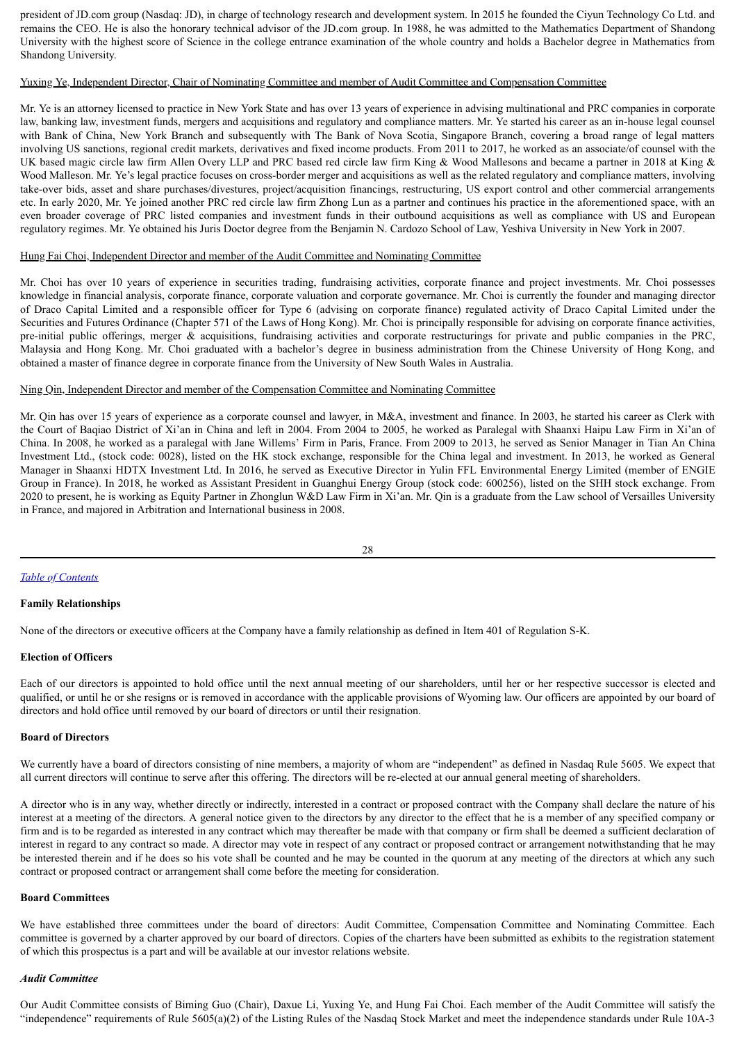president of JD.com group (Nasdaq: JD), in charge of technology research and development system. In 2015 he founded the Ciyun Technology Co Ltd. and remains the CEO. He is also the honorary technical advisor of the JD.com group. In 1988, he was admitted to the Mathematics Department of Shandong University with the highest score of Science in the college entrance examination of the whole country and holds a Bachelor degree in Mathematics from Shandong University.

Yuxing Ye, Independent Director, Chair of Nominating Committee and member of Audit Committee and Compensation Committee

Mr. Ye is an attorney licensed to practice in New York State and has over 13 years of experience in advising multinational and PRC companies in corporate law, banking law, investment funds, mergers and acquisitions and regulatory and compliance matters. Mr. Ye started his career as an in-house legal counsel with Bank of China, New York Branch and subsequently with The Bank of Nova Scotia, Singapore Branch, covering a broad range of legal matters involving US sanctions, regional credit markets, derivatives and fixed income products. From 2011 to 2017, he worked as an associate/of counsel with the UK based magic circle law firm Allen Overy LLP and PRC based red circle law firm King & Wood Mallesons and became a partner in 2018 at King & Wood Malleson. Mr. Ye's legal practice focuses on cross-border merger and acquisitions as well as the related regulatory and compliance matters, involving take-over bids, asset and share purchases/divestures, project/acquisition financings, restructuring, US export control and other commercial arrangements etc. In early 2020, Mr. Ye joined another PRC red circle law firm Zhong Lun as a partner and continues his practice in the aforementioned space, with an even broader coverage of PRC listed companies and investment funds in their outbound acquisitions as well as compliance with US and European regulatory regimes. Mr. Ye obtained his Juris Doctor degree from the Benjamin N. Cardozo School of Law, Yeshiva University in New York in 2007.

Hung Fai Choi, Independent Director and member of the Audit Committee and Nominating Committee

Mr. Choi has over 10 years of experience in securities trading, fundraising activities, corporate finance and project investments. Mr. Choi possesses knowledge in financial analysis, corporate finance, corporate valuation and corporate governance. Mr. Choi is currently the founder and managing director of Draco Capital Limited and a responsible officer for Type 6 (advising on corporate finance) regulated activity of Draco Capital Limited under the Securities and Futures Ordinance (Chapter 571 of the Laws of Hong Kong). Mr. Choi is principally responsible for advising on corporate finance activities, pre-initial public offerings, merger & acquisitions, fundraising activities and corporate restructurings for private and public companies in the PRC, Malaysia and Hong Kong. Mr. Choi graduated with a bachelor's degree in business administration from the Chinese University of Hong Kong, and obtained a master of finance degree in corporate finance from the University of New South Wales in Australia.

Ning Qin, Independent Director and member of the Compensation Committee and Nominating Committee

Mr. Qin has over 15 years of experience as a corporate counsel and lawyer, in M&A, investment and finance. In 2003, he started his career as Clerk with the Court of Baqiao District of Xi'an in China and left in 2004. From 2004 to 2005, he worked as Paralegal with Shaanxi Haipu Law Firm in Xi'an of China. In 2008, he worked as a paralegal with Jane Willems' Firm in Paris, France. From 2009 to 2013, he served as Senior Manager in Tian An China Investment Ltd., (stock code: 0028), listed on the HK stock exchange, responsible for the China legal and investment. In 2013, he worked as General Manager in Shaanxi HDTX Investment Ltd. In 2016, he served as Executive Director in Yulin FFL Environmental Energy Limited (member of ENGIE Group in France). In 2018, he worked as Assistant President in Guanghui Energy Group (stock code: 600256), listed on the SHH stock exchange. From 2020 to present, he is working as Equity Partner in Zhonglun W&D Law Firm in Xi'an. Mr. Qin is a graduate from the Law school of Versailles University in France, and majored in Arbitration and International business in 2008.

### Family Relationships

None of the directors or executive officers at the Company have a family relationship as defined in Item 401 of Regulation S-K.

### Election of Officers

Each of our directors is appointed to hold office until the next annual meeting of our shareholders, until her or her respective successor is elected and qualified, or until he or she resigns or is removed in accordance with the applicable provisions of Wyoming law. Our officers are appointed by our board of directors and hold office until removed by our board of directors or until their resignation.

### Board of Directors

We currently have a board of directors consisting of nine members, a majority of whom are "independent" as defined in Nasdaq Rule 5605. We expect that all current directors will continue to serve after this offering. The directors will be re-elected at our annual general meeting of shareholders.

A director who is in any way, whether directly or indirectly, interested in a contract or proposed contract with the Company shall declare the nature of his interest at a meeting of the directors. A general notice given to the directors by any director to the effect that he is a member of any specified company or firm and is to be regarded as interested in any contract which may thereafter be made with that company or firm shall be deemed a sufficient declaration of interest in regard to any contract so made. A director may vote in respect of any contract or proposed contract or arrangement notwithstanding that he may be interested therein and if he does so his vote shall be counted and he may be counted in the quorum at any meeting of the directors at which any such contract or proposed contract or arrangement shall come before the meeting for consideration.

### Board Committees

We have established three committees under the board of directors: Audit Committee, Compensation Committee and Nominating Committee. Each committee is governed by a charter approved by our board of directors. Copies of the charters have been submitted as exhibits to the registration statement of which this prospectus is a part and will be available at our investor relations website.

#### *Audit Committee*

Our Audit Committee consists of Biming Guo (Chair), Daxue Li, Yuxing Ye, and Hung Fai Choi. Each member of the Audit Committee will satisfy the "independence" requirements of Rule 5605(a)(2) of the Listing Rules of the Nasdaq Stock Market and meet the independence standards under Rule 10A-3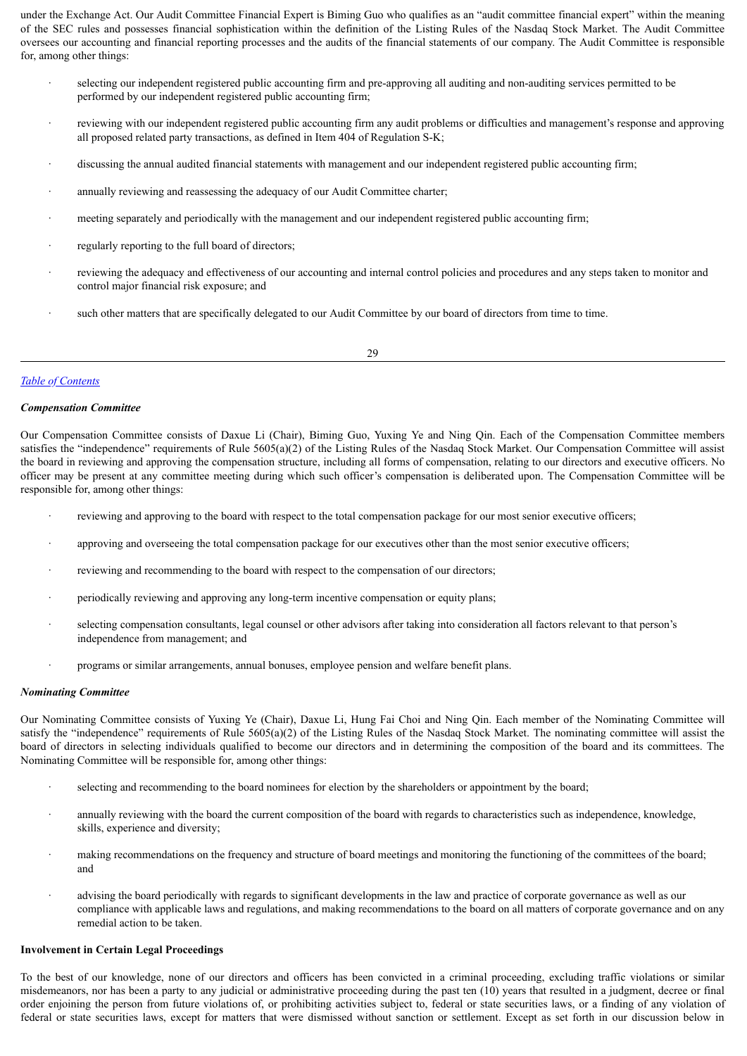under the Exchange Act. Our Audit Committee Financial Expert is Biming Guo who qualifies as an "audit committee financial expert" within the meaning of the SEC rules and possesses financial sophistication within the definition of the Listing Rules of the Nasdaq Stock Market. The Audit Committee oversees our accounting and financial reporting processes and the audits of the financial statements of our company. The Audit Committee is responsible for, among other things:

- selecting our independent registered public accounting firm and pre-approving all auditing and non-auditing services permitted to be performed by our independent registered public accounting firm;
- reviewing with our independent registered public accounting firm any audit problems or difficulties and management's response and approving all proposed related party transactions, as defined in Item 404 of Regulation S-K;
- discussing the annual audited financial statements with management and our independent registered public accounting firm;
- annually reviewing and reassessing the adequacy of our Audit Committee charter;
- meeting separately and periodically with the management and our independent registered public accounting firm;
- regularly reporting to the full board of directors;
- reviewing the adequacy and effectiveness of our accounting and internal control policies and procedures and any steps taken to monitor and control major financial risk exposure; and
- such other matters that are specifically delegated to our Audit Committee by our board of directors from time to time.

*Table of Contents*

***Compensation Committee***

Our Compensation Committee consists of Daxue Li (Chair), Biming Guo, Yuxing Ye and Ning Qin. Each of the Compensation Committee members satisfies the "independence" requirements of Rule 5605(a)(2) of the Listing Rules of the Nasdaq Stock Market. Our Compensation Committee will assist the board in reviewing and approving the compensation structure, including all forms of compensation, relating to our directors and executive officers. No officer may be present at any committee meeting during which such officer's compensation is deliberated upon. The Compensation Committee will be responsible for, among other things:

- reviewing and approving to the board with respect to the total compensation package for our most senior executive officers;
- approving and overseeing the total compensation package for our executives other than the most senior executive officers;
- reviewing and recommending to the board with respect to the compensation of our directors;
- periodically reviewing and approving any long-term incentive compensation or equity plans;
- selecting compensation consultants, legal counsel or other advisors after taking into consideration all factors relevant to that person's independence from management; and
- programs or similar arrangements, annual bonuses, employee pension and welfare benefit plans.

***Nominating Committee***

Our Nominating Committee consists of Yuxing Ye (Chair), Daxue Li, Hung Fai Choi and Ning Qin. Each member of the Nominating Committee will satisfy the "independence" requirements of Rule 5605(a)(2) of the Listing Rules of the Nasdaq Stock Market. The nominating committee will assist the board of directors in selecting individuals qualified to become our directors and in determining the composition of the board and its committees. The Nominating Committee will be responsible for, among other things:

- selecting and recommending to the board nominees for election by the shareholders or appointment by the board;
- annually reviewing with the board the current composition of the board with regards to characteristics such as independence, knowledge, skills, experience and diversity;
- making recommendations on the frequency and structure of board meetings and monitoring the functioning of the committees of the board; and
- advising the board periodically with regards to significant developments in the law and practice of corporate governance as well as our compliance with applicable laws and regulations, and making recommendations to the board on all matters of corporate governance and on any remedial action to be taken.

**Involvement in Certain Legal Proceedings**

To the best of our knowledge, none of our directors and officers has been convicted in a criminal proceeding, excluding traffic violations or similar misdemeanors, nor has been a party to any judicial or administrative proceeding during the past ten (10) years that resulted in a judgment, decree or final order enjoining the person from future violations of, or prohibiting activities subject to, federal or state securities laws, or a finding of any violation of federal or state securities laws, except for matters that were dismissed without sanction or settlement. Except as set forth in our discussion below in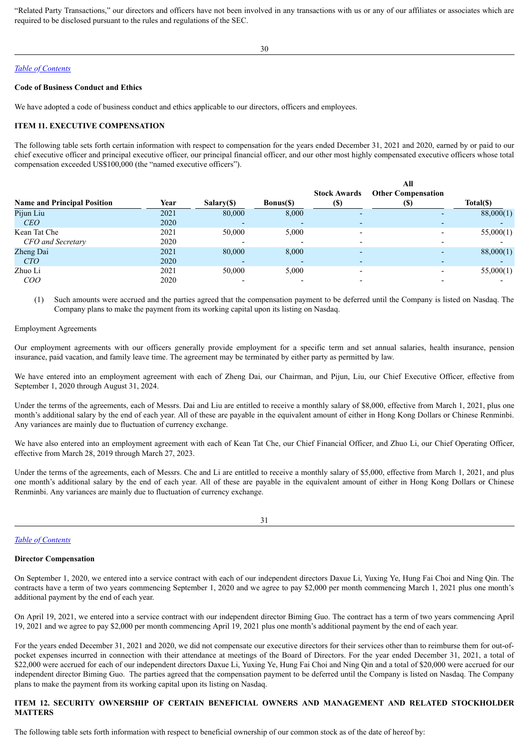"Related Party Transactions," our directors and officers have not been involved in any transactions with us or any of our affiliates or associates which are required to be disclosed pursuant to the rules and regulations of the SEC.

[Table of Contents](#)

**Code of Business Conduct and Ethics**

We have adopted a code of business conduct and ethics applicable to our directors, officers and employees.

**ITEM 11. EXECUTIVE COMPENSATION**

The following table sets forth certain information with respect to compensation for the years ended December 31, 2021 and 2020, earned by or paid to our chief executive officer and principal executive officer, our principal financial officer, and our other most highly compensated executive officers whose total compensation exceeded US$100,000 (the "named executive officers").

| Name and Principal Position | Year | Salary($) | Bonus($) | Stock Awards ($) | All Other Compensation ($) | Total($) |
|---|---|---|---|---|---|---|
| Pijun Liu | 2021 | 80,000 | 8,000 | - | - | 88,000(1) |
| *CEO* | 2020 | - | - | - | - | - |
| Kean Tat Che | 2021 | 50,000 | 5,000 | - | - | 55,000(1) |
| *CFO and Secretary* | 2020 | - | - | - | - | - |
| Zheng Dai | 2021 | 80,000 | 8,000 | - | - | 88,000(1) |
| *CTO* | 2020 | - | - | - | - | - |
| Zhuo Li | 2021 | 50,000 | 5,000 | - | - | 55,000(1) |
| *COO* | 2020 | - | - | - | - | - |

(1) Such amounts were accrued and the parties agreed that the compensation payment to be deferred until the Company is listed on Nasdaq. The Company plans to make the payment from its working capital upon its listing on Nasdaq.

Employment Agreements

Our employment agreements with our officers generally provide employment for a specific term and set annual salaries, health insurance, pension insurance, paid vacation, and family leave time. The agreement may be terminated by either party as permitted by law.

We have entered into an employment agreement with each of Zheng Dai, our Chairman, and Pijun, Liu, our Chief Executive Officer, effective from September 1, 2020 through August 31, 2024.

Under the terms of the agreements, each of Messrs. Dai and Liu are entitled to receive a monthly salary of $8,000, effective from March 1, 2021, plus one month's additional salary by the end of each year. All of these are payable in the equivalent amount of either in Hong Kong Dollars or Chinese Renminbi. Any variances are mainly due to fluctuation of currency exchange.

We have also entered into an employment agreement with each of Kean Tat Che, our Chief Financial Officer, and Zhuo Li, our Chief Operating Officer, effective from March 28, 2019 through March 27, 2023.

Under the terms of the agreements, each of Messrs. Che and Li are entitled to receive a monthly salary of $5,000, effective from March 1, 2021, and plus one month's additional salary by the end of each year. All of these are payable in the equivalent amount of either in Hong Kong Dollars or Chinese Renminbi. Any variances are mainly due to fluctuation of currency exchange.

[Table of Contents](#)

**Director Compensation**

On September 1, 2020, we entered into a service contract with each of our independent directors Daxue Li, Yuxing Ye, Hung Fai Choi and Ning Qin. The contracts have a term of two years commencing September 1, 2020 and we agree to pay $2,000 per month commencing March 1, 2021 plus one month's additional payment by the end of each year.

On April 19, 2021, we entered into a service contract with our independent director Biming Guo. The contract has a term of two years commencing April 19, 2021 and we agree to pay $2,000 per month commencing April 19, 2021 plus one month's additional payment by the end of each year.

For the years ended December 31, 2021 and 2020, we did not compensate our executive directors for their services other than to reimburse them for out-of-pocket expenses incurred in connection with their attendance at meetings of the Board of Directors. For the year ended December 31, 2021, a total of $22,000 were accrued for each of our independent directors Daxue Li, Yuxing Ye, Hung Fai Choi and Ning Qin and a total of $20,000 were accrued for our independent director Biming Guo. The parties agreed that the compensation payment to be deferred until the Company is listed on Nasdaq. The Company plans to make the payment from its working capital upon its listing on Nasdaq.

**ITEM 12. SECURITY OWNERSHIP OF CERTAIN BENEFICIAL OWNERS AND MANAGEMENT AND RELATED STOCKHOLDER MATTERS**

The following table sets forth information with respect to beneficial ownership of our common stock as of the date of hereof by: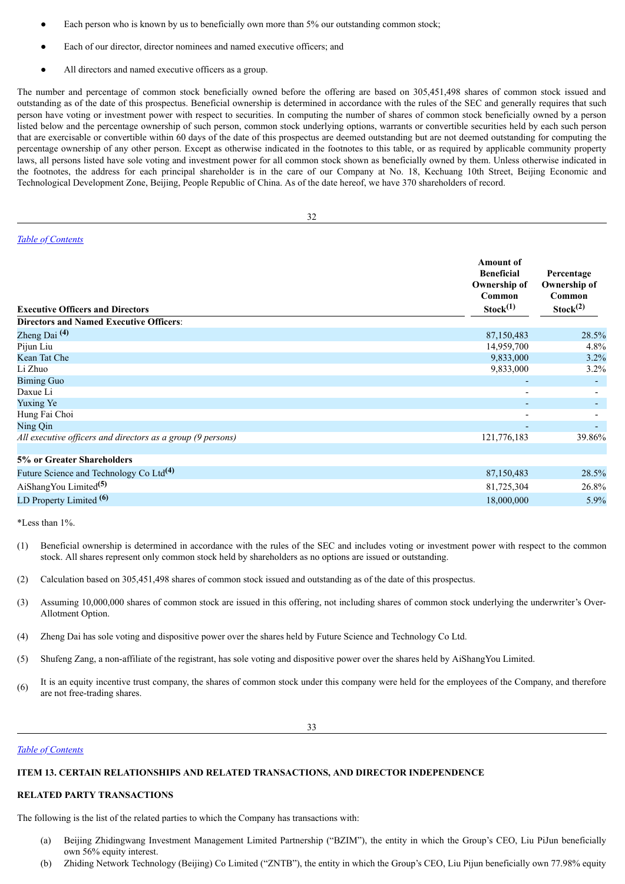- Each person who is known by us to beneficially own more than 5% our outstanding common stock;
- Each of our director, director nominees and named executive officers; and
- All directors and named executive officers as a group.

The number and percentage of common stock beneficially owned before the offering are based on 305,451,498 shares of common stock issued and outstanding as of the date of this prospectus. Beneficial ownership is determined in accordance with the rules of the SEC and generally requires that such person have voting or investment power with respect to securities. In computing the number of shares of common stock beneficially owned by a person listed below and the percentage ownership of such person, common stock underlying options, warrants or convertible securities held by each such person that are exercisable or convertible within 60 days of the date of this prospectus are deemed outstanding but are not deemed outstanding for computing the percentage ownership of any other person. Except as otherwise indicated in the footnotes to this table, or as required by applicable community property laws, all persons listed have sole voting and investment power for all common stock shown as beneficially owned by them. Unless otherwise indicated in the footnotes, the address for each principal shareholder is in the care of our Company at No. 18, Kechuang 10th Street, Beijing Economic and Technological Development Zone, Beijing, People Republic of China. As of the date hereof, we have 370 shareholders of record.

| Executive Officers and Directors | Amount of Beneficial Ownership of Common Stock(1) | Percentage Ownership of Common Stock(2) |
|---|---|---|
| **Directors and Named Executive Officers**: | | |
| Zheng Dai (4) | 87,150,483 | 28.5% |
| Pijun Liu | 14,959,700 | 4.8% |
| Kean Tat Che | 9,833,000 | 3.2% |
| Li Zhuo | 9,833,000 | 3.2% |
| Biming Guo | - | - |
| Daxue Li | - | - |
| Yuxing Ye | - | - |
| Hung Fai Choi | - | - |
| Ning Qin | - | - |
| *All executive officers and directors as a group (9 persons)* | 121,776,183 | 39.86% |
| **5% or Greater Shareholders** | | |
| Future Science and Technology Co Ltd(4) | 87,150,483 | 28.5% |
| AiShangYou Limited(5) | 81,725,304 | 26.8% |
| LD Property Limited (6) | 18,000,000 | 5.9% |

*Less than 1%.

(1) Beneficial ownership is determined in accordance with the rules of the SEC and includes voting or investment power with respect to the common stock. All shares represent only common stock held by shareholders as no options are issued or outstanding.

(2) Calculation based on 305,451,498 shares of common stock issued and outstanding as of the date of this prospectus.

(3) Assuming 10,000,000 shares of common stock are issued in this offering, not including shares of common stock underlying the underwriter's Over-Allotment Option.

(4) Zheng Dai has sole voting and dispositive power over the shares held by Future Science and Technology Co Ltd.

(5) Shufeng Zang, a non-affiliate of the registrant, has sole voting and dispositive power over the shares held by AiShangYou Limited.

(6) It is an equity incentive trust company, the shares of common stock under this company were held for the employees of the Company, and therefore are not free-trading shares.

## ITEM 13. CERTAIN RELATIONSHIPS AND RELATED TRANSACTIONS, AND DIRECTOR INDEPENDENCE

### RELATED PARTY TRANSACTIONS

The following is the list of the related parties to which the Company has transactions with:

(a) Beijing Zhidingwang Investment Management Limited Partnership ("BZIM"), the entity in which the Group's CEO, Liu PiJun beneficially own 56% equity interest.

(b) Zhiding Network Technology (Beijing) Co Limited ("ZNTB"), the entity in which the Group's CEO, Liu Pijun beneficially own 77.98% equity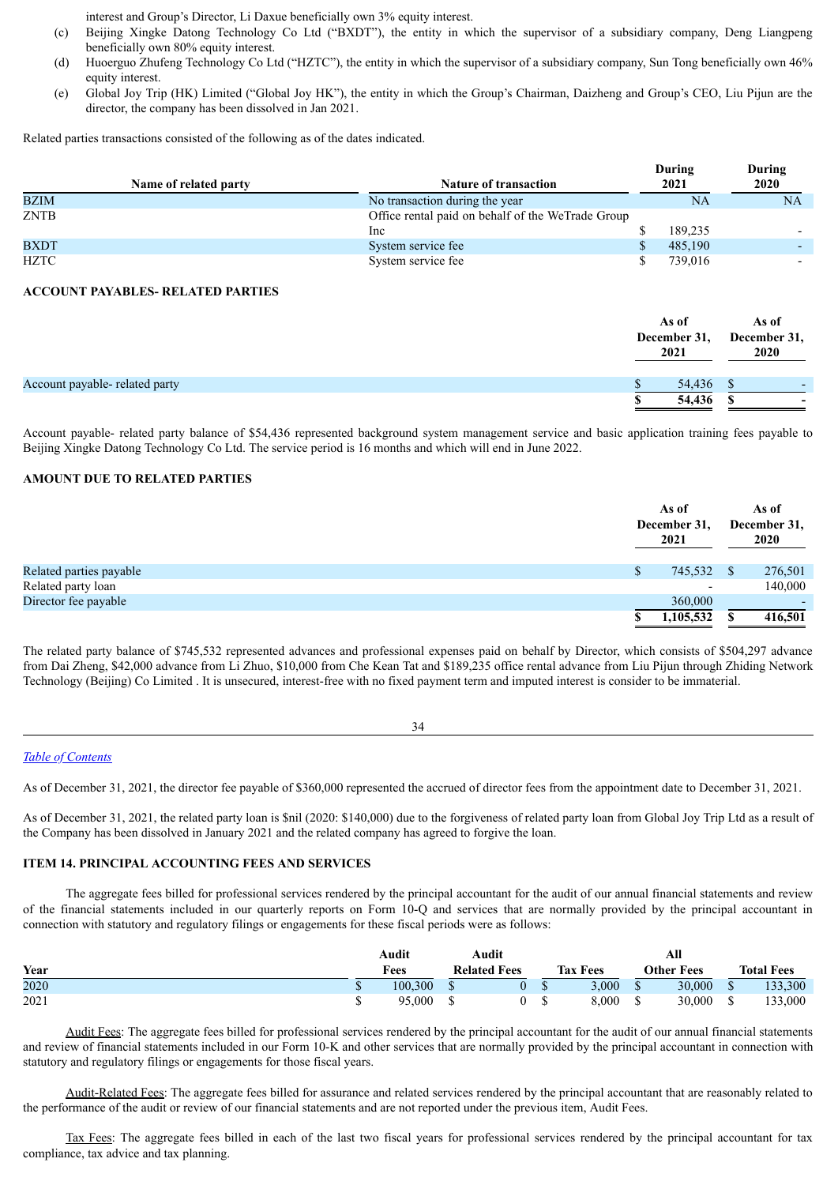interest and Group's Director, Li Daxue beneficially own 3% equity interest.

(c) Beijing Xingke Datong Technology Co Ltd ("BXDT"), the entity in which the supervisor of a subsidiary company, Deng Liangpeng beneficially own 80% equity interest.

(d) Huoerguo Zhufeng Technology Co Ltd ("HZTC"), the entity in which the supervisor of a subsidiary company, Sun Tong beneficially own 46% equity interest.

(e) Global Joy Trip (HK) Limited ("Global Joy HK"), the entity in which the Group's Chairman, Daizheng and Group's CEO, Liu Pijun are the director, the company has been dissolved in Jan 2021.

Related parties transactions consisted of the following as of the dates indicated.

| Name of related party | Nature of transaction | During 2021 | During 2020 |
|---|---|---|---|
| BZIM | No transaction during the year | NA | NA |
| ZNTB | Office rental paid on behalf of the WeTrade Group Inc | $ 189,235 | - |
| BXDT | System service fee | $ 485,190 | - |
| HZTC | System service fee | $ 739,016 | - |

**ACCOUNT PAYABLES- RELATED PARTIES**

| | As of December 31, 2021 | As of December 31, 2020 |
|---|---|---|
| Account payable- related party | $ 54,436 | $ - |
| | **$ 54,436** | **$ -** |

Account payable- related party balance of $54,436 represented background system management service and basic application training fees payable to Beijing Xingke Datong Technology Co Ltd. The service period is 16 months and which will end in June 2022.

**AMOUNT DUE TO RELATED PARTIES**

| | As of December 31, 2021 | As of December 31, 2020 |
|---|---|---|
| Related parties payable | $ 745,532 | $ 276,501 |
| Related party loan | - | 140,000 |
| Director fee payable | 360,000 | - |
| | **$ 1,105,532** | **$ 416,501** |

The related party balance of $745,532 represented advances and professional expenses paid on behalf by Director, which consists of $504,297 advance from Dai Zheng, $42,000 advance from Li Zhuo, $10,000 from Che Kean Tat and $189,235 office rental advance from Liu Pijun through Zhiding Network Technology (Beijing) Co Limited . It is unsecured, interest-free with no fixed payment term and imputed interest is consider to be immaterial.

As of December 31, 2021, the director fee payable of $360,000 represented the accrued of director fees from the appointment date to December 31, 2021.

As of December 31, 2021, the related party loan is $nil (2020: $140,000) due to the forgiveness of related party loan from Global Joy Trip Ltd as a result of the Company has been dissolved in January 2021 and the related company has agreed to forgive the loan.

**ITEM 14. PRINCIPAL ACCOUNTING FEES AND SERVICES**

The aggregate fees billed for professional services rendered by the principal accountant for the audit of our annual financial statements and review of the financial statements included in our quarterly reports on Form 10-Q and services that are normally provided by the principal accountant in connection with statutory and regulatory filings or engagements for these fiscal periods were as follows:

| Year | Audit Fees | Audit Related Fees | Tax Fees | All Other Fees | Total Fees |
|---|---|---|---|---|---|
| 2020 | $ 100,300 | $ 0 | $ 3,000 | $ 30,000 | $ 133,300 |
| 2021 | $ 95,000 | $ 0 | $ 8,000 | $ 30,000 | $ 133,000 |

Audit Fees: The aggregate fees billed for professional services rendered by the principal accountant for the audit of our annual financial statements and review of financial statements included in our Form 10-K and other services that are normally provided by the principal accountant in connection with statutory and regulatory filings or engagements for those fiscal years.

Audit-Related Fees: The aggregate fees billed for assurance and related services rendered by the principal accountant that are reasonably related to the performance of the audit or review of our financial statements and are not reported under the previous item, Audit Fees.

Tax Fees: The aggregate fees billed in each of the last two fiscal years for professional services rendered by the principal accountant for tax compliance, tax advice and tax planning.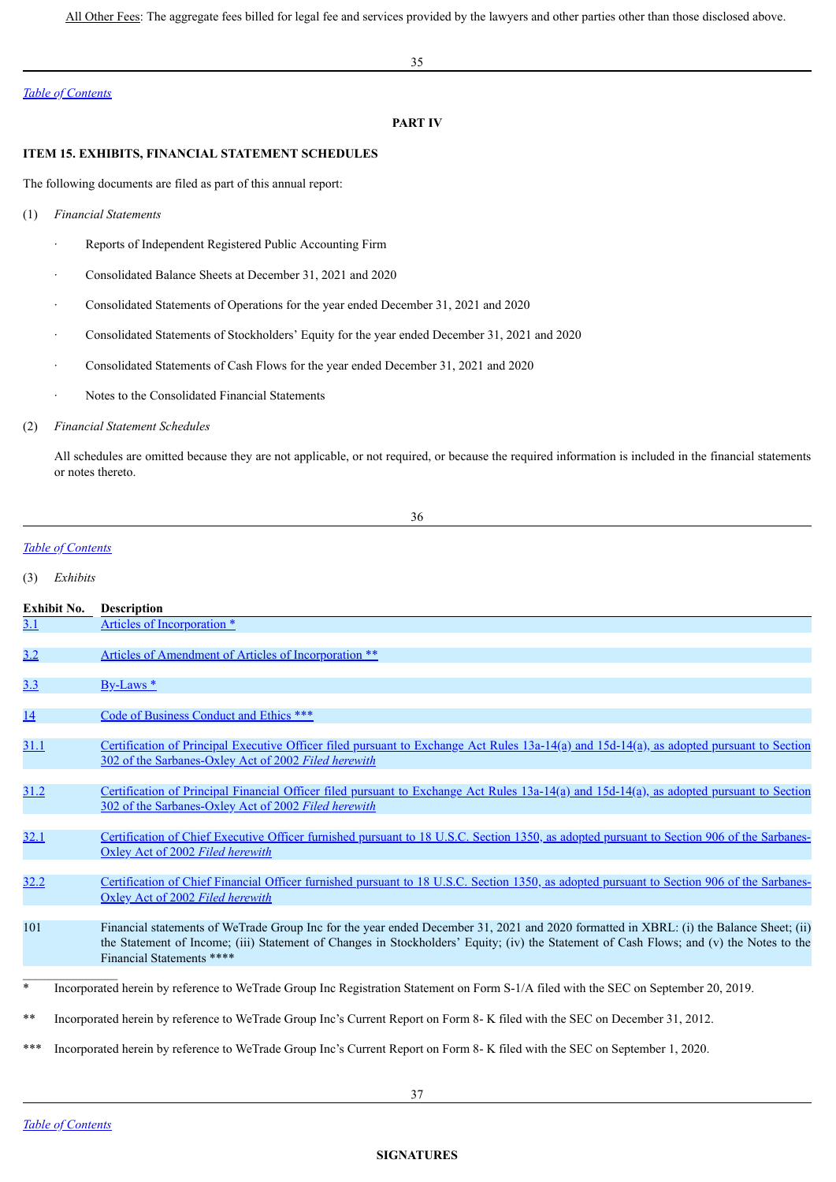<u>All Other Fees</u>: The aggregate fees billed for legal fee and services provided by the lawyers and other parties other than those disclosed above.

*Table of Contents*

## PART IV

### ITEM 15. EXHIBITS, FINANCIAL STATEMENT SCHEDULES

The following documents are filed as part of this annual report:

(1) *Financial Statements*

- Reports of Independent Registered Public Accounting Firm
- Consolidated Balance Sheets at December 31, 2021 and 2020
- Consolidated Statements of Operations for the year ended December 31, 2021 and 2020
- Consolidated Statements of Stockholders' Equity for the year ended December 31, 2021 and 2020
- Consolidated Statements of Cash Flows for the year ended December 31, 2021 and 2020
- Notes to the Consolidated Financial Statements

(2) *Financial Statement Schedules*

All schedules are omitted because they are not applicable, or not required, or because the required information is included in the financial statements or notes thereto.

*Table of Contents*

(3) *Exhibits*

| Exhibit No. | Description |
|---|---|
| 3.1 | Articles of Incorporation * |
| 3.2 | Articles of Amendment of Articles of Incorporation ** |
| 3.3 | By-Laws * |
| 14 | Code of Business Conduct and Ethics *** |
| 31.1 | Certification of Principal Executive Officer filed pursuant to Exchange Act Rules 13a-14(a) and 15d-14(a), as adopted pursuant to Section 302 of the Sarbanes-Oxley Act of 2002 *Filed herewith* |
| 31.2 | Certification of Principal Financial Officer filed pursuant to Exchange Act Rules 13a-14(a) and 15d-14(a), as adopted pursuant to Section 302 of the Sarbanes-Oxley Act of 2002 *Filed herewith* |
| 32.1 | Certification of Chief Executive Officer furnished pursuant to 18 U.S.C. Section 1350, as adopted pursuant to Section 906 of the Sarbanes-Oxley Act of 2002 *Filed herewith* |
| 32.2 | Certification of Chief Financial Officer furnished pursuant to 18 U.S.C. Section 1350, as adopted pursuant to Section 906 of the Sarbanes-Oxley Act of 2002 *Filed herewith* |
| 101 | Financial statements of WeTrade Group Inc for the year ended December 31, 2021 and 2020 formatted in XBRL: (i) the Balance Sheet; (ii) the Statement of Income; (iii) Statement of Changes in Stockholders' Equity; (iv) the Statement of Cash Flows; and (v) the Notes to the Financial Statements **** |

\* Incorporated herein by reference to WeTrade Group Inc Registration Statement on Form S-1/A filed with the SEC on September 20, 2019.

** Incorporated herein by reference to WeTrade Group Inc's Current Report on Form 8- K filed with the SEC on December 31, 2012.

*** Incorporated herein by reference to WeTrade Group Inc's Current Report on Form 8- K filed with the SEC on September 1, 2020.

*Table of Contents*

## SIGNATURES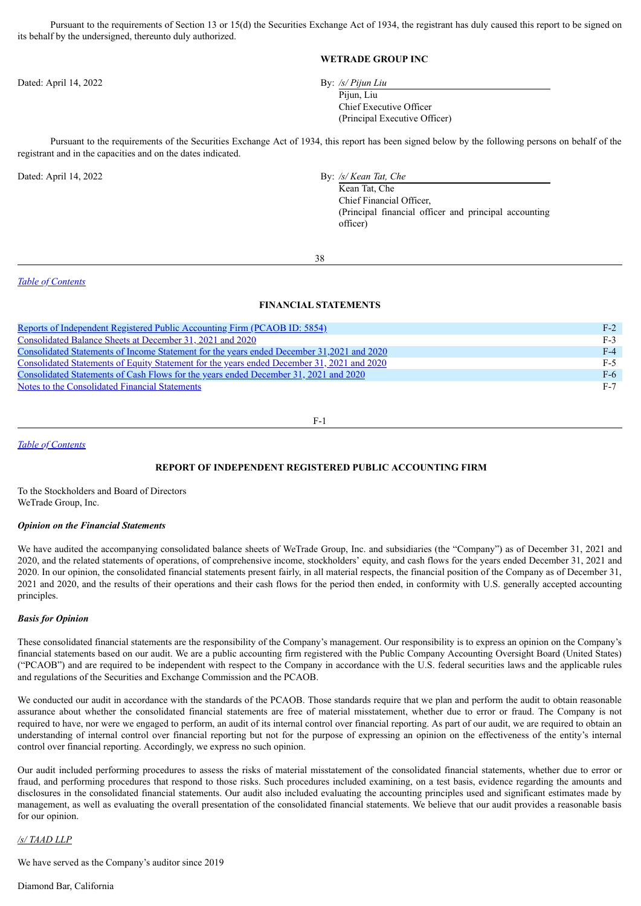Pursuant to the requirements of Section 13 or 15(d) the Securities Exchange Act of 1934, the registrant has duly caused this report to be signed on its behalf by the undersigned, thereunto duly authorized.

**WETRADE GROUP INC**

Dated: April 14, 2022

By: */s/ Pijun Liu*
Pijun, Liu
Chief Executive Officer
(Principal Executive Officer)

Pursuant to the requirements of the Securities Exchange Act of 1934, this report has been signed below by the following persons on behalf of the registrant and in the capacities and on the dates indicated.

Dated: April 14, 2022

By: */s/ Kean Tat, Che*
Kean Tat, Che
Chief Financial Officer,
(Principal financial officer and principal accounting officer)

*Table of Contents*

## FINANCIAL STATEMENTS

| | |
|---|---|
| Reports of Independent Registered Public Accounting Firm (PCAOB ID: 5854) | F-2 |
| Consolidated Balance Sheets at December 31, 2021 and 2020 | F-3 |
| Consolidated Statements of Income Statement for the years ended December 31,2021 and 2020 | F-4 |
| Consolidated Statements of Equity Statement for the years ended December 31, 2021 and 2020 | F-5 |
| Consolidated Statements of Cash Flows for the years ended December 31, 2021 and 2020 | F-6 |
| Notes to the Consolidated Financial Statements | F-7 |

*Table of Contents*

## REPORT OF INDEPENDENT REGISTERED PUBLIC ACCOUNTING FIRM

To the Stockholders and Board of Directors
WeTrade Group, Inc.

***Opinion on the Financial Statements***

We have audited the accompanying consolidated balance sheets of WeTrade Group, Inc. and subsidiaries (the "Company") as of December 31, 2021 and 2020, and the related statements of operations, of comprehensive income, stockholders' equity, and cash flows for the years ended December 31, 2021 and 2020. In our opinion, the consolidated financial statements present fairly, in all material respects, the financial position of the Company as of December 31, 2021 and 2020, and the results of their operations and their cash flows for the period then ended, in conformity with U.S. generally accepted accounting principles.

***Basis for Opinion***

These consolidated financial statements are the responsibility of the Company's management. Our responsibility is to express an opinion on the Company's financial statements based on our audit. We are a public accounting firm registered with the Public Company Accounting Oversight Board (United States) ("PCAOB") and are required to be independent with respect to the Company in accordance with the U.S. federal securities laws and the applicable rules and regulations of the Securities and Exchange Commission and the PCAOB.

We conducted our audit in accordance with the standards of the PCAOB. Those standards require that we plan and perform the audit to obtain reasonable assurance about whether the consolidated financial statements are free of material misstatement, whether due to error or fraud. The Company is not required to have, nor were we engaged to perform, an audit of its internal control over financial reporting. As part of our audit, we are required to obtain an understanding of internal control over financial reporting but not for the purpose of expressing an opinion on the effectiveness of the entity's internal control over financial reporting. Accordingly, we express no such opinion.

Our audit included performing procedures to assess the risks of material misstatement of the consolidated financial statements, whether due to error or fraud, and performing procedures that respond to those risks. Such procedures included examining, on a test basis, evidence regarding the amounts and disclosures in the consolidated financial statements. Our audit also included evaluating the accounting principles used and significant estimates made by management, as well as evaluating the overall presentation of the consolidated financial statements. We believe that our audit provides a reasonable basis for our opinion.

*/s/ TAAD LLP*

We have served as the Company's auditor since 2019

Diamond Bar, California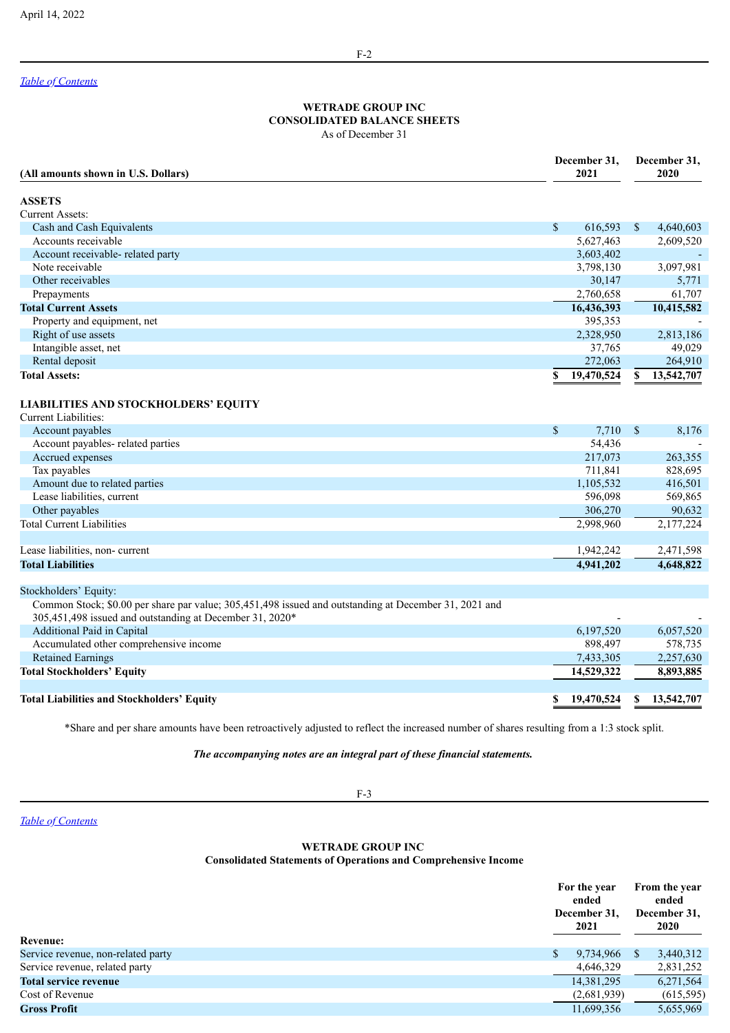April 14, 2022

*Table of Contents*

**WETRADE GROUP INC**
**CONSOLIDATED BALANCE SHEETS**
As of December 31

| (All amounts shown in U.S. Dollars) | December 31, 2021 | December 31, 2020 |
|---|---|---|
| **ASSETS** | | |
| Current Assets: | | |
| Cash and Cash Equivalents | $ 616,593 | $ 4,640,603 |
| Accounts receivable | 5,627,463 | 2,609,520 |
| Account receivable- related party | 3,603,402 | - |
| Note receivable | 3,798,130 | 3,097,981 |
| Other receivables | 30,147 | 5,771 |
| Prepayments | 2,760,658 | 61,707 |
| **Total Current Assets** | **16,436,393** | **10,415,582** |
| Property and equipment, net | 395,353 | - |
| Right of use assets | 2,328,950 | 2,813,186 |
| Intangible asset, net | 37,765 | 49,029 |
| Rental deposit | 272,063 | 264,910 |
| **Total Assets:** | **$ 19,470,524** | **$ 13,542,707** |
| | | |
| **LIABILITIES AND STOCKHOLDERS' EQUITY** | | |
| Current Liabilities: | | |
| Account payables | $ 7,710 | $ 8,176 |
| Account payables- related parties | 54,436 | - |
| Accrued expenses | 217,073 | 263,355 |
| Tax payables | 711,841 | 828,695 |
| Amount due to related parties | 1,105,532 | 416,501 |
| Lease liabilities, current | 596,098 | 569,865 |
| Other payables | 306,270 | 90,632 |
| Total Current Liabilities | 2,998,960 | 2,177,224 |
| | | |
| Lease liabilities, non- current | 1,942,242 | 2,471,598 |
| **Total Liabilities** | **4,941,202** | **4,648,822** |
| | | |
| Stockholders' Equity: | | |
| Common Stock; $0.00 per share par value; 305,451,498 issued and outstanding at December 31, 2021 and 305,451,498 issued and outstanding at December 31, 2020* | - | - |
| Additional Paid in Capital | 6,197,520 | 6,057,520 |
| Accumulated other comprehensive income | 898,497 | 578,735 |
| Retained Earnings | 7,433,305 | 2,257,630 |
| **Total Stockholders' Equity** | **14,529,322** | **8,893,885** |
| | | |
| **Total Liabilities and Stockholders' Equity** | **$ 19,470,524** | **$ 13,542,707** |

*Share and per share amounts have been retroactively adjusted to reflect the increased number of shares resulting from a 1:3 stock split.

***The accompanying notes are an integral part of these financial statements.***

*Table of Contents*

**WETRADE GROUP INC**
**Consolidated Statements of Operations and Comprehensive Income**

| | For the year ended December 31, 2021 | From the year ended December 31, 2020 |
|---|---|---|
| **Revenue:** | | |
| Service revenue, non-related party | $ 9,734,966 | $ 3,440,312 |
| Service revenue, related party | 4,646,329 | 2,831,252 |
| **Total service revenue** | 14,381,295 | 6,271,564 |
| Cost of Revenue | (2,681,939) | (615,595) |
| **Gross Profit** | 11,699,356 | 5,655,969 |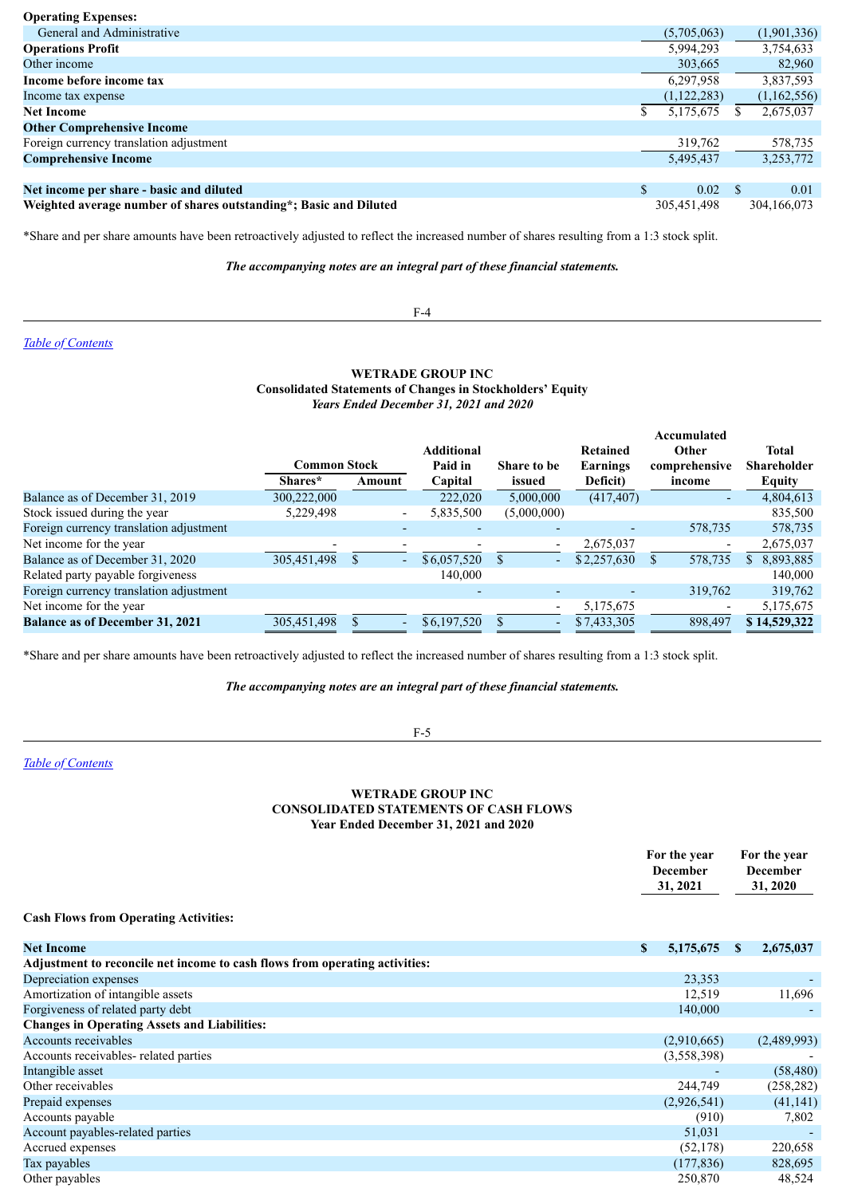| | | |
|---|---|---|
| **Operating Expenses:** | | |
| General and Administrative | (5,705,063) | (1,901,336) |
| **Operations Profit** | 5,994,293 | 3,754,633 |
| Other income | 303,665 | 82,960 |
| **Income before income tax** | 6,297,958 | 3,837,593 |
| Income tax expense | (1,122,283) | (1,162,556) |
| **Net Income** | $ 5,175,675 | $ 2,675,037 |
| **Other Comprehensive Income** | | |
| Foreign currency translation adjustment | 319,762 | 578,735 |
| **Comprehensive Income** | 5,495,437 | 3,253,772 |
| | | |
| **Net income per share - basic and diluted** | $ 0.02 | $ 0.01 |
| **Weighted average number of shares outstanding*; Basic and Diluted** | 305,451,498 | 304,166,073 |

*Share and per share amounts have been retroactively adjusted to reflect the increased number of shares resulting from a 1:3 stock split.

***The accompanying notes are an integral part of these financial statements.***

[Table of Contents](#)

## WETRADE GROUP INC
### Consolidated Statements of Changes in Stockholders' Equity
*Years Ended December 31, 2021 and 2020*

| | Common Stock | | Additional Paid in Capital | Share to be issued | Retained Earnings Deficit) | Accumulated Other comprehensive income | Total Shareholder Equity |
|---|---|---|---|---|---|---|---|
| | Shares* | Amount | | | | | |
| Balance as of December 31, 2019 | 300,222,000 | | 222,020 | 5,000,000 | (417,407) | - | 4,804,613 |
| Stock issued during the year | 5,229,498 | - | 5,835,500 | (5,000,000) | | | 835,500 |
| Foreign currency translation adjustment | | - | - | - | - | 578,735 | 578,735 |
| Net income for the year | - | - | - | - | 2,675,037 | - | 2,675,037 |
| Balance as of December 31, 2020 | 305,451,498 | $ - | $ 6,057,520 | $ - | $ 2,257,630 | $ 578,735 | $ 8,893,885 |
| Related party payable forgiveness | | | 140,000 | | | | 140,000 |
| Foreign currency translation adjustment | | | - | - | - | 319,762 | 319,762 |
| Net income for the year | | | | - | 5,175,675 | - | 5,175,675 |
| **Balance as of December 31, 2021** | 305,451,498 | $ - | $ 6,197,520 | $ - | $ 7,433,305 | 898,497 | **$ 14,529,322** |

*Share and per share amounts have been retroactively adjusted to reflect the increased number of shares resulting from a 1:3 stock split.

***The accompanying notes are an integral part of these financial statements.***

[Table of Contents](#)

## WETRADE GROUP INC
### CONSOLIDATED STATEMENTS OF CASH FLOWS
### Year Ended December 31, 2021 and 2020

| | For the year December 31, 2021 | For the year December 31, 2020 |
|---|---|---|
| **Cash Flows from Operating Activities:** | | |
| **Net Income** | **$ 5,175,675** | **$ 2,675,037** |
| **Adjustment to reconcile net income to cash flows from operating activities:** | | |
| Depreciation expenses | 23,353 | - |
| Amortization of intangible assets | 12,519 | 11,696 |
| Forgiveness of related party debt | 140,000 | - |
| **Changes in Operating Assets and Liabilities:** | | |
| Accounts receivables | (2,910,665) | (2,489,993) |
| Accounts receivables- related parties | (3,558,398) | - |
| Intangible asset | - | (58,480) |
| Other receivables | 244,749 | (258,282) |
| Prepaid expenses | (2,926,541) | (41,141) |
| Accounts payable | (910) | 7,802 |
| Account payables-related parties | 51,031 | - |
| Accrued expenses | (52,178) | 220,658 |
| Tax payables | (177,836) | 828,695 |
| Other payables | 250,870 | 48,524 |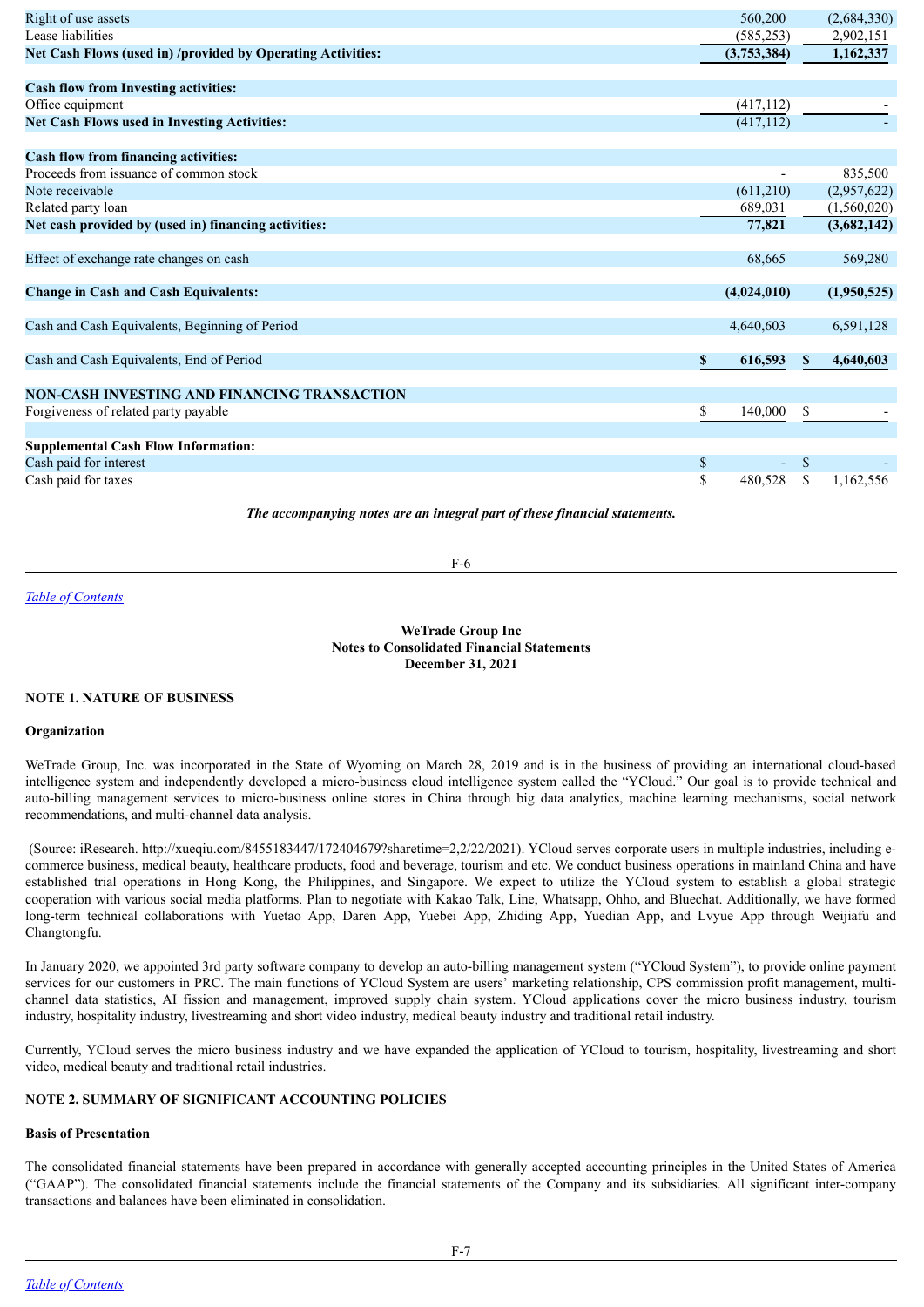| | | |
|---|---|---|
| Right of use assets | 560,200 | (2,684,330) |
| Lease liabilities | (585,253) | 2,902,151 |
| **Net Cash Flows (used in) /provided by Operating Activities:** | **(3,753,384)** | **1,162,337** |
| | | |
| **Cash flow from Investing activities:** | | |
| Office equipment | (417,112) | - |
| **Net Cash Flows used in Investing Activities:** | (417,112) | - |
| | | |
| **Cash flow from financing activities:** | | |
| Proceeds from issuance of common stock | - | 835,500 |
| Note receivable | (611,210) | (2,957,622) |
| Related party loan | 689,031 | (1,560,020) |
| **Net cash provided by (used in) financing activities:** | **77,821** | **(3,682,142)** |
| | | |
| Effect of exchange rate changes on cash | 68,665 | 569,280 |
| | | |
| **Change in Cash and Cash Equivalents:** | **(4,024,010)** | **(1,950,525)** |
| | | |
| Cash and Cash Equivalents, Beginning of Period | 4,640,603 | 6,591,128 |
| | | |
| Cash and Cash Equivalents, End of Period | **$ 616,593** | **$ 4,640,603** |
| | | |
| **NON-CASH INVESTING AND FINANCING TRANSACTION** | | |
| Forgiveness of related party payable | $ 140,000 | $ - |
| | | |
| **Supplemental Cash Flow Information:** | | |
| Cash paid for interest | $ - | $ - |
| Cash paid for taxes | $ 480,528 | $ 1,162,556 |

***The accompanying notes are an integral part of these financial statements.***

**WeTrade Group Inc**
**Notes to Consolidated Financial Statements**
**December 31, 2021**

## NOTE 1. NATURE OF BUSINESS

### Organization

WeTrade Group, Inc. was incorporated in the State of Wyoming on March 28, 2019 and is in the business of providing an international cloud-based intelligence system and independently developed a micro-business cloud intelligence system called the "YCloud." Our goal is to provide technical and auto-billing management services to micro-business online stores in China through big data analytics, machine learning mechanisms, social network recommendations, and multi-channel data analysis.

(Source: iResearch. http://xueqiu.com/8455183447/172404679?sharetime=2,2/22/2021). YCloud serves corporate users in multiple industries, including e-commerce business, medical beauty, healthcare products, food and beverage, tourism and etc. We conduct business operations in mainland China and have established trial operations in Hong Kong, the Philippines, and Singapore. We expect to utilize the YCloud system to establish a global strategic cooperation with various social media platforms. Plan to negotiate with Kakao Talk, Line, Whatsapp, Ohho, and Bluechat. Additionally, we have formed long-term technical collaborations with Yuetao App, Daren App, Yuebei App, Zhiding App, Yuedian App, and Lvyue App through Weijiafu and Changtongfu.

In January 2020, we appointed 3rd party software company to develop an auto-billing management system ("YCloud System"), to provide online payment services for our customers in PRC. The main functions of YCloud System are users' marketing relationship, CPS commission profit management, multi-channel data statistics, AI fission and management, improved supply chain system. YCloud applications cover the micro business industry, tourism industry, hospitality industry, livestreaming and short video industry, medical beauty industry and traditional retail industry.

Currently, YCloud serves the micro business industry and we have expanded the application of YCloud to tourism, hospitality, livestreaming and short video, medical beauty and traditional retail industries.

## NOTE 2. SUMMARY OF SIGNIFICANT ACCOUNTING POLICIES

### Basis of Presentation

The consolidated financial statements have been prepared in accordance with generally accepted accounting principles in the United States of America ("GAAP"). The consolidated financial statements include the financial statements of the Company and its subsidiaries. All significant inter-company transactions and balances have been eliminated in consolidation.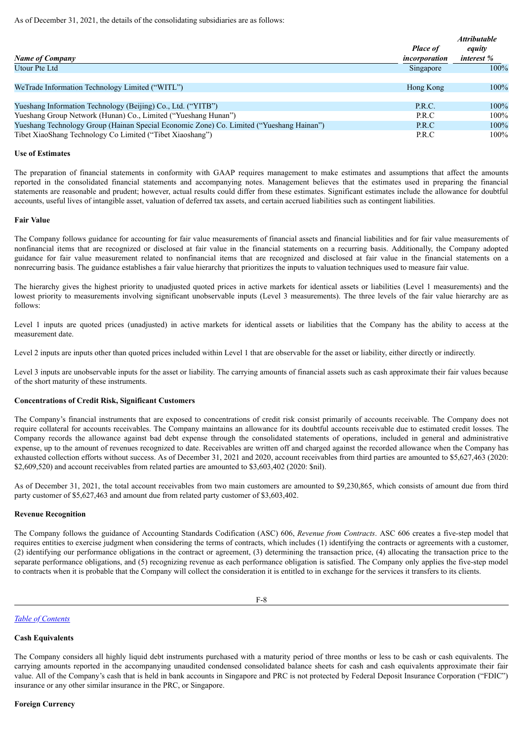As of December 31, 2021, the details of the consolidating subsidiaries are as follows:

| *Name of Company* | *Place of incorporation* | *Attributable equity interest %* |
|---|---|---|
| Utour Pte Ltd | Singapore | 100% |
| WeTrade Information Technology Limited ("WITL") | Hong Kong | 100% |
| Yueshang Information Technology (Beijing) Co., Ltd. ("YITB") | P.R.C. | 100% |
| Yueshang Group Network (Hunan) Co., Limited ("Yueshang Hunan") | P.R.C | 100% |
| Yueshang Technology Group (Hainan Special Economic Zone) Co. Limited ("Yueshang Hainan") | P.R.C | 100% |
| Tibet XiaoShang Technology Co Limited ("Tibet Xiaoshang") | P.R.C | 100% |

**Use of Estimates**

The preparation of financial statements in conformity with GAAP requires management to make estimates and assumptions that affect the amounts reported in the consolidated financial statements and accompanying notes. Management believes that the estimates used in preparing the financial statements are reasonable and prudent; however, actual results could differ from these estimates. Significant estimates include the allowance for doubtful accounts, useful lives of intangible asset, valuation of deferred tax assets, and certain accrued liabilities such as contingent liabilities.

**Fair Value**

The Company follows guidance for accounting for fair value measurements of financial assets and financial liabilities and for fair value measurements of nonfinancial items that are recognized or disclosed at fair value in the financial statements on a recurring basis. Additionally, the Company adopted guidance for fair value measurement related to nonfinancial items that are recognized and disclosed at fair value in the financial statements on a nonrecurring basis. The guidance establishes a fair value hierarchy that prioritizes the inputs to valuation techniques used to measure fair value.

The hierarchy gives the highest priority to unadjusted quoted prices in active markets for identical assets or liabilities (Level 1 measurements) and the lowest priority to measurements involving significant unobservable inputs (Level 3 measurements). The three levels of the fair value hierarchy are as follows:

Level 1 inputs are quoted prices (unadjusted) in active markets for identical assets or liabilities that the Company has the ability to access at the measurement date.

Level 2 inputs are inputs other than quoted prices included within Level 1 that are observable for the asset or liability, either directly or indirectly.

Level 3 inputs are unobservable inputs for the asset or liability. The carrying amounts of financial assets such as cash approximate their fair values because of the short maturity of these instruments.

**Concentrations of Credit Risk, Significant Customers**

The Company's financial instruments that are exposed to concentrations of credit risk consist primarily of accounts receivable. The Company does not require collateral for accounts receivables. The Company maintains an allowance for its doubtful accounts receivable due to estimated credit losses. The Company records the allowance against bad debt expense through the consolidated statements of operations, included in general and administrative expense, up to the amount of revenues recognized to date. Receivables are written off and charged against the recorded allowance when the Company has exhausted collection efforts without success. As of December 31, 2021 and 2020, account receivables from third parties are amounted to $5,627,463 (2020: $2,609,520) and account receivables from related parties are amounted to $3,603,402 (2020: $nil).

As of December 31, 2021, the total account receivables from two main customers are amounted to $9,230,865, which consists of amount due from third party customer of $5,627,463 and amount due from related party customer of $3,603,402.

**Revenue Recognition**

The Company follows the guidance of Accounting Standards Codification (ASC) 606, *Revenue from Contracts*. ASC 606 creates a five-step model that requires entities to exercise judgment when considering the terms of contracts, which includes (1) identifying the contracts or agreements with a customer, (2) identifying our performance obligations in the contract or agreement, (3) determining the transaction price, (4) allocating the transaction price to the separate performance obligations, and (5) recognizing revenue as each performance obligation is satisfied. The Company only applies the five-step model to contracts when it is probable that the Company will collect the consideration it is entitled to in exchange for the services it transfers to its clients.

**Cash Equivalents**

The Company considers all highly liquid debt instruments purchased with a maturity period of three months or less to be cash or cash equivalents. The carrying amounts reported in the accompanying unaudited condensed consolidated balance sheets for cash and cash equivalents approximate their fair value. All of the Company's cash that is held in bank accounts in Singapore and PRC is not protected by Federal Deposit Insurance Corporation ("FDIC") insurance or any other similar insurance in the PRC, or Singapore.

**Foreign Currency**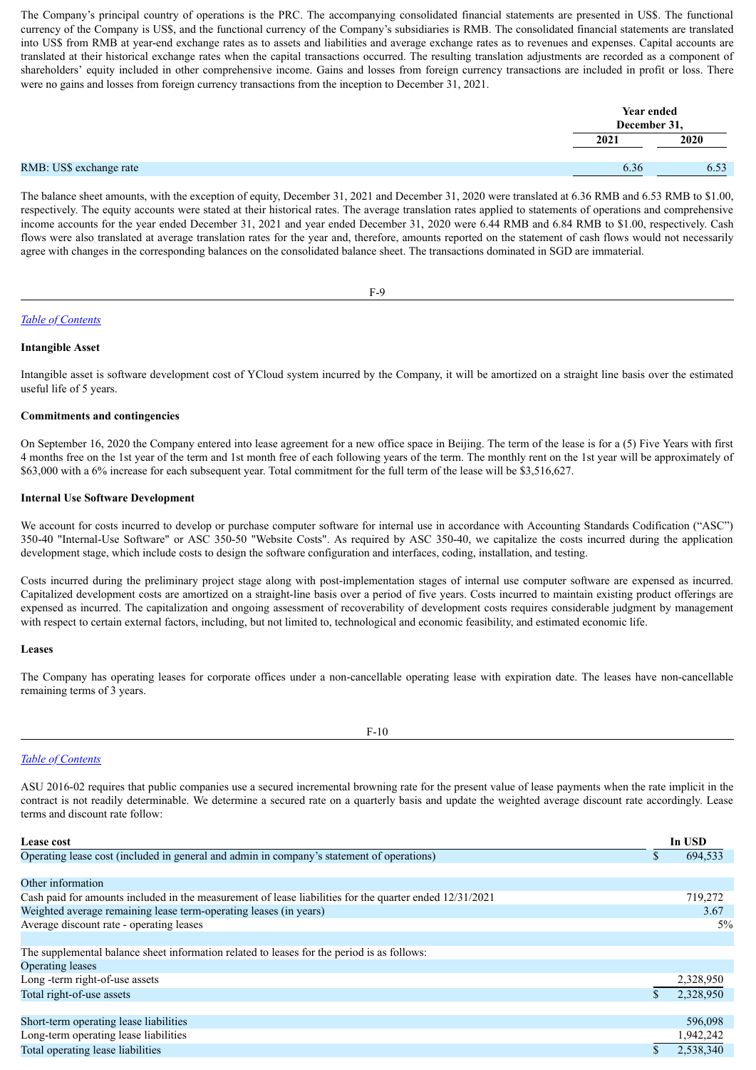The Company's principal country of operations is the PRC. The accompanying consolidated financial statements are presented in US$. The functional currency of the Company is US$, and the functional currency of the Company's subsidiaries is RMB. The consolidated financial statements are translated into US$ from RMB at year-end exchange rates as to assets and liabilities and average exchange rates as to revenues and expenses. Capital accounts are translated at their historical exchange rates when the capital transactions occurred. The resulting translation adjustments are recorded as a component of shareholders' equity included in other comprehensive income. Gains and losses from foreign currency transactions are included in profit or loss. There were no gains and losses from foreign currency transactions from the inception to December 31, 2021.

| | Year ended December 31, | |
|---|---|---|
| | 2021 | 2020 |
| RMB: US$ exchange rate | 6.36 | 6.53 |

The balance sheet amounts, with the exception of equity, December 31, 2021 and December 31, 2020 were translated at 6.36 RMB and 6.53 RMB to $1.00, respectively. The equity accounts were stated at their historical rates. The average translation rates applied to statements of operations and comprehensive income accounts for the year ended December 31, 2021 and year ended December 31, 2020 were 6.44 RMB and 6.84 RMB to $1.00, respectively. Cash flows were also translated at average translation rates for the year and, therefore, amounts reported on the statement of cash flows would not necessarily agree with changes in the corresponding balances on the consolidated balance sheet. The transactions dominated in SGD are immaterial.

**Intangible Asset**

Intangible asset is software development cost of YCloud system incurred by the Company, it will be amortized on a straight line basis over the estimated useful life of 5 years.

**Commitments and contingencies**

On September 16, 2020 the Company entered into lease agreement for a new office space in Beijing. The term of the lease is for a (5) Five Years with first 4 months free on the 1st year of the term and 1st month free of each following years of the term. The monthly rent on the 1st year will be approximately of $63,000 with a 6% increase for each subsequent year. Total commitment for the full term of the lease will be $3,516,627.

**Internal Use Software Development**

We account for costs incurred to develop or purchase computer software for internal use in accordance with Accounting Standards Codification ("ASC") 350-40 "Internal-Use Software" or ASC 350-50 "Website Costs". As required by ASC 350-40, we capitalize the costs incurred during the application development stage, which include costs to design the software configuration and interfaces, coding, installation, and testing.

Costs incurred during the preliminary project stage along with post-implementation stages of internal use computer software are expensed as incurred. Capitalized development costs are amortized on a straight-line basis over a period of five years. Costs incurred to maintain existing product offerings are expensed as incurred. The capitalization and ongoing assessment of recoverability of development costs requires considerable judgment by management with respect to certain external factors, including, but not limited to, technological and economic feasibility, and estimated economic life.

**Leases**

The Company has operating leases for corporate offices under a non-cancellable operating lease with expiration date. The leases have non-cancellable remaining terms of 3 years.

ASU 2016-02 requires that public companies use a secured incremental browning rate for the present value of lease payments when the rate implicit in the contract is not readily determinable. We determine a secured rate on a quarterly basis and update the weighted average discount rate accordingly. Lease terms and discount rate follow:

| Lease cost | In USD |
|---|---|
| Operating lease cost (included in general and admin in company's statement of operations) | $ 694,533 |
| | |
| Other information | |
| Cash paid for amounts included in the measurement of lease liabilities for the quarter ended 12/31/2021 | 719,272 |
| Weighted average remaining lease term-operating leases (in years) | 3.67 |
| Average discount rate - operating leases | 5% |
| | |
| The supplemental balance sheet information related to leases for the period is as follows: | |
| Operating leases | |
| Long -term right-of-use assets | 2,328,950 |
| Total right-of-use assets | $ 2,328,950 |
| | |
| Short-term operating lease liabilities | 596,098 |
| Long-term operating lease liabilities | 1,942,242 |
| Total operating lease liabilities | $ 2,538,340 |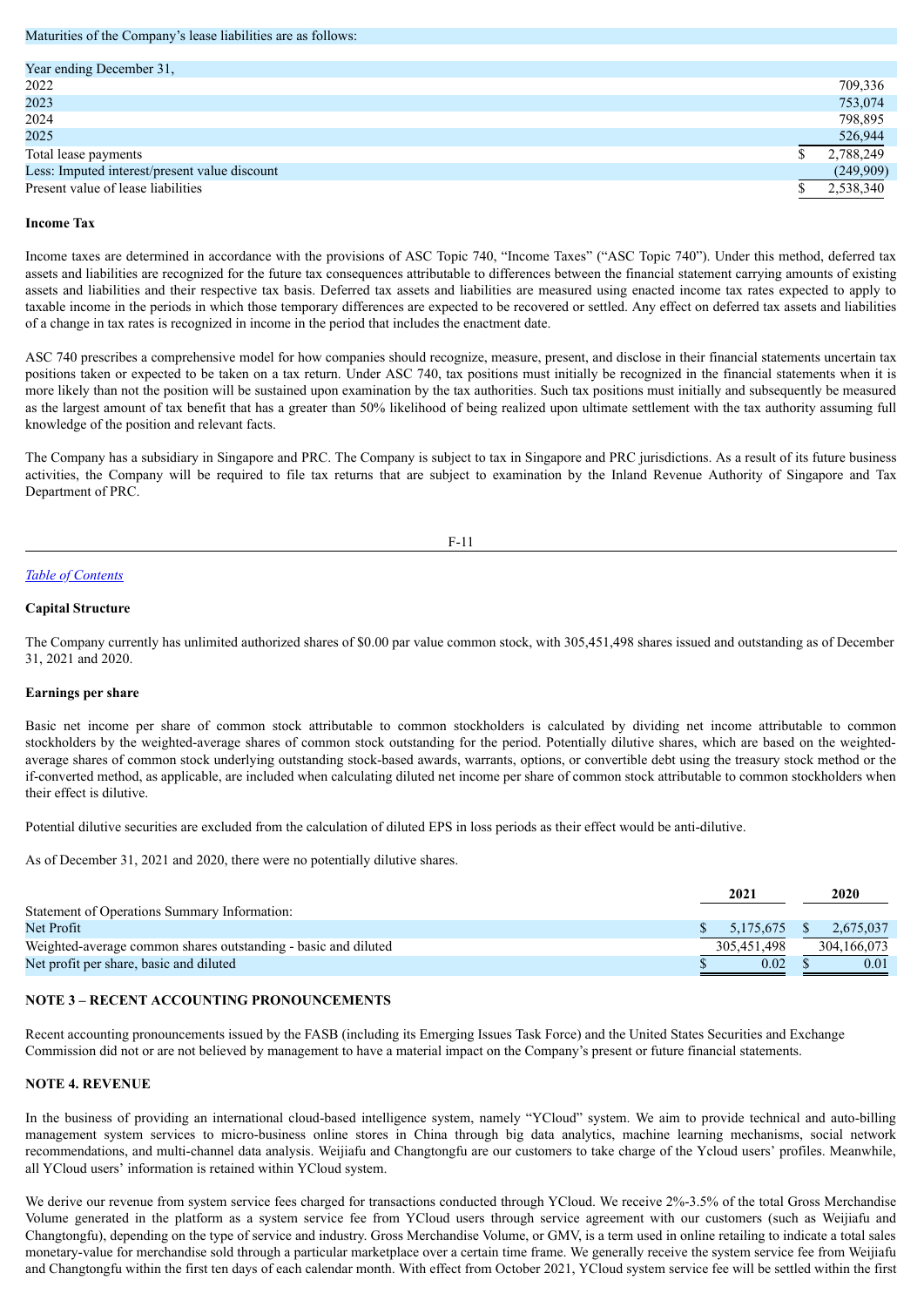Maturities of the Company's lease liabilities are as follows:

| Year ending December 31, | |
|---|---|
| 2022 | 709,336 |
| 2023 | 753,074 |
| 2024 | 798,895 |
| 2025 | 526,944 |
| Total lease payments | $ 2,788,249 |
| Less: Imputed interest/present value discount | (249,909) |
| Present value of lease liabilities | $ 2,538,340 |

**Income Tax**

Income taxes are determined in accordance with the provisions of ASC Topic 740, "Income Taxes" ("ASC Topic 740"). Under this method, deferred tax assets and liabilities are recognized for the future tax consequences attributable to differences between the financial statement carrying amounts of existing assets and liabilities and their respective tax basis. Deferred tax assets and liabilities are measured using enacted income tax rates expected to apply to taxable income in the periods in which those temporary differences are expected to be recovered or settled. Any effect on deferred tax assets and liabilities of a change in tax rates is recognized in income in the period that includes the enactment date.

ASC 740 prescribes a comprehensive model for how companies should recognize, measure, present, and disclose in their financial statements uncertain tax positions taken or expected to be taken on a tax return. Under ASC 740, tax positions must initially be recognized in the financial statements when it is more likely than not the position will be sustained upon examination by the tax authorities. Such tax positions must initially and subsequently be measured as the largest amount of tax benefit that has a greater than 50% likelihood of being realized upon ultimate settlement with the tax authority assuming full knowledge of the position and relevant facts.

The Company has a subsidiary in Singapore and PRC. The Company is subject to tax in Singapore and PRC jurisdictions. As a result of its future business activities, the Company will be required to file tax returns that are subject to examination by the Inland Revenue Authority of Singapore and Tax Department of PRC.

*Table of Contents*

**Capital Structure**

The Company currently has unlimited authorized shares of $0.00 par value common stock, with 305,451,498 shares issued and outstanding as of December 31, 2021 and 2020.

**Earnings per share**

Basic net income per share of common stock attributable to common stockholders is calculated by dividing net income attributable to common stockholders by the weighted-average shares of common stock outstanding for the period. Potentially dilutive shares, which are based on the weighted-average shares of common stock underlying outstanding stock-based awards, warrants, options, or convertible debt using the treasury stock method or the if-converted method, as applicable, are included when calculating diluted net income per share of common stock attributable to common stockholders when their effect is dilutive.

Potential dilutive securities are excluded from the calculation of diluted EPS in loss periods as their effect would be anti-dilutive.

As of December 31, 2021 and 2020, there were no potentially dilutive shares.

| | 2021 | 2020 |
|---|---|---|
| Statement of Operations Summary Information: | | |
| Net Profit | $ 5,175,675 | $ 2,675,037 |
| Weighted-average common shares outstanding - basic and diluted | 305,451,498 | 304,166,073 |
| Net profit per share, basic and diluted | $ 0.02 | $ 0.01 |

**NOTE 3 – RECENT ACCOUNTING PRONOUNCEMENTS**

Recent accounting pronouncements issued by the FASB (including its Emerging Issues Task Force) and the United States Securities and Exchange Commission did not or are not believed by management to have a material impact on the Company's present or future financial statements.

**NOTE 4. REVENUE**

In the business of providing an international cloud-based intelligence system, namely "YCloud" system. We aim to provide technical and auto-billing management system services to micro-business online stores in China through big data analytics, machine learning mechanisms, social network recommendations, and multi-channel data analysis. Weijiafu and Changtongfu are our customers to take charge of the Ycloud users' profiles. Meanwhile, all YCloud users' information is retained within YCloud system.

We derive our revenue from system service fees charged for transactions conducted through YCloud. We receive 2%-3.5% of the total Gross Merchandise Volume generated in the platform as a system service fee from YCloud users through service agreement with our customers (such as Weijiafu and Changtongfu), depending on the type of service and industry. Gross Merchandise Volume, or GMV, is a term used in online retailing to indicate a total sales monetary-value for merchandise sold through a particular marketplace over a certain time frame. We generally receive the system service fee from Weijiafu and Changtongfu within the first ten days of each calendar month. With effect from October 2021, YCloud system service fee will be settled within the first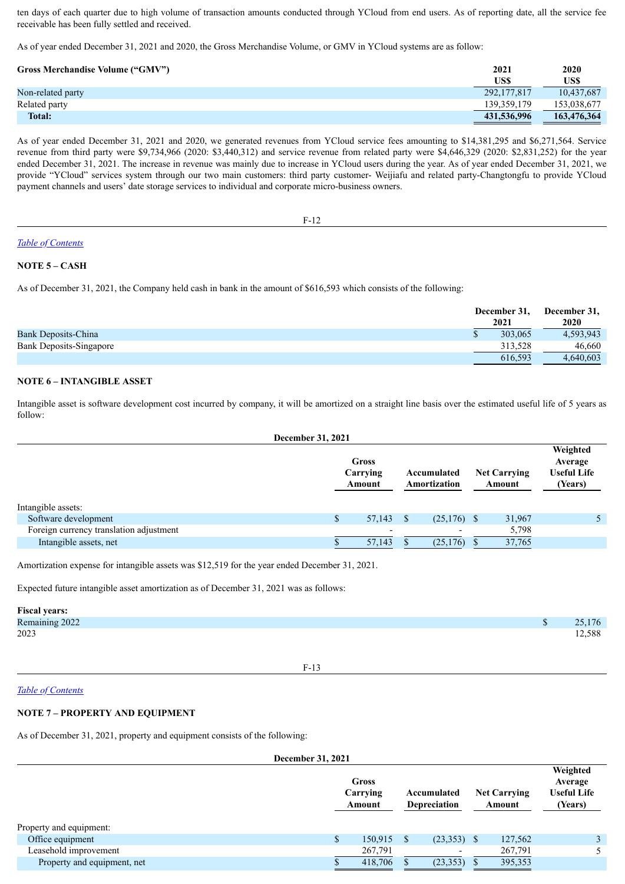ten days of each quarter due to high volume of transaction amounts conducted through YCloud from end users. As of reporting date, all the service fee receivable has been fully settled and received.

As of year ended December 31, 2021 and 2020, the Gross Merchandise Volume, or GMV in YCloud systems are as follow:

| Gross Merchandise Volume ("GMV") | 2021 US$ | 2020 US$ |
|---|---|---|
| Non-related party | 292,177,817 | 10,437,687 |
| Related party | 139,359,179 | 153,038,677 |
| **Total:** | **431,536,996** | **163,476,364** |

As of year ended December 31, 2021 and 2020, we generated revenues from YCloud service fees amounting to $14,381,295 and $6,271,564. Service revenue from third party were $9,734,966 (2020: $3,440,312) and service revenue from related party were $4,646,329 (2020: $2,831,252) for the year ended December 31, 2021. The increase in revenue was mainly due to increase in YCloud users during the year. As of year ended December 31, 2021, we provide "YCloud" services system through our two main customers: third party customer- Weijiafu and related party-Changtongfu to provide YCloud payment channels and users' date storage services to individual and corporate micro-business owners.

*Table of Contents*

## NOTE 5 – CASH

As of December 31, 2021, the Company held cash in bank in the amount of $616,593 which consists of the following:

| | December 31, 2021 | December 31, 2020 |
|---|---|---|
| Bank Deposits-China | $ 303,065 | 4,593,943 |
| Bank Deposits-Singapore | 313,528 | 46,660 |
| | 616,593 | 4,640,603 |

## NOTE 6 – INTANGIBLE ASSET

Intangible asset is software development cost incurred by company, it will be amortized on a straight line basis over the estimated useful life of 5 years as follow:

**December 31, 2021**

| | Gross Carrying Amount | Accumulated Amortization | Net Carrying Amount | Weighted Average Useful Life (Years) |
|---|---|---|---|---|
| Intangible assets: | | | | |
| Software development | $ 57,143 | $ (25,176) | $ 31,967 | 5 |
| Foreign currency translation adjustment | - | - | 5,798 | |
| Intangible assets, net | $ 57,143 | $ (25,176) | $ 37,765 | |

Amortization expense for intangible assets was $12,519 for the year ended December 31, 2021.

Expected future intangible asset amortization as of December 31, 2021 was as follows:

| Fiscal years: | |
|---|---|
| Remaining 2022 | $ 25,176 |
| 2023 | 12,588 |

*Table of Contents*

## NOTE 7 – PROPERTY AND EQUIPMENT

As of December 31, 2021, property and equipment consists of the following:

**December 31, 2021**

| | Gross Carrying Amount | Accumulated Depreciation | Net Carrying Amount | Weighted Average Useful Life (Years) |
|---|---|---|---|---|
| Property and equipment: | | | | |
| Office equipment | $ 150,915 | $ (23,353) | $ 127,562 | 3 |
| Leasehold improvement | 267,791 | - | 267,791 | 5 |
| Property and equipment, net | $ 418,706 | $ (23,353) | $ 395,353 | |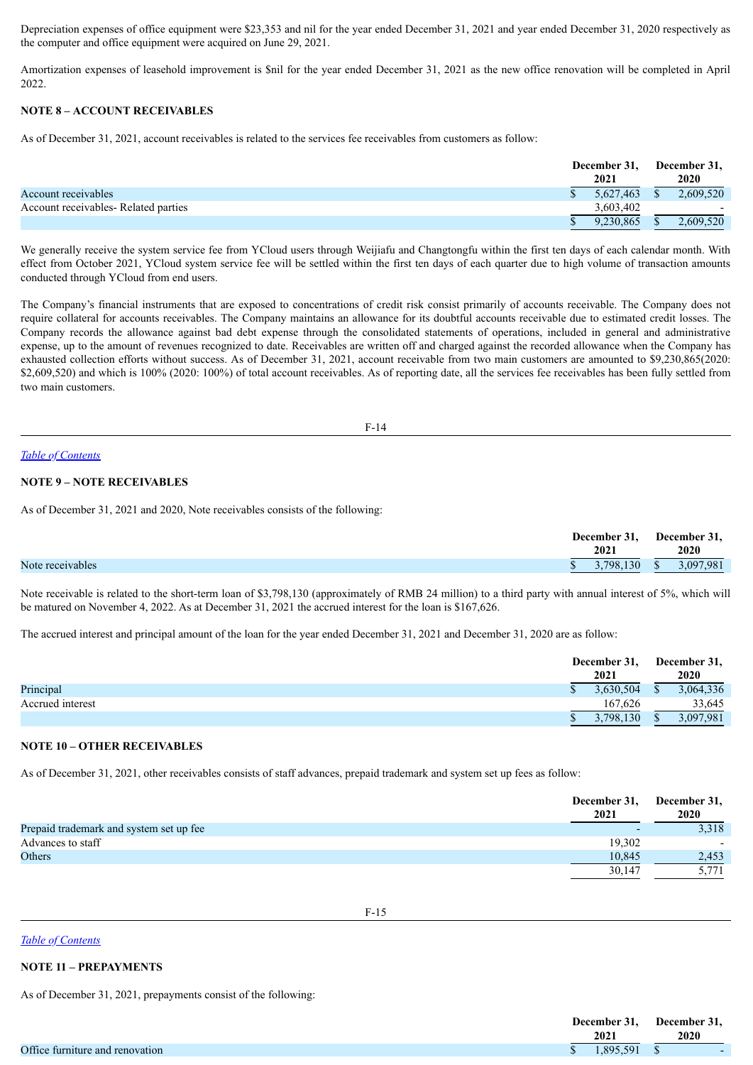Depreciation expenses of office equipment were $23,353 and nil for the year ended December 31, 2021 and year ended December 31, 2020 respectively as the computer and office equipment were acquired on June 29, 2021.

Amortization expenses of leasehold improvement is $nil for the year ended December 31, 2021 as the new office renovation will be completed in April 2022.

**NOTE 8 – ACCOUNT RECEIVABLES**

As of December 31, 2021, account receivables is related to the services fee receivables from customers as follow:

| | December 31, 2021 | December 31, 2020 |
|---|---|---|
| Account receivables | $ 5,627,463 | $ 2,609,520 |
| Account receivables- Related parties | 3,603,402 | - |
| | $ 9,230,865 | $ 2,609,520 |

We generally receive the system service fee from YCloud users through Weijiafu and Changtongfu within the first ten days of each calendar month. With effect from October 2021, YCloud system service fee will be settled within the first ten days of each quarter due to high volume of transaction amounts conducted through YCloud from end users.

The Company's financial instruments that are exposed to concentrations of credit risk consist primarily of accounts receivable. The Company does not require collateral for accounts receivables. The Company maintains an allowance for its doubtful accounts receivable due to estimated credit losses. The Company records the allowance against bad debt expense through the consolidated statements of operations, included in general and administrative expense, up to the amount of revenues recognized to date. Receivables are written off and charged against the recorded allowance when the Company has exhausted collection efforts without success. As of December 31, 2021, account receivable from two main customers are amounted to $9,230,865(2020: $2,609,520) and which is 100% (2020: 100%) of total account receivables. As of reporting date, all the services fee receivables has been fully settled from two main customers.

*Table of Contents*

**NOTE 9 – NOTE RECEIVABLES**

As of December 31, 2021 and 2020, Note receivables consists of the following:

| | December 31, 2021 | December 31, 2020 |
|---|---|---|
| Note receivables | $ 3,798,130 | $ 3,097,981 |

Note receivable is related to the short-term loan of $3,798,130 (approximately of RMB 24 million) to a third party with annual interest of 5%, which will be matured on November 4, 2022. As at December 31, 2021 the accrued interest for the loan is $167,626.

The accrued interest and principal amount of the loan for the year ended December 31, 2021 and December 31, 2020 are as follow:

| | December 31, 2021 | December 31, 2020 |
|---|---|---|
| Principal | $ 3,630,504 | $ 3,064,336 |
| Accrued interest | 167,626 | 33,645 |
| | $ 3,798,130 | $ 3,097,981 |

**NOTE 10 – OTHER RECEIVABLES**

As of December 31, 2021, other receivables consists of staff advances, prepaid trademark and system set up fees as follow:

| | December 31, 2021 | December 31, 2020 |
|---|---|---|
| Prepaid trademark and system set up fee | - | 3,318 |
| Advances to staff | 19,302 | - |
| Others | 10,845 | 2,453 |
| | 30,147 | 5,771 |

*Table of Contents*

**NOTE 11 – PREPAYMENTS**

As of December 31, 2021, prepayments consist of the following:

| | December 31, 2021 | December 31, 2020 |
|---|---|---|
| Office furniture and renovation | $ 1,895,591 | $ - |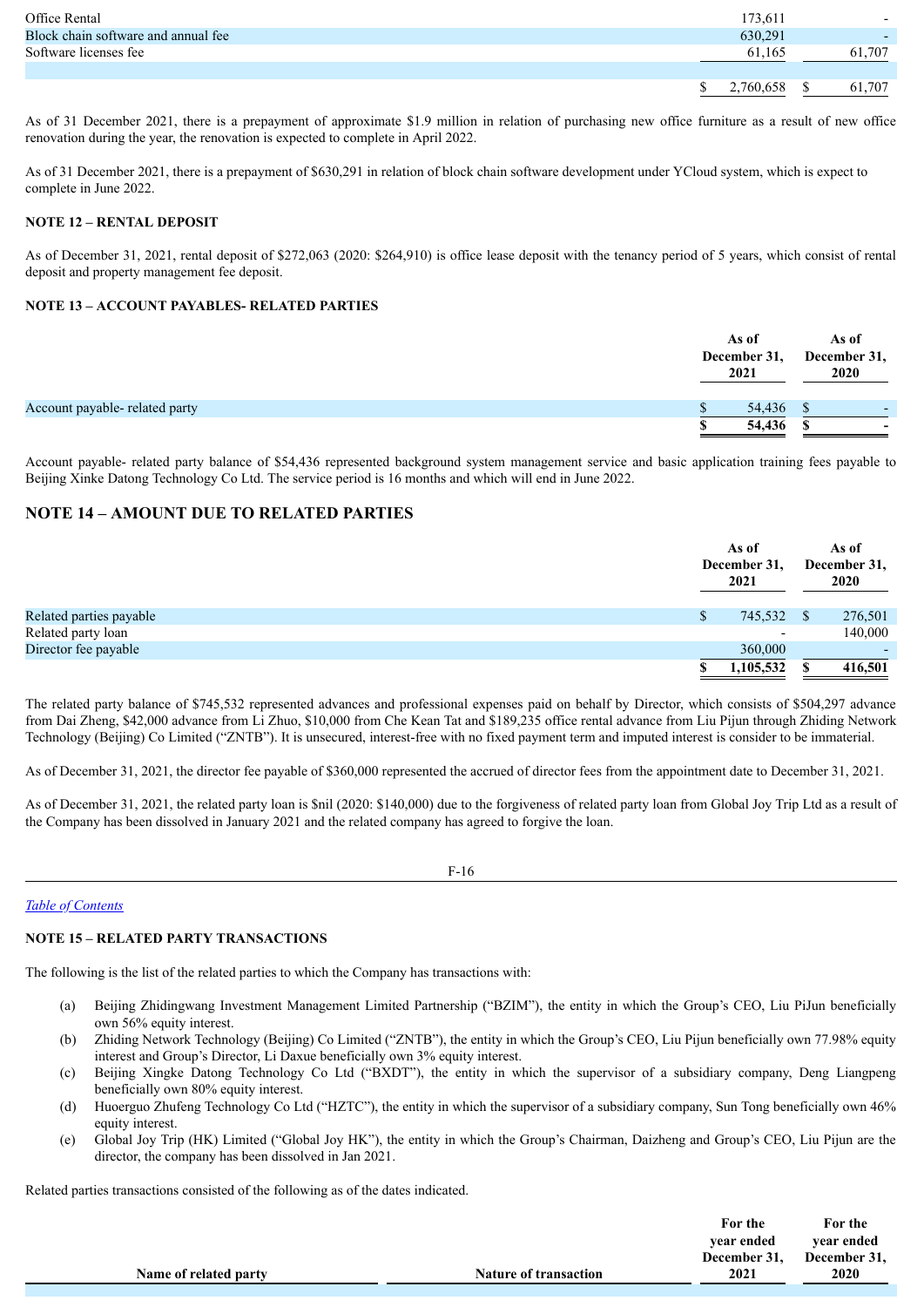| | | |
|---|---|---|
| Office Rental | 173,611 | - |
| Block chain software and annual fee | 630,291 | - |
| Software licenses fee | 61,165 | 61,707 |
| | | |
| | $ 2,760,658 | $ 61,707 |

As of 31 December 2021, there is a prepayment of approximate $1.9 million in relation of purchasing new office furniture as a result of new office renovation during the year, the renovation is expected to complete in April 2022.

As of 31 December 2021, there is a prepayment of $630,291 in relation of block chain software development under YCloud system, which is expect to complete in June 2022.

**NOTE 12 – RENTAL DEPOSIT**

As of December 31, 2021, rental deposit of $272,063 (2020: $264,910) is office lease deposit with the tenancy period of 5 years, which consist of rental deposit and property management fee deposit.

**NOTE 13 – ACCOUNT PAYABLES- RELATED PARTIES**

| | As of December 31, 2021 | As of December 31, 2020 |
|---|---|---|
| Account payable- related party | $ 54,436 | $ - |
| | **$ 54,436** | **$ -** |

Account payable- related party balance of $54,436 represented background system management service and basic application training fees payable to Beijing Xinke Datong Technology Co Ltd. The service period is 16 months and which will end in June 2022.

## NOTE 14 – AMOUNT DUE TO RELATED PARTIES

| | As of December 31, 2021 | As of December 31, 2020 |
|---|---|---|
| Related parties payable | $ 745,532 | $ 276,501 |
| Related party loan | - | 140,000 |
| Director fee payable | 360,000 | - |
| | **$ 1,105,532** | **$ 416,501** |

The related party balance of $745,532 represented advances and professional expenses paid on behalf by Director, which consists of $504,297 advance from Dai Zheng, $42,000 advance from Li Zhuo, $10,000 from Che Kean Tat and $189,235 office rental advance from Liu Pijun through Zhiding Network Technology (Beijing) Co Limited ("ZNTB"). It is unsecured, interest-free with no fixed payment term and imputed interest is consider to be immaterial.

As of December 31, 2021, the director fee payable of $360,000 represented the accrued of director fees from the appointment date to December 31, 2021.

As of December 31, 2021, the related party loan is $nil (2020: $140,000) due to the forgiveness of related party loan from Global Joy Trip Ltd as a result of the Company has been dissolved in January 2021 and the related company has agreed to forgive the loan.

*Table of Contents*

**NOTE 15 – RELATED PARTY TRANSACTIONS**

The following is the list of the related parties to which the Company has transactions with:

(a) Beijing Zhidingwang Investment Management Limited Partnership ("BZIM"), the entity in which the Group's CEO, Liu PiJun beneficially own 56% equity interest.
(b) Zhiding Network Technology (Beijing) Co Limited ("ZNTB"), the entity in which the Group's CEO, Liu Pijun beneficially own 77.98% equity interest and Group's Director, Li Daxue beneficially own 3% equity interest.
(c) Beijing Xingke Datong Technology Co Ltd ("BXDT"), the entity in which the supervisor of a subsidiary company, Deng Liangpeng beneficially own 80% equity interest.
(d) Huoerguo Zhufeng Technology Co Ltd ("HZTC"), the entity in which the supervisor of a subsidiary company, Sun Tong beneficially own 46% equity interest.
(e) Global Joy Trip (HK) Limited ("Global Joy HK"), the entity in which the Group's Chairman, Daizheng and Group's CEO, Liu Pijun are the director, the company has been dissolved in Jan 2021.

Related parties transactions consisted of the following as of the dates indicated.

| Name of related party | Nature of transaction | For the year ended December 31, 2021 | For the year ended December 31, 2020 |
|---|---|---|---|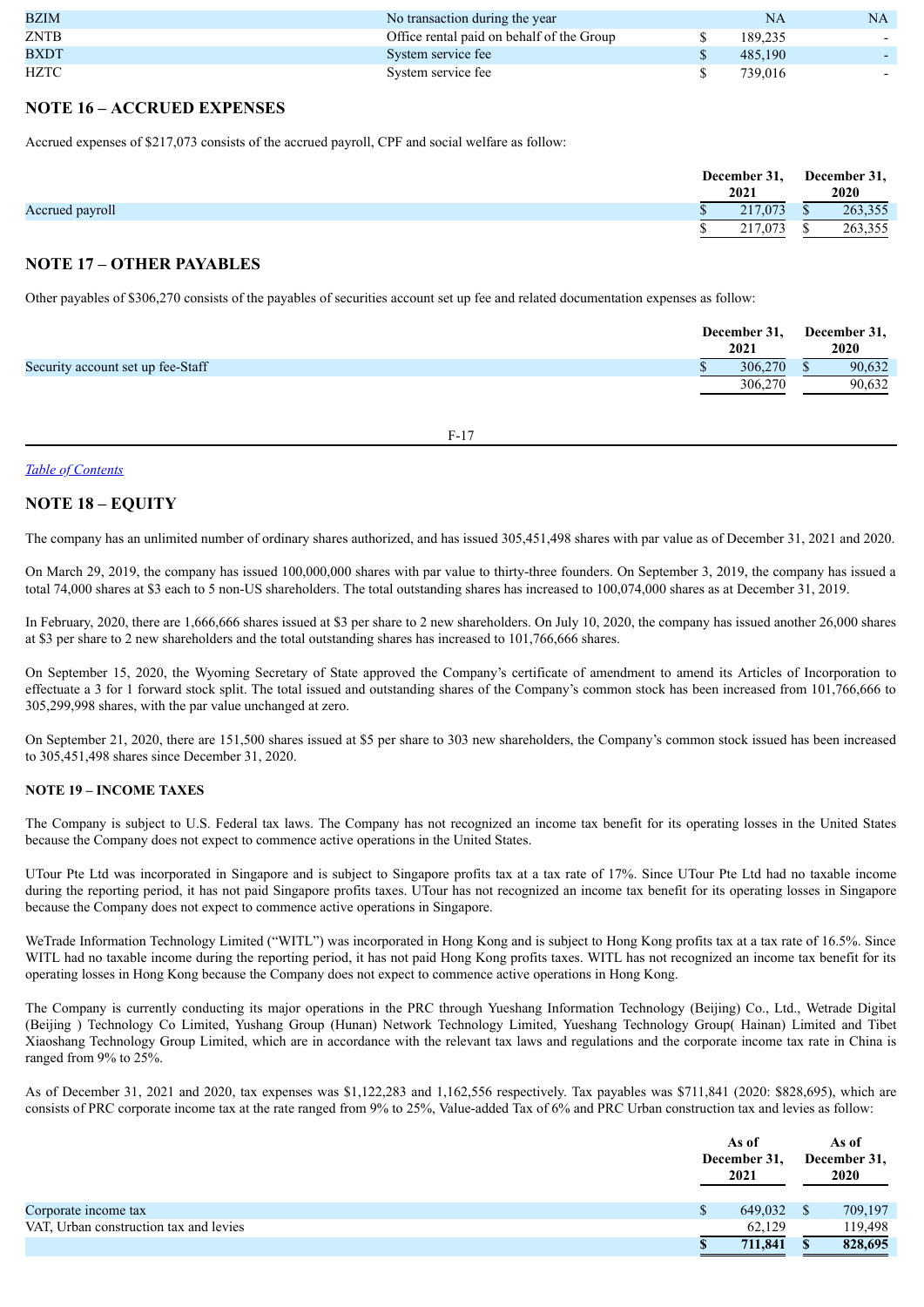| BZIM | No transaction during the year | NA | NA |
|---|---|---|---|
| ZNTB | Office rental paid on behalf of the Group | $ 189,235 | - |
| BXDT | System service fee | $ 485,190 | - |
| HZTC | System service fee | $ 739,016 | - |

## NOTE 16 – ACCRUED EXPENSES

Accrued expenses of $217,073 consists of the accrued payroll, CPF and social welfare as follow:

| | December 31, 2021 | December 31, 2020 |
|---|---|---|
| Accrued payroll | $ 217,073 | $ 263,355 |
| | $ 217,073 | $ 263,355 |

## NOTE 17 – OTHER PAYABLES

Other payables of $306,270 consists of the payables of securities account set up fee and related documentation expenses as follow:

| | December 31, 2021 | December 31, 2020 |
|---|---|---|
| Security account set up fee-Staff | $ 306,270 | $ 90,632 |
| | 306,270 | 90,632 |

*Table of Contents*

## NOTE 18 – EQUITY

The company has an unlimited number of ordinary shares authorized, and has issued 305,451,498 shares with par value as of December 31, 2021 and 2020.

On March 29, 2019, the company has issued 100,000,000 shares with par value to thirty-three founders. On September 3, 2019, the company has issued a total 74,000 shares at $3 each to 5 non-US shareholders. The total outstanding shares has increased to 100,074,000 shares as at December 31, 2019.

In February, 2020, there are 1,666,666 shares issued at $3 per share to 2 new shareholders. On July 10, 2020, the company has issued another 26,000 shares at $3 per share to 2 new shareholders and the total outstanding shares has increased to 101,766,666 shares.

On September 15, 2020, the Wyoming Secretary of State approved the Company's certificate of amendment to amend its Articles of Incorporation to effectuate a 3 for 1 forward stock split. The total issued and outstanding shares of the Company's common stock has been increased from 101,766,666 to 305,299,998 shares, with the par value unchanged at zero.

On September 21, 2020, there are 151,500 shares issued at $5 per share to 303 new shareholders, the Company's common stock issued has been increased to 305,451,498 shares since December 31, 2020.

### NOTE 19 – INCOME TAXES

The Company is subject to U.S. Federal tax laws. The Company has not recognized an income tax benefit for its operating losses in the United States because the Company does not expect to commence active operations in the United States.

UTour Pte Ltd was incorporated in Singapore and is subject to Singapore profits tax at a tax rate of 17%. Since UTour Pte Ltd had no taxable income during the reporting period, it has not paid Singapore profits taxes. UTour has not recognized an income tax benefit for its operating losses in Singapore because the Company does not expect to commence active operations in Singapore.

WeTrade Information Technology Limited ("WITL") was incorporated in Hong Kong and is subject to Hong Kong profits tax at a tax rate of 16.5%. Since WITL had no taxable income during the reporting period, it has not paid Hong Kong profits taxes. WITL has not recognized an income tax benefit for its operating losses in Hong Kong because the Company does not expect to commence active operations in Hong Kong.

The Company is currently conducting its major operations in the PRC through Yueshang Information Technology (Beijing) Co., Ltd., Wetrade Digital (Beijing ) Technology Co Limited, Yushang Group (Hunan) Network Technology Limited, Yueshang Technology Group( Hainan) Limited and Tibet Xiaoshang Technology Group Limited, which are in accordance with the relevant tax laws and regulations and the corporate income tax rate in China is ranged from 9% to 25%.

As of December 31, 2021 and 2020, tax expenses was $1,122,283 and 1,162,556 respectively. Tax payables was $711,841 (2020: $828,695), which are consists of PRC corporate income tax at the rate ranged from 9% to 25%, Value-added Tax of 6% and PRC Urban construction tax and levies as follow:

| | As of December 31, 2021 | As of December 31, 2020 |
|---|---|---|
| Corporate income tax | $ 649,032 | $ 709,197 |
| VAT, Urban construction tax and levies | 62,129 | 119,498 |
| | **$ 711,841** | **$ 828,695** |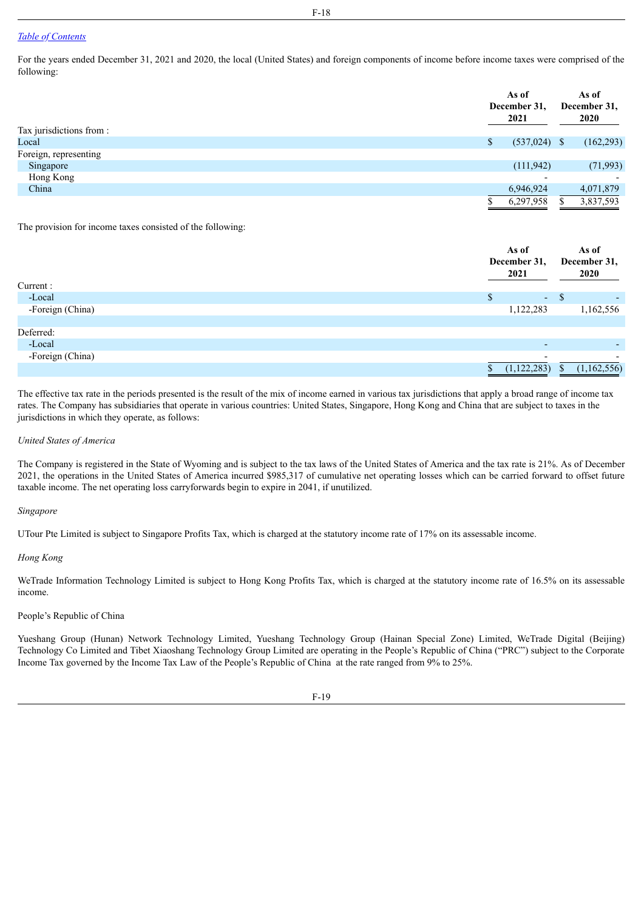[Table of Contents](#)

For the years ended December 31, 2021 and 2020, the local (United States) and foreign components of income before income taxes were comprised of the following:

| | As of December 31, 2021 | As of December 31, 2020 |
|---|---|---|
| Tax jurisdictions from : | | |
| Local | $ (537,024) | $ (162,293) |
| Foreign, representing | | |
| Singapore | (111,942) | (71,993) |
| Hong Kong | - | - |
| China | 6,946,924 | 4,071,879 |
| | $ 6,297,958 | $ 3,837,593 |

The provision for income taxes consisted of the following:

| | As of December 31, 2021 | As of December 31, 2020 |
|---|---|---|
| Current : | | |
| -Local | $ - | $ - |
| -Foreign (China) | 1,122,283 | 1,162,556 |
| | | |
| Deferred: | | |
| -Local | - | - |
| -Foreign (China) | - | - |
| | $ (1,122,283) | $ (1,162,556) |

The effective tax rate in the periods presented is the result of the mix of income earned in various tax jurisdictions that apply a broad range of income tax rates. The Company has subsidiaries that operate in various countries: United States, Singapore, Hong Kong and China that are subject to taxes in the jurisdictions in which they operate, as follows:

*United States of America*

The Company is registered in the State of Wyoming and is subject to the tax laws of the United States of America and the tax rate is 21%. As of December 2021, the operations in the United States of America incurred $985,317 of cumulative net operating losses which can be carried forward to offset future taxable income. The net operating loss carryforwards begin to expire in 2041, if unutilized.

*Singapore*

UTour Pte Limited is subject to Singapore Profits Tax, which is charged at the statutory income rate of 17% on its assessable income.

*Hong Kong*

WeTrade Information Technology Limited is subject to Hong Kong Profits Tax, which is charged at the statutory income rate of 16.5% on its assessable income.

People's Republic of China

Yueshang Group (Hunan) Network Technology Limited, Yueshang Technology Group (Hainan Special Zone) Limited, WeTrade Digital (Beijing) Technology Co Limited and Tibet Xiaoshang Technology Group Limited are operating in the People's Republic of China ("PRC") subject to the Corporate Income Tax governed by the Income Tax Law of the People's Republic of China at the rate ranged from 9% to 25%.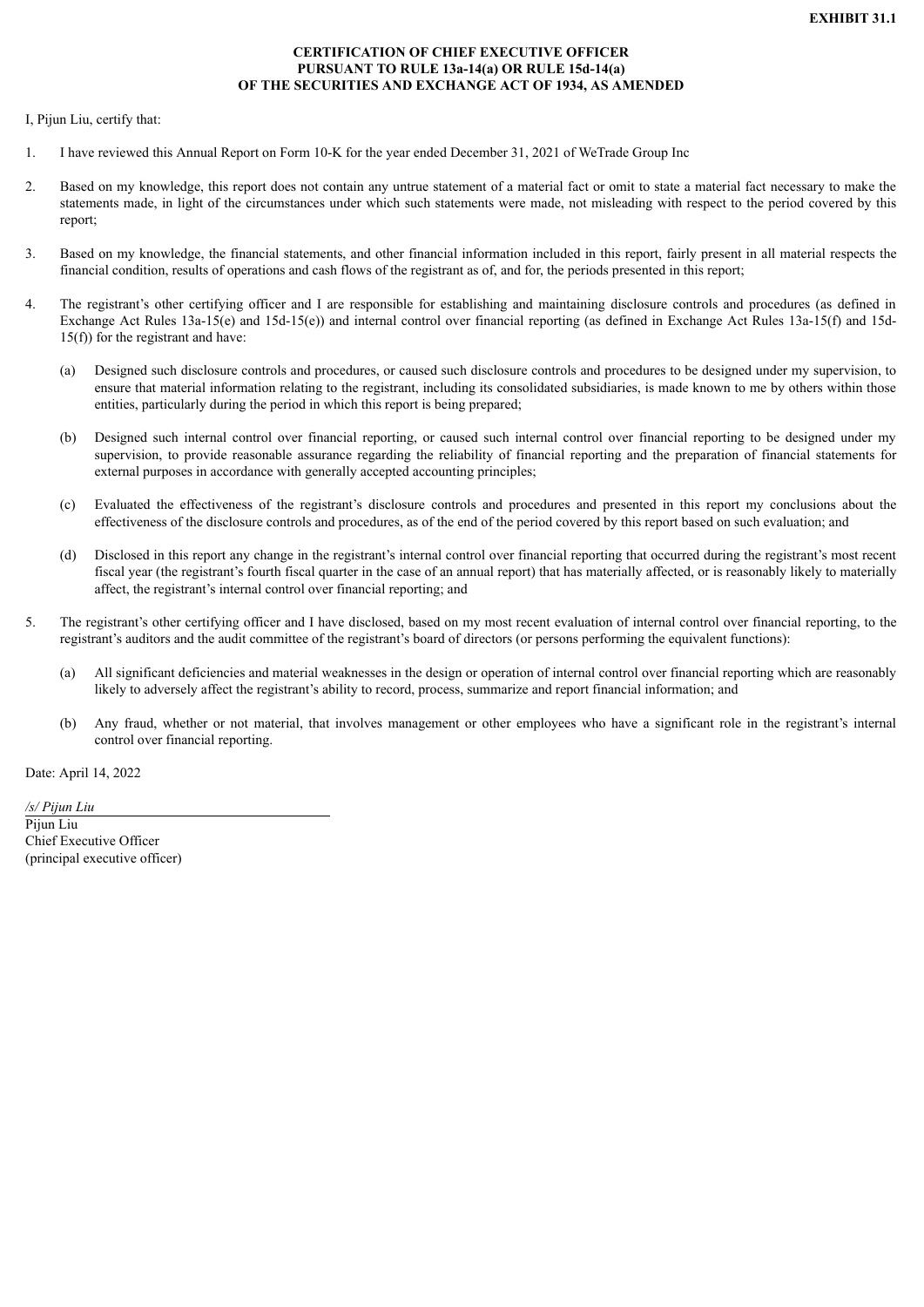**EXHIBIT 31.1**

**CERTIFICATION OF CHIEF EXECUTIVE OFFICER**
**PURSUANT TO RULE 13a-14(a) OR RULE 15d-14(a)**
**OF THE SECURITIES AND EXCHANGE ACT OF 1934, AS AMENDED**

I, Pijun Liu, certify that:

1. I have reviewed this Annual Report on Form 10-K for the year ended December 31, 2021 of WeTrade Group Inc

2. Based on my knowledge, this report does not contain any untrue statement of a material fact or omit to state a material fact necessary to make the statements made, in light of the circumstances under which such statements were made, not misleading with respect to the period covered by this report;

3. Based on my knowledge, the financial statements, and other financial information included in this report, fairly present in all material respects the financial condition, results of operations and cash flows of the registrant as of, and for, the periods presented in this report;

4. The registrant's other certifying officer and I are responsible for establishing and maintaining disclosure controls and procedures (as defined in Exchange Act Rules 13a-15(e) and 15d-15(e)) and internal control over financial reporting (as defined in Exchange Act Rules 13a-15(f) and 15d-15(f)) for the registrant and have:

   (a) Designed such disclosure controls and procedures, or caused such disclosure controls and procedures to be designed under my supervision, to ensure that material information relating to the registrant, including its consolidated subsidiaries, is made known to me by others within those entities, particularly during the period in which this report is being prepared;

   (b) Designed such internal control over financial reporting, or caused such internal control over financial reporting to be designed under my supervision, to provide reasonable assurance regarding the reliability of financial reporting and the preparation of financial statements for external purposes in accordance with generally accepted accounting principles;

   (c) Evaluated the effectiveness of the registrant's disclosure controls and procedures and presented in this report my conclusions about the effectiveness of the disclosure controls and procedures, as of the end of the period covered by this report based on such evaluation; and

   (d) Disclosed in this report any change in the registrant's internal control over financial reporting that occurred during the registrant's most recent fiscal year (the registrant's fourth fiscal quarter in the case of an annual report) that has materially affected, or is reasonably likely to materially affect, the registrant's internal control over financial reporting; and

5. The registrant's other certifying officer and I have disclosed, based on my most recent evaluation of internal control over financial reporting, to the registrant's auditors and the audit committee of the registrant's board of directors (or persons performing the equivalent functions):

   (a) All significant deficiencies and material weaknesses in the design or operation of internal control over financial reporting which are reasonably likely to adversely affect the registrant's ability to record, process, summarize and report financial information; and

   (b) Any fraud, whether or not material, that involves management or other employees who have a significant role in the registrant's internal control over financial reporting.

Date: April 14, 2022

*/s/ Pijun Liu*
Pijun Liu
Chief Executive Officer
(principal executive officer)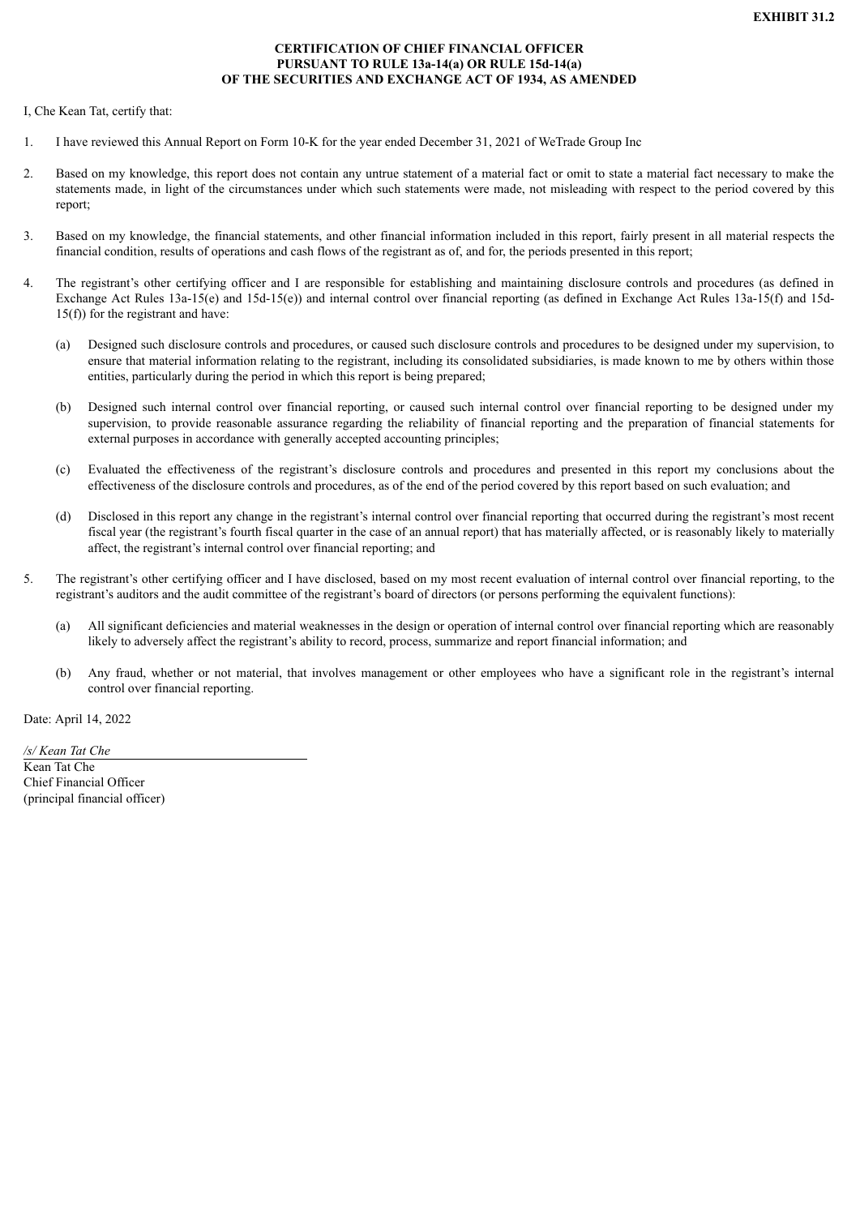**EXHIBIT 31.2**

**CERTIFICATION OF CHIEF FINANCIAL OFFICER**
**PURSUANT TO RULE 13a-14(a) OR RULE 15d-14(a)**
**OF THE SECURITIES AND EXCHANGE ACT OF 1934, AS AMENDED**

I, Che Kean Tat, certify that:

1. I have reviewed this Annual Report on Form 10-K for the year ended December 31, 2021 of WeTrade Group Inc

2. Based on my knowledge, this report does not contain any untrue statement of a material fact or omit to state a material fact necessary to make the statements made, in light of the circumstances under which such statements were made, not misleading with respect to the period covered by this report;

3. Based on my knowledge, the financial statements, and other financial information included in this report, fairly present in all material respects the financial condition, results of operations and cash flows of the registrant as of, and for, the periods presented in this report;

4. The registrant's other certifying officer and I are responsible for establishing and maintaining disclosure controls and procedures (as defined in Exchange Act Rules 13a-15(e) and 15d-15(e)) and internal control over financial reporting (as defined in Exchange Act Rules 13a-15(f) and 15d-15(f)) for the registrant and have:

   (a) Designed such disclosure controls and procedures, or caused such disclosure controls and procedures to be designed under my supervision, to ensure that material information relating to the registrant, including its consolidated subsidiaries, is made known to me by others within those entities, particularly during the period in which this report is being prepared;

   (b) Designed such internal control over financial reporting, or caused such internal control over financial reporting to be designed under my supervision, to provide reasonable assurance regarding the reliability of financial reporting and the preparation of financial statements for external purposes in accordance with generally accepted accounting principles;

   (c) Evaluated the effectiveness of the registrant's disclosure controls and procedures and presented in this report my conclusions about the effectiveness of the disclosure controls and procedures, as of the end of the period covered by this report based on such evaluation; and

   (d) Disclosed in this report any change in the registrant's internal control over financial reporting that occurred during the registrant's most recent fiscal year (the registrant's fourth fiscal quarter in the case of an annual report) that has materially affected, or is reasonably likely to materially affect, the registrant's internal control over financial reporting; and

5. The registrant's other certifying officer and I have disclosed, based on my most recent evaluation of internal control over financial reporting, to the registrant's auditors and the audit committee of the registrant's board of directors (or persons performing the equivalent functions):

   (a) All significant deficiencies and material weaknesses in the design or operation of internal control over financial reporting which are reasonably likely to adversely affect the registrant's ability to record, process, summarize and report financial information; and

   (b) Any fraud, whether or not material, that involves management or other employees who have a significant role in the registrant's internal control over financial reporting.

Date: April 14, 2022

*/s/ Kean Tat Che*
Kean Tat Che
Chief Financial Officer
(principal financial officer)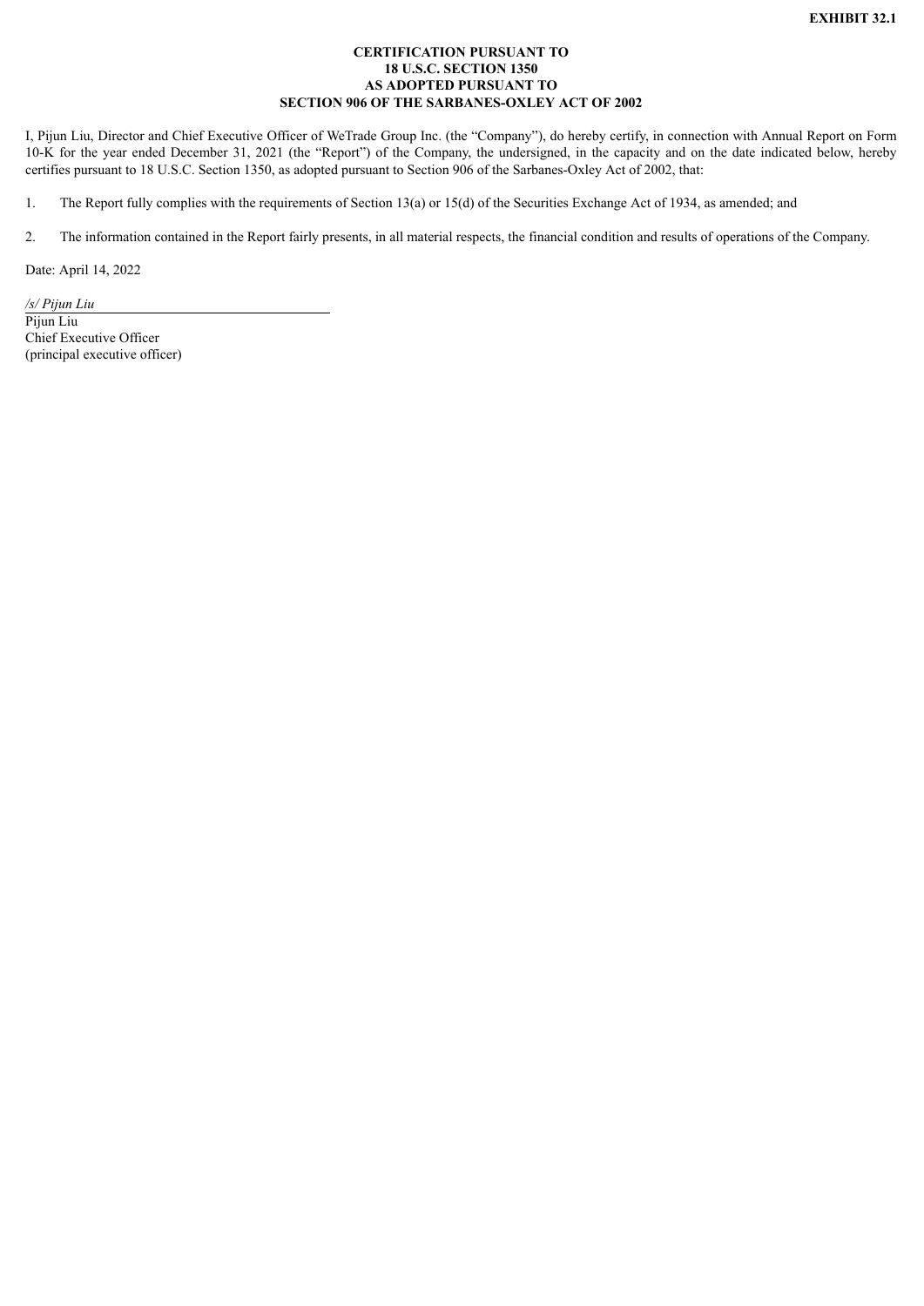**EXHIBIT 32.1**

**CERTIFICATION PURSUANT TO**
**18 U.S.C. SECTION 1350**
**AS ADOPTED PURSUANT TO**
**SECTION 906 OF THE SARBANES-OXLEY ACT OF 2002**

I, Pijun Liu, Director and Chief Executive Officer of WeTrade Group Inc. (the "Company"), do hereby certify, in connection with Annual Report on Form 10-K for the year ended December 31, 2021 (the "Report") of the Company, the undersigned, in the capacity and on the date indicated below, hereby certifies pursuant to 18 U.S.C. Section 1350, as adopted pursuant to Section 906 of the Sarbanes-Oxley Act of 2002, that:

1. The Report fully complies with the requirements of Section 13(a) or 15(d) of the Securities Exchange Act of 1934, as amended; and

2. The information contained in the Report fairly presents, in all material respects, the financial condition and results of operations of the Company.

Date: April 14, 2022

*/s/ Pijun Liu*
Pijun Liu
Chief Executive Officer
(principal executive officer)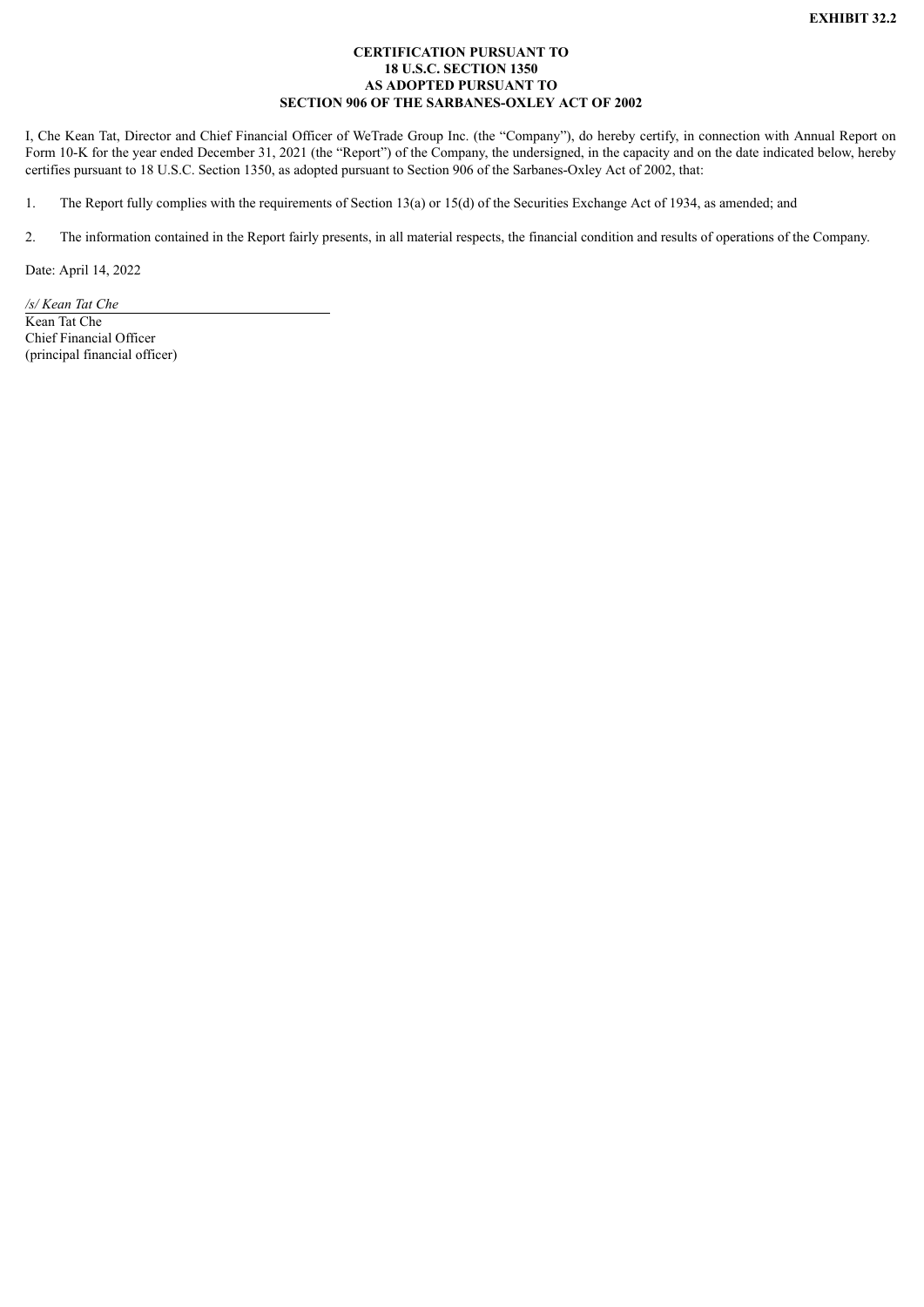**EXHIBIT 32.2**

**CERTIFICATION PURSUANT TO**
**18 U.S.C. SECTION 1350**
**AS ADOPTED PURSUANT TO**
**SECTION 906 OF THE SARBANES-OXLEY ACT OF 2002**

I, Che Kean Tat, Director and Chief Financial Officer of WeTrade Group Inc. (the "Company"), do hereby certify, in connection with Annual Report on Form 10-K for the year ended December 31, 2021 (the "Report") of the Company, the undersigned, in the capacity and on the date indicated below, hereby certifies pursuant to 18 U.S.C. Section 1350, as adopted pursuant to Section 906 of the Sarbanes-Oxley Act of 2002, that:

1. The Report fully complies with the requirements of Section 13(a) or 15(d) of the Securities Exchange Act of 1934, as amended; and

2. The information contained in the Report fairly presents, in all material respects, the financial condition and results of operations of the Company.

Date: April 14, 2022

*/s/ Kean Tat Che*
Kean Tat Che
Chief Financial Officer
(principal financial officer)